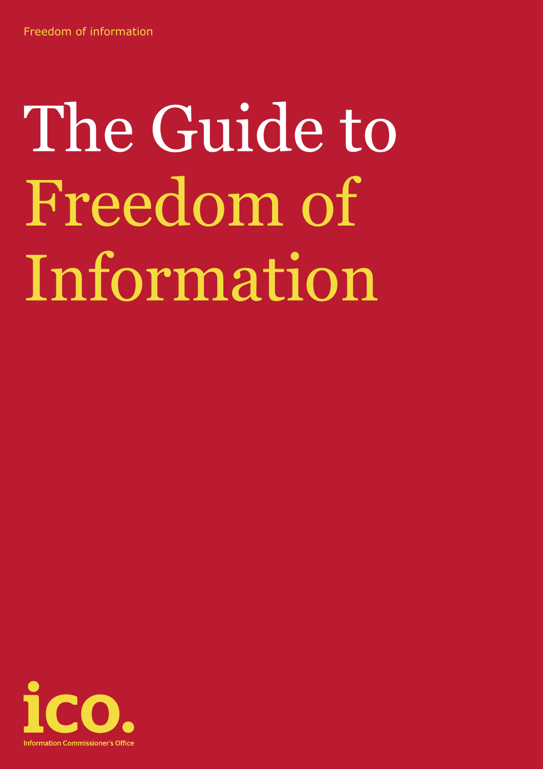Freedom of information

# The Guide to Freedom of Information

ico.

Information Commissioner's Office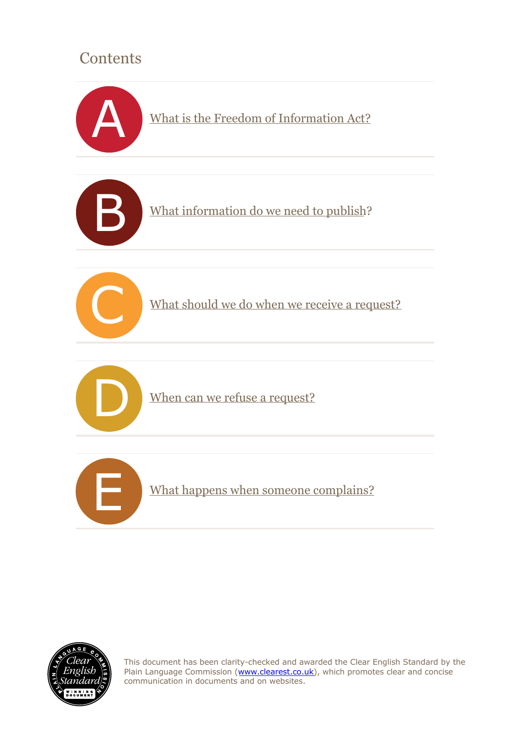# Contents

A [What is the Freedom of Information Act?]

B [What information do we need to publish?]

C [What should we do when we receive a request?]

D [When can we refuse a request?]

E [What happens when someone complains?]

This document has been clarity-checked and awarded the Clear English Standard by the Plain Language Commission (www.clearest.co.uk), which promotes clear and concise communication in documents and on websites.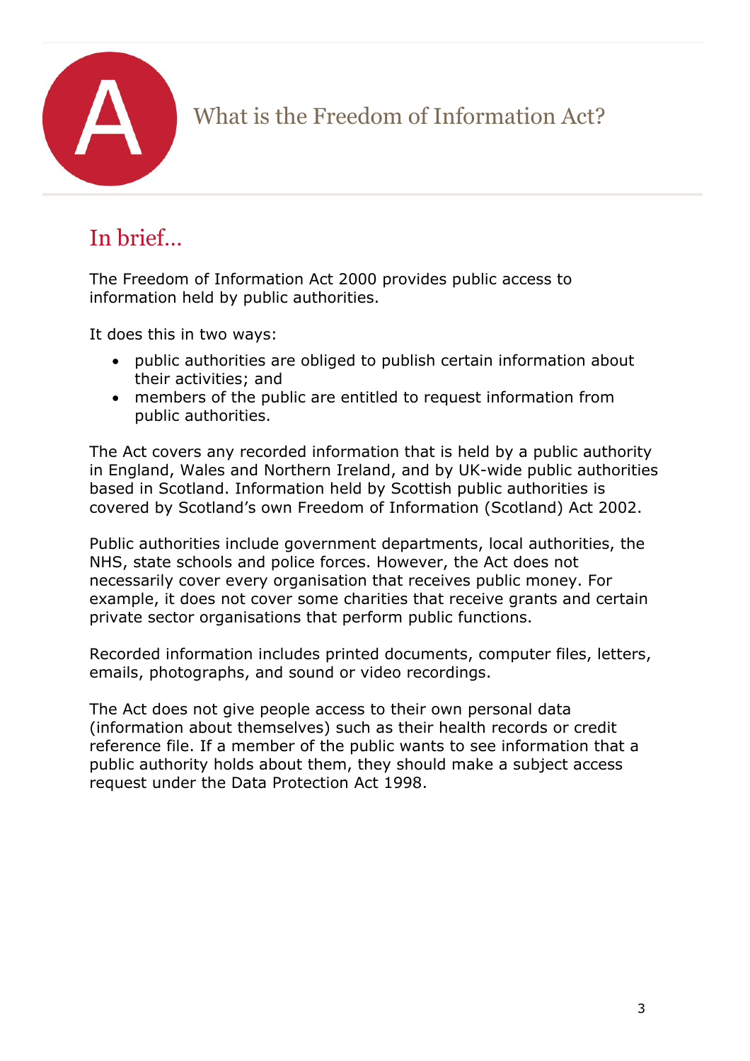# What is the Freedom of Information Act?

## In brief…

The Freedom of Information Act 2000 provides public access to information held by public authorities.

It does this in two ways:

- public authorities are obliged to publish certain information about their activities; and
- members of the public are entitled to request information from public authorities.

The Act covers any recorded information that is held by a public authority in England, Wales and Northern Ireland, and by UK-wide public authorities based in Scotland. Information held by Scottish public authorities is covered by Scotland's own Freedom of Information (Scotland) Act 2002.

Public authorities include government departments, local authorities, the NHS, state schools and police forces. However, the Act does not necessarily cover every organisation that receives public money. For example, it does not cover some charities that receive grants and certain private sector organisations that perform public functions.

Recorded information includes printed documents, computer files, letters, emails, photographs, and sound or video recordings.

The Act does not give people access to their own personal data (information about themselves) such as their health records or credit reference file. If a member of the public wants to see information that a public authority holds about them, they should make a subject access request under the Data Protection Act 1998.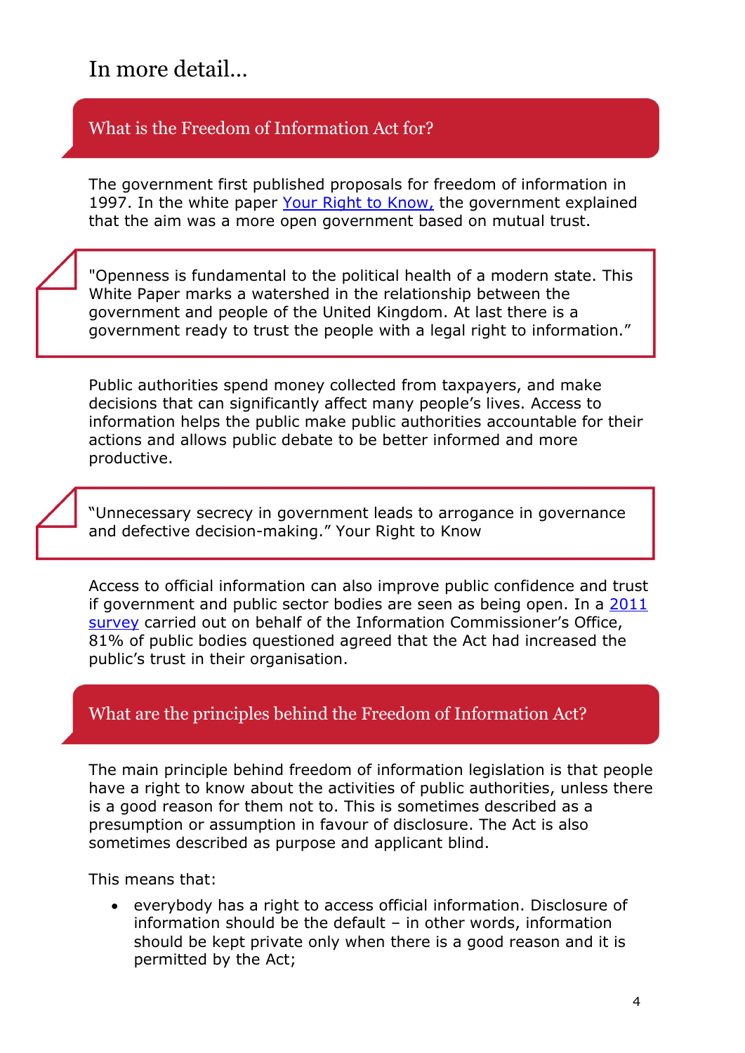# In more detail…

## What is the Freedom of Information Act for?

The government first published proposals for freedom of information in 1997. In the white paper Your Right to Know, the government explained that the aim was a more open government based on mutual trust.

> "Openness is fundamental to the political health of a modern state. This White Paper marks a watershed in the relationship between the government and people of the United Kingdom. At last there is a government ready to trust the people with a legal right to information."

Public authorities spend money collected from taxpayers, and make decisions that can significantly affect many people's lives. Access to information helps the public make public authorities accountable for their actions and allows public debate to be better informed and more productive.

> "Unnecessary secrecy in government leads to arrogance in governance and defective decision-making." Your Right to Know

Access to official information can also improve public confidence and trust if government and public sector bodies are seen as being open. In a 2011 survey carried out on behalf of the Information Commissioner's Office, 81% of public bodies questioned agreed that the Act had increased the public's trust in their organisation.

## What are the principles behind the Freedom of Information Act?

The main principle behind freedom of information legislation is that people have a right to know about the activities of public authorities, unless there is a good reason for them not to. This is sometimes described as a presumption or assumption in favour of disclosure. The Act is also sometimes described as purpose and applicant blind.

This means that:

- everybody has a right to access official information. Disclosure of information should be the default – in other words, information should be kept private only when there is a good reason and it is permitted by the Act;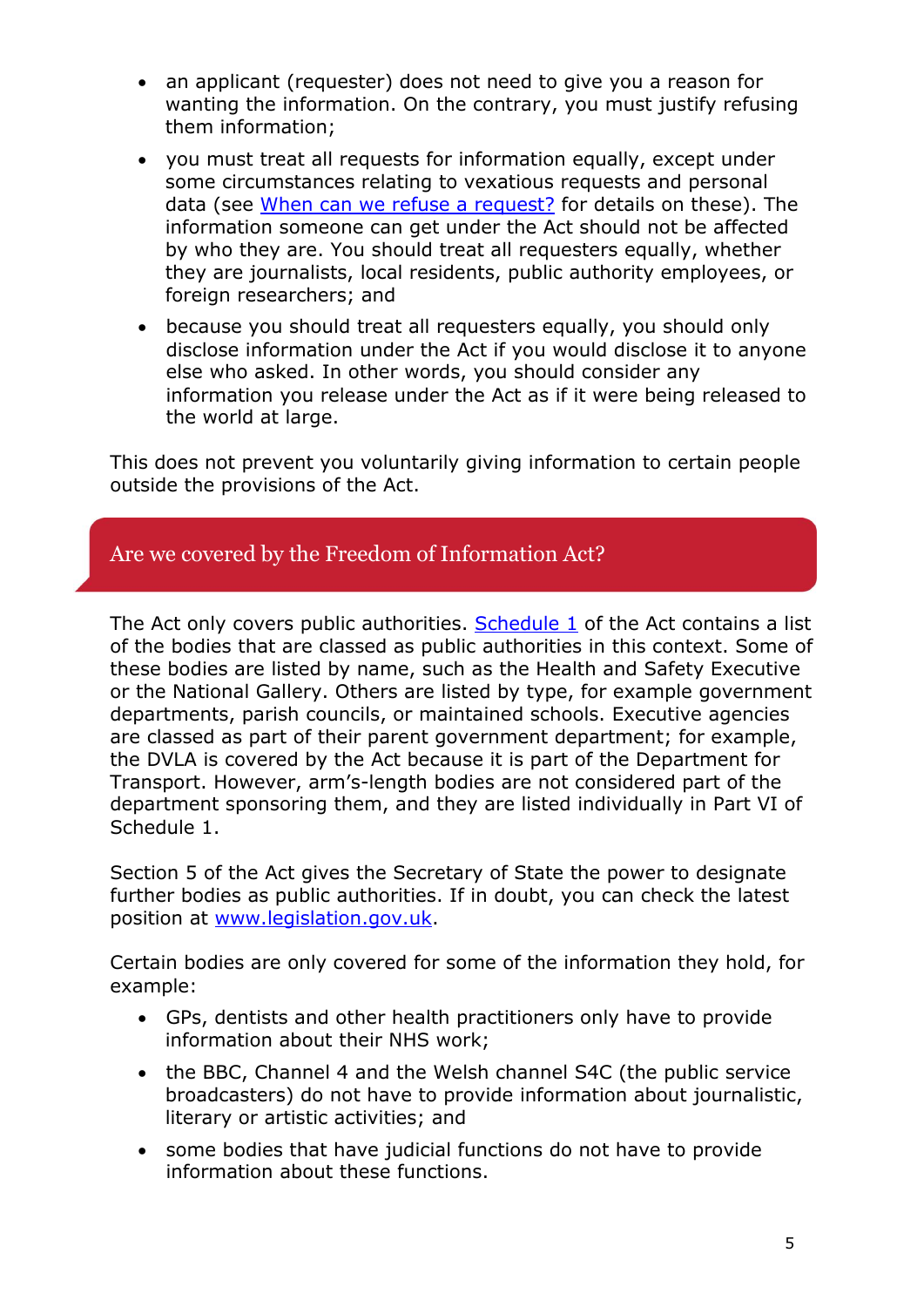- an applicant (requester) does not need to give you a reason for wanting the information. On the contrary, you must justify refusing them information;
- you must treat all requests for information equally, except under some circumstances relating to vexatious requests and personal data (see [When can we refuse a request?]() for details on these). The information someone can get under the Act should not be affected by who they are. You should treat all requesters equally, whether they are journalists, local residents, public authority employees, or foreign researchers; and
- because you should treat all requesters equally, you should only disclose information under the Act if you would disclose it to anyone else who asked. In other words, you should consider any information you release under the Act as if it were being released to the world at large.

This does not prevent you voluntarily giving information to certain people outside the provisions of the Act.

## Are we covered by the Freedom of Information Act?

The Act only covers public authorities. [Schedule 1]() of the Act contains a list of the bodies that are classed as public authorities in this context. Some of these bodies are listed by name, such as the Health and Safety Executive or the National Gallery. Others are listed by type, for example government departments, parish councils, or maintained schools. Executive agencies are classed as part of their parent government department; for example, the DVLA is covered by the Act because it is part of the Department for Transport. However, arm's-length bodies are not considered part of the department sponsoring them, and they are listed individually in Part VI of Schedule 1.

Section 5 of the Act gives the Secretary of State the power to designate further bodies as public authorities. If in doubt, you can check the latest position at [www.legislation.gov.uk]().

Certain bodies are only covered for some of the information they hold, for example:

- GPs, dentists and other health practitioners only have to provide information about their NHS work;
- the BBC, Channel 4 and the Welsh channel S4C (the public service broadcasters) do not have to provide information about journalistic, literary or artistic activities; and
- some bodies that have judicial functions do not have to provide information about these functions.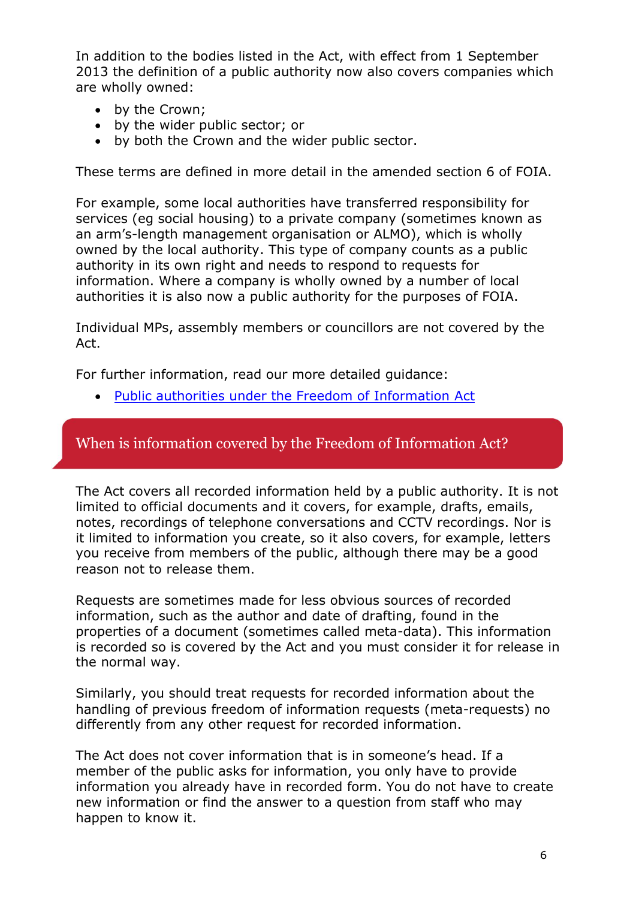In addition to the bodies listed in the Act, with effect from 1 September 2013 the definition of a public authority now also covers companies which are wholly owned:

- by the Crown;
- by the wider public sector; or
- by both the Crown and the wider public sector.

These terms are defined in more detail in the amended section 6 of FOIA.

For example, some local authorities have transferred responsibility for services (eg social housing) to a private company (sometimes known as an arm's-length management organisation or ALMO), which is wholly owned by the local authority. This type of company counts as a public authority in its own right and needs to respond to requests for information. Where a company is wholly owned by a number of local authorities it is also now a public authority for the purposes of FOIA.

Individual MPs, assembly members or councillors are not covered by the Act.

For further information, read our more detailed guidance:

- Public authorities under the Freedom of Information Act

## When is information covered by the Freedom of Information Act?

The Act covers all recorded information held by a public authority. It is not limited to official documents and it covers, for example, drafts, emails, notes, recordings of telephone conversations and CCTV recordings. Nor is it limited to information you create, so it also covers, for example, letters you receive from members of the public, although there may be a good reason not to release them.

Requests are sometimes made for less obvious sources of recorded information, such as the author and date of drafting, found in the properties of a document (sometimes called meta-data). This information is recorded so is covered by the Act and you must consider it for release in the normal way.

Similarly, you should treat requests for recorded information about the handling of previous freedom of information requests (meta-requests) no differently from any other request for recorded information.

The Act does not cover information that is in someone's head. If a member of the public asks for information, you only have to provide information you already have in recorded form. You do not have to create new information or find the answer to a question from staff who may happen to know it.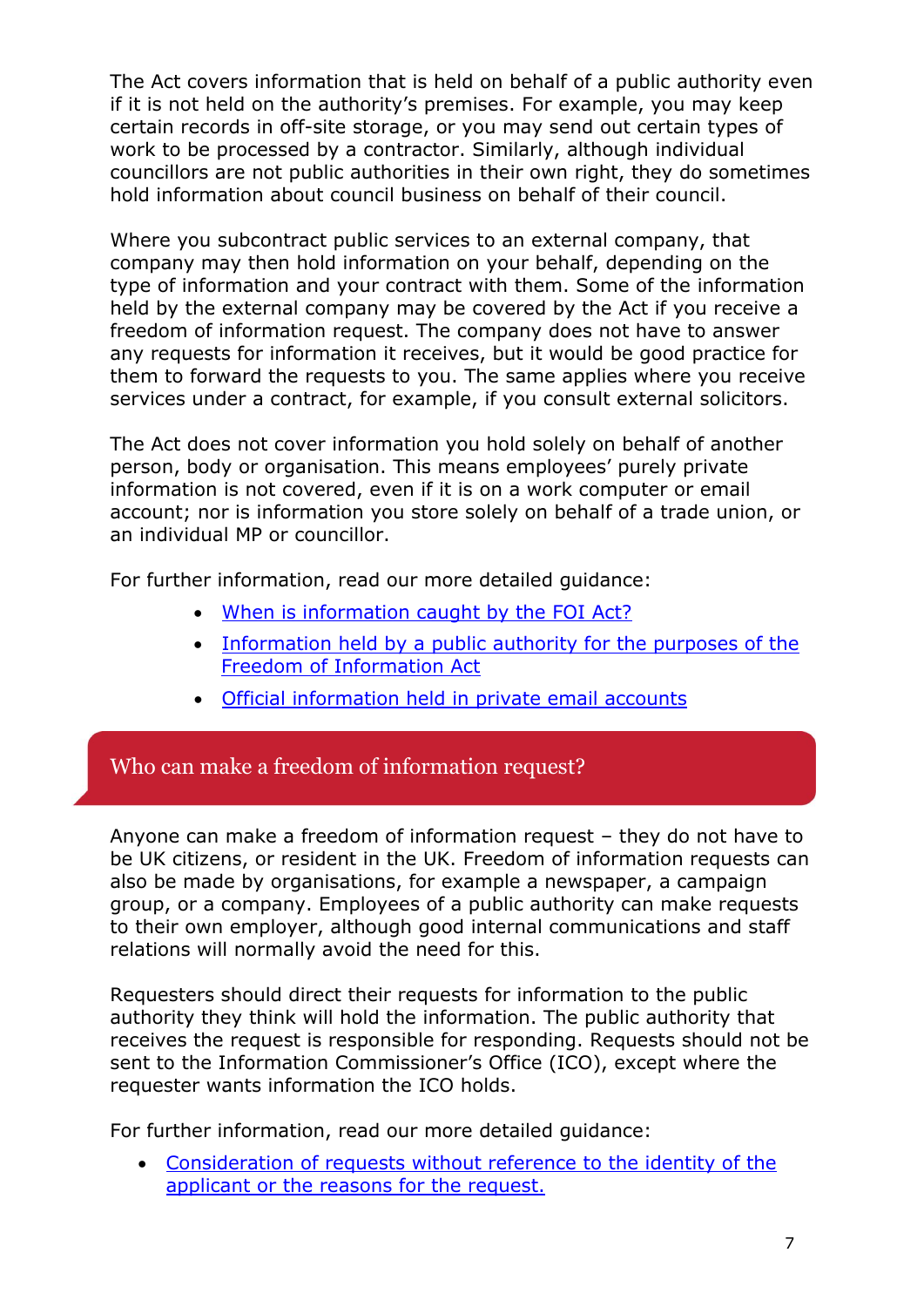The Act covers information that is held on behalf of a public authority even if it is not held on the authority's premises. For example, you may keep certain records in off-site storage, or you may send out certain types of work to be processed by a contractor. Similarly, although individual councillors are not public authorities in their own right, they do sometimes hold information about council business on behalf of their council.

Where you subcontract public services to an external company, that company may then hold information on your behalf, depending on the type of information and your contract with them. Some of the information held by the external company may be covered by the Act if you receive a freedom of information request. The company does not have to answer any requests for information it receives, but it would be good practice for them to forward the requests to you. The same applies where you receive services under a contract, for example, if you consult external solicitors.

The Act does not cover information you hold solely on behalf of another person, body or organisation. This means employees' purely private information is not covered, even if it is on a work computer or email account; nor is information you store solely on behalf of a trade union, or an individual MP or councillor.

For further information, read our more detailed guidance:

- When is information caught by the FOI Act?
- Information held by a public authority for the purposes of the Freedom of Information Act
- Official information held in private email accounts

## Who can make a freedom of information request?

Anyone can make a freedom of information request – they do not have to be UK citizens, or resident in the UK. Freedom of information requests can also be made by organisations, for example a newspaper, a campaign group, or a company. Employees of a public authority can make requests to their own employer, although good internal communications and staff relations will normally avoid the need for this.

Requesters should direct their requests for information to the public authority they think will hold the information. The public authority that receives the request is responsible for responding. Requests should not be sent to the Information Commissioner's Office (ICO), except where the requester wants information the ICO holds.

For further information, read our more detailed guidance:

- Consideration of requests without reference to the identity of the applicant or the reasons for the request.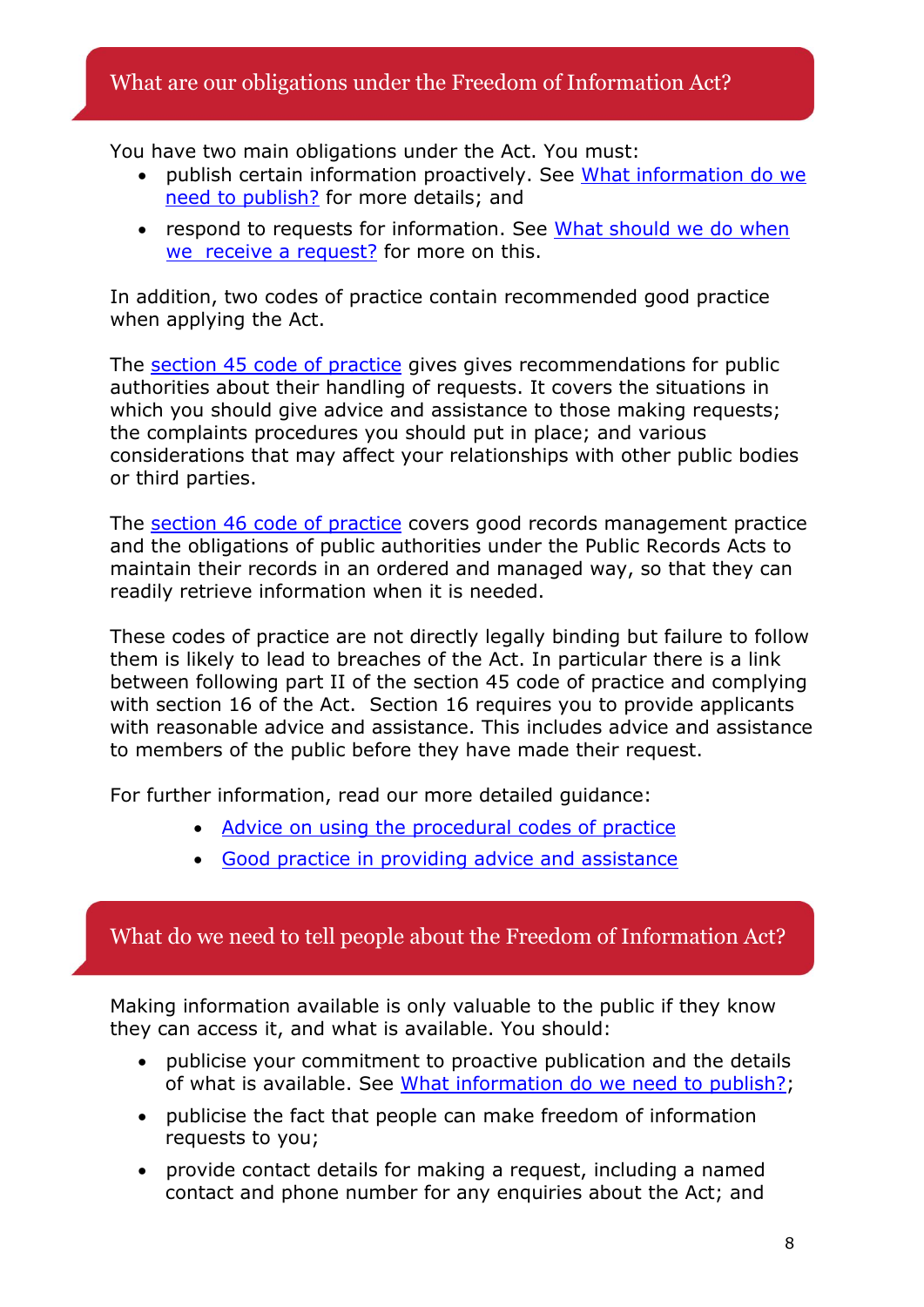## What are our obligations under the Freedom of Information Act?

You have two main obligations under the Act. You must:

- publish certain information proactively. See What information do we need to publish? for more details; and
- respond to requests for information. See What should we do when we receive a request? for more on this.

In addition, two codes of practice contain recommended good practice when applying the Act.

The section 45 code of practice gives gives recommendations for public authorities about their handling of requests. It covers the situations in which you should give advice and assistance to those making requests; the complaints procedures you should put in place; and various considerations that may affect your relationships with other public bodies or third parties.

The section 46 code of practice covers good records management practice and the obligations of public authorities under the Public Records Acts to maintain their records in an ordered and managed way, so that they can readily retrieve information when it is needed.

These codes of practice are not directly legally binding but failure to follow them is likely to lead to breaches of the Act. In particular there is a link between following part II of the section 45 code of practice and complying with section 16 of the Act. Section 16 requires you to provide applicants with reasonable advice and assistance. This includes advice and assistance to members of the public before they have made their request.

For further information, read our more detailed guidance:

- Advice on using the procedural codes of practice
- Good practice in providing advice and assistance

## What do we need to tell people about the Freedom of Information Act?

Making information available is only valuable to the public if they know they can access it, and what is available. You should:

- publicise your commitment to proactive publication and the details of what is available. See What information do we need to publish?;
- publicise the fact that people can make freedom of information requests to you;
- provide contact details for making a request, including a named contact and phone number for any enquiries about the Act; and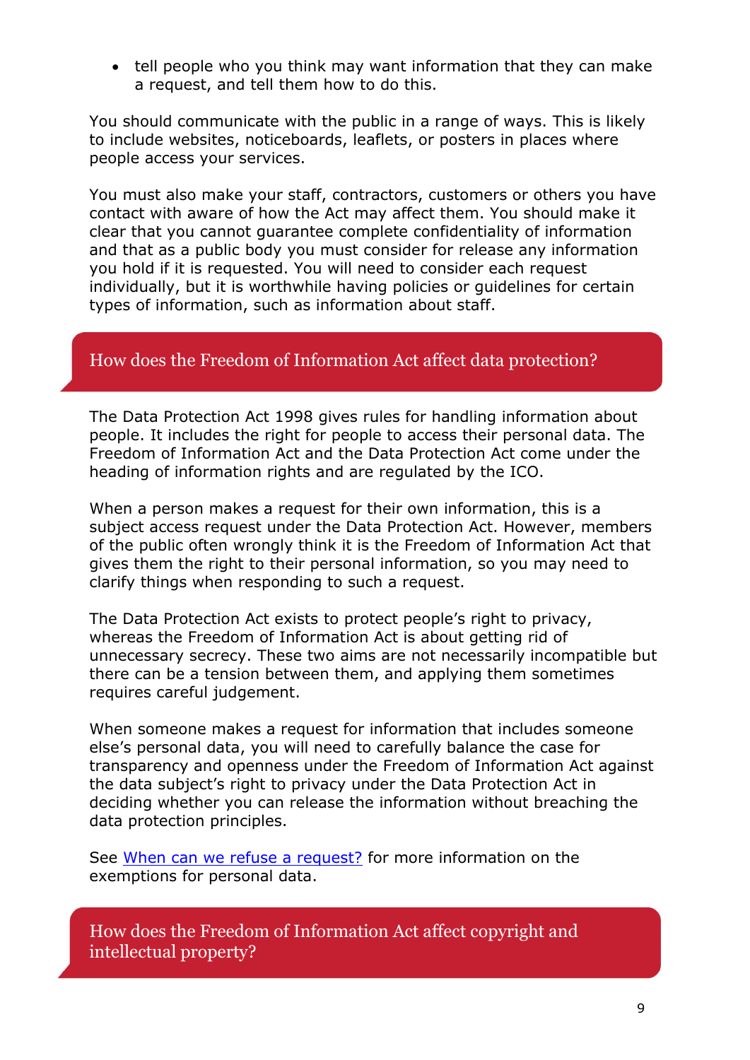- tell people who you think may want information that they can make a request, and tell them how to do this.

You should communicate with the public in a range of ways. This is likely to include websites, noticeboards, leaflets, or posters in places where people access your services.

You must also make your staff, contractors, customers or others you have contact with aware of how the Act may affect them. You should make it clear that you cannot guarantee complete confidentiality of information and that as a public body you must consider for release any information you hold if it is requested. You will need to consider each request individually, but it is worthwhile having policies or guidelines for certain types of information, such as information about staff.

## How does the Freedom of Information Act affect data protection?

The Data Protection Act 1998 gives rules for handling information about people. It includes the right for people to access their personal data. The Freedom of Information Act and the Data Protection Act come under the heading of information rights and are regulated by the ICO.

When a person makes a request for their own information, this is a subject access request under the Data Protection Act. However, members of the public often wrongly think it is the Freedom of Information Act that gives them the right to their personal information, so you may need to clarify things when responding to such a request.

The Data Protection Act exists to protect people's right to privacy, whereas the Freedom of Information Act is about getting rid of unnecessary secrecy. These two aims are not necessarily incompatible but there can be a tension between them, and applying them sometimes requires careful judgement.

When someone makes a request for information that includes someone else's personal data, you will need to carefully balance the case for transparency and openness under the Freedom of Information Act against the data subject's right to privacy under the Data Protection Act in deciding whether you can release the information without breaching the data protection principles.

See When can we refuse a request? for more information on the exemptions for personal data.

## How does the Freedom of Information Act affect copyright and intellectual property?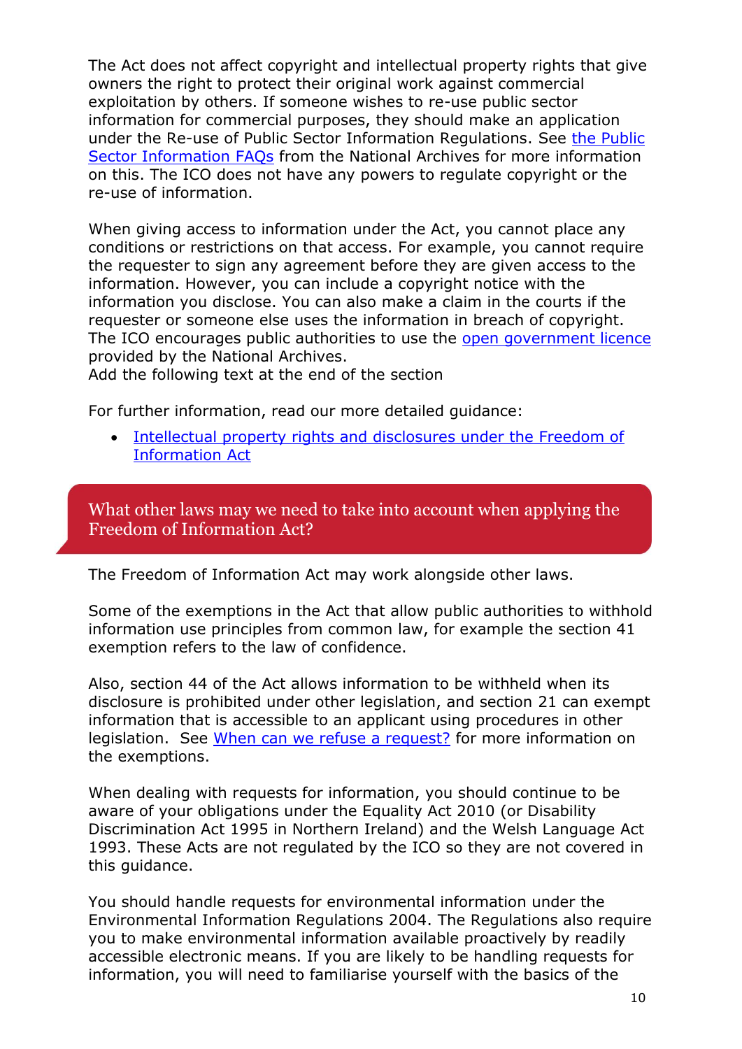The Act does not affect copyright and intellectual property rights that give owners the right to protect their original work against commercial exploitation by others. If someone wishes to re-use public sector information for commercial purposes, they should make an application under the Re-use of Public Sector Information Regulations. See [the Public Sector Information FAQs]() from the National Archives for more information on this. The ICO does not have any powers to regulate copyright or the re-use of information.

When giving access to information under the Act, you cannot place any conditions or restrictions on that access. For example, you cannot require the requester to sign any agreement before they are given access to the information. However, you can include a copyright notice with the information you disclose. You can also make a claim in the courts if the requester or someone else uses the information in breach of copyright. The ICO encourages public authorities to use the [open government licence]() provided by the National Archives.
Add the following text at the end of the section

For further information, read our more detailed guidance:

- [Intellectual property rights and disclosures under the Freedom of Information Act]()

## What other laws may we need to take into account when applying the Freedom of Information Act?

The Freedom of Information Act may work alongside other laws.

Some of the exemptions in the Act that allow public authorities to withhold information use principles from common law, for example the section 41 exemption refers to the law of confidence.

Also, section 44 of the Act allows information to be withheld when its disclosure is prohibited under other legislation, and section 21 can exempt information that is accessible to an applicant using procedures in other legislation. See [When can we refuse a request?]() for more information on the exemptions.

When dealing with requests for information, you should continue to be aware of your obligations under the Equality Act 2010 (or Disability Discrimination Act 1995 in Northern Ireland) and the Welsh Language Act 1993. These Acts are not regulated by the ICO so they are not covered in this guidance.

You should handle requests for environmental information under the Environmental Information Regulations 2004. The Regulations also require you to make environmental information available proactively by readily accessible electronic means. If you are likely to be handling requests for information, you will need to familiarise yourself with the basics of the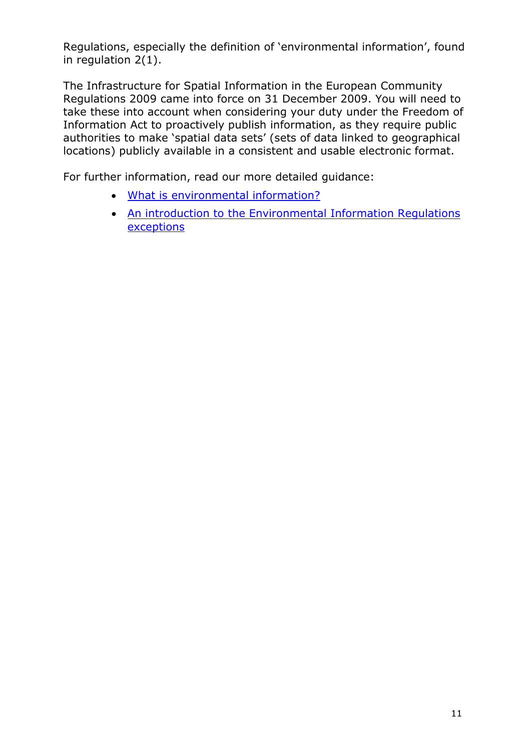Regulations, especially the definition of 'environmental information', found in regulation 2(1).

The Infrastructure for Spatial Information in the European Community Regulations 2009 came into force on 31 December 2009. You will need to take these into account when considering your duty under the Freedom of Information Act to proactively publish information, as they require public authorities to make 'spatial data sets' (sets of data linked to geographical locations) publicly available in a consistent and usable electronic format.

For further information, read our more detailed guidance:

- What is environmental information?
- An introduction to the Environmental Information Regulations exceptions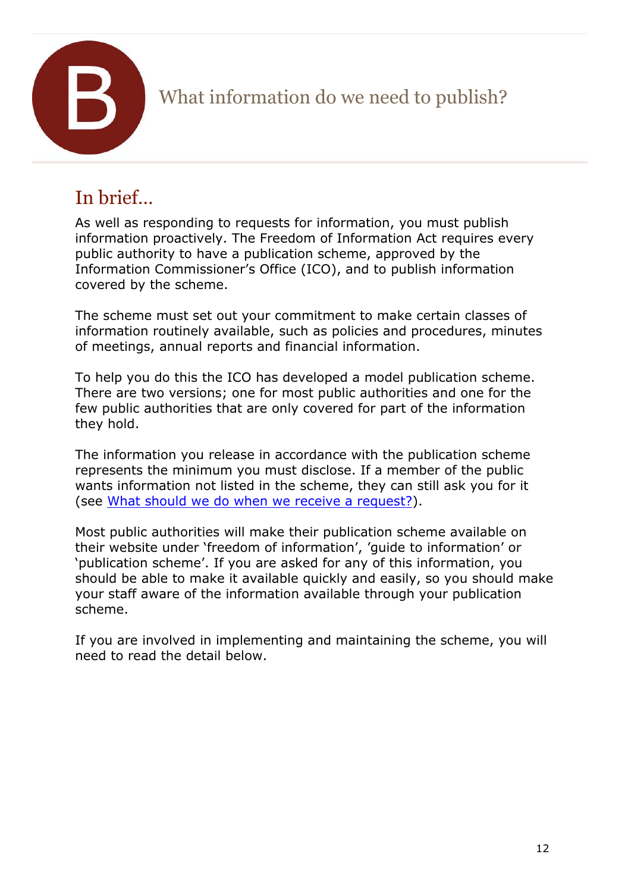# B What information do we need to publish?

## In brief...

As well as responding to requests for information, you must publish information proactively. The Freedom of Information Act requires every public authority to have a publication scheme, approved by the Information Commissioner's Office (ICO), and to publish information covered by the scheme.

The scheme must set out your commitment to make certain classes of information routinely available, such as policies and procedures, minutes of meetings, annual reports and financial information.

To help you do this the ICO has developed a model publication scheme. There are two versions; one for most public authorities and one for the few public authorities that are only covered for part of the information they hold.

The information you release in accordance with the publication scheme represents the minimum you must disclose. If a member of the public wants information not listed in the scheme, they can still ask you for it (see What should we do when we receive a request?).

Most public authorities will make their publication scheme available on their website under 'freedom of information', 'guide to information' or 'publication scheme'. If you are asked for any of this information, you should be able to make it available quickly and easily, so you should make your staff aware of the information available through your publication scheme.

If you are involved in implementing and maintaining the scheme, you will need to read the detail below.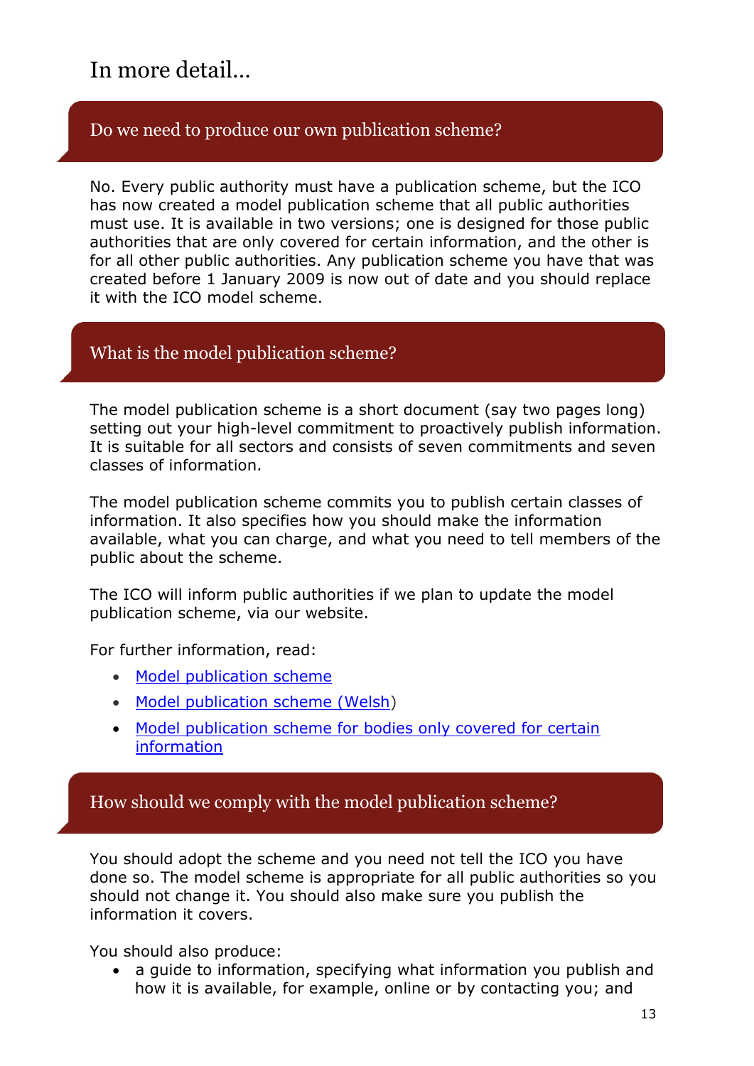# In more detail…

## Do we need to produce our own publication scheme?

No. Every public authority must have a publication scheme, but the ICO has now created a model publication scheme that all public authorities must use. It is available in two versions; one is designed for those public authorities that are only covered for certain information, and the other is for all other public authorities. Any publication scheme you have that was created before 1 January 2009 is now out of date and you should replace it with the ICO model scheme.

## What is the model publication scheme?

The model publication scheme is a short document (say two pages long) setting out your high-level commitment to proactively publish information. It is suitable for all sectors and consists of seven commitments and seven classes of information.

The model publication scheme commits you to publish certain classes of information. It also specifies how you should make the information available, what you can charge, and what you need to tell members of the public about the scheme.

The ICO will inform public authorities if we plan to update the model publication scheme, via our website.

For further information, read:

- Model publication scheme
- Model publication scheme (Welsh)
- Model publication scheme for bodies only covered for certain information

## How should we comply with the model publication scheme?

You should adopt the scheme and you need not tell the ICO you have done so. The model scheme is appropriate for all public authorities so you should not change it. You should also make sure you publish the information it covers.

You should also produce:

- a guide to information, specifying what information you publish and how it is available, for example, online or by contacting you; and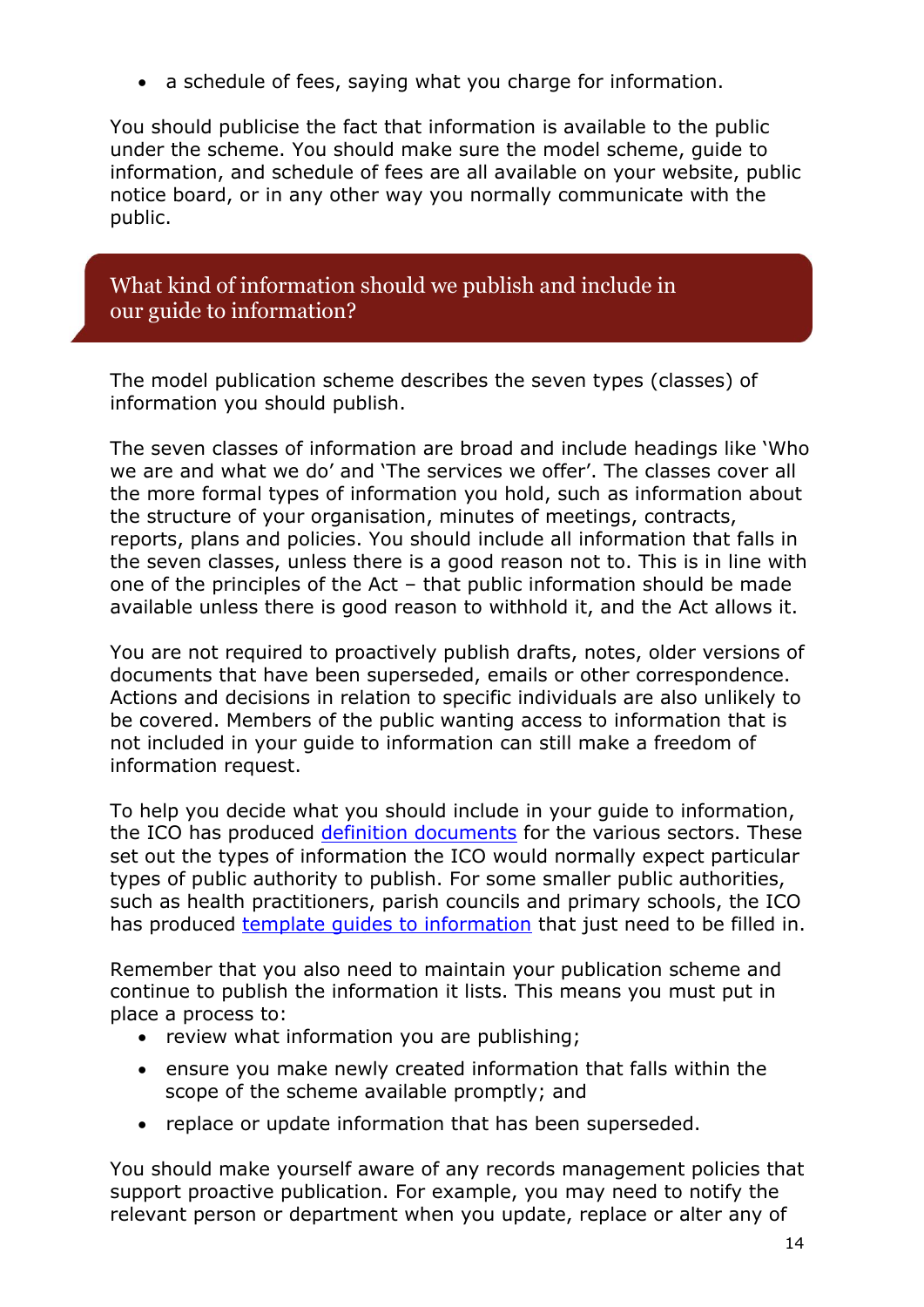- a schedule of fees, saying what you charge for information.

You should publicise the fact that information is available to the public under the scheme. You should make sure the model scheme, guide to information, and schedule of fees are all available on your website, public notice board, or in any other way you normally communicate with the public.

## What kind of information should we publish and include in our guide to information?

The model publication scheme describes the seven types (classes) of information you should publish.

The seven classes of information are broad and include headings like 'Who we are and what we do' and 'The services we offer'. The classes cover all the more formal types of information you hold, such as information about the structure of your organisation, minutes of meetings, contracts, reports, plans and policies. You should include all information that falls in the seven classes, unless there is a good reason not to. This is in line with one of the principles of the Act – that public information should be made available unless there is good reason to withhold it, and the Act allows it.

You are not required to proactively publish drafts, notes, older versions of documents that have been superseded, emails or other correspondence. Actions and decisions in relation to specific individuals are also unlikely to be covered. Members of the public wanting access to information that is not included in your guide to information can still make a freedom of information request.

To help you decide what you should include in your guide to information, the ICO has produced definition documents for the various sectors. These set out the types of information the ICO would normally expect particular types of public authority to publish. For some smaller public authorities, such as health practitioners, parish councils and primary schools, the ICO has produced template guides to information that just need to be filled in.

Remember that you also need to maintain your publication scheme and continue to publish the information it lists. This means you must put in place a process to:

- review what information you are publishing;
- ensure you make newly created information that falls within the scope of the scheme available promptly; and
- replace or update information that has been superseded.

You should make yourself aware of any records management policies that support proactive publication. For example, you may need to notify the relevant person or department when you update, replace or alter any of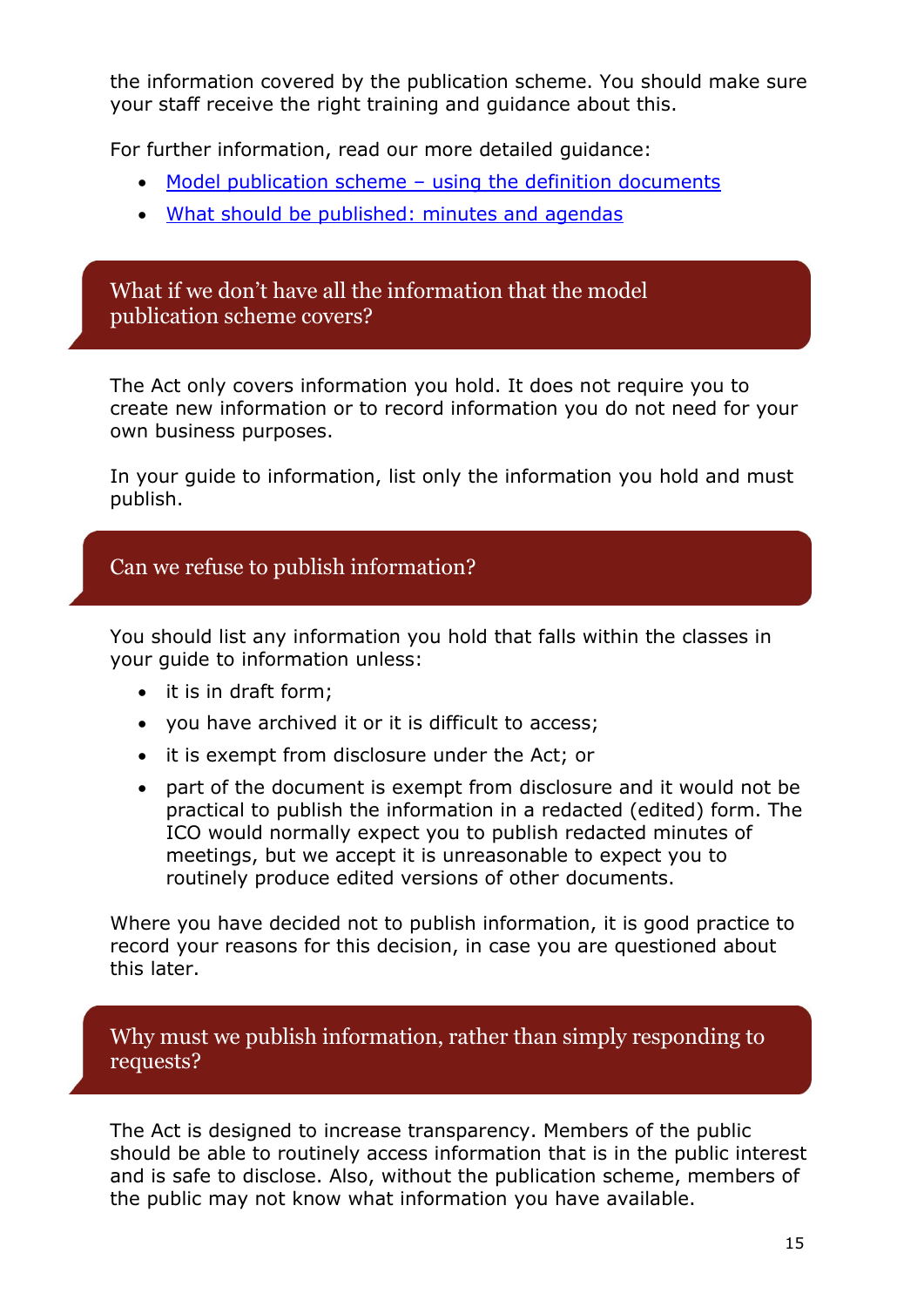the information covered by the publication scheme. You should make sure your staff receive the right training and guidance about this.

For further information, read our more detailed guidance:

- Model publication scheme – using the definition documents
- What should be published: minutes and agendas

## What if we don't have all the information that the model publication scheme covers?

The Act only covers information you hold. It does not require you to create new information or to record information you do not need for your own business purposes.

In your guide to information, list only the information you hold and must publish.

## Can we refuse to publish information?

You should list any information you hold that falls within the classes in your guide to information unless:

- it is in draft form;
- you have archived it or it is difficult to access;
- it is exempt from disclosure under the Act; or
- part of the document is exempt from disclosure and it would not be practical to publish the information in a redacted (edited) form. The ICO would normally expect you to publish redacted minutes of meetings, but we accept it is unreasonable to expect you to routinely produce edited versions of other documents.

Where you have decided not to publish information, it is good practice to record your reasons for this decision, in case you are questioned about this later.

## Why must we publish information, rather than simply responding to requests?

The Act is designed to increase transparency. Members of the public should be able to routinely access information that is in the public interest and is safe to disclose. Also, without the publication scheme, members of the public may not know what information you have available.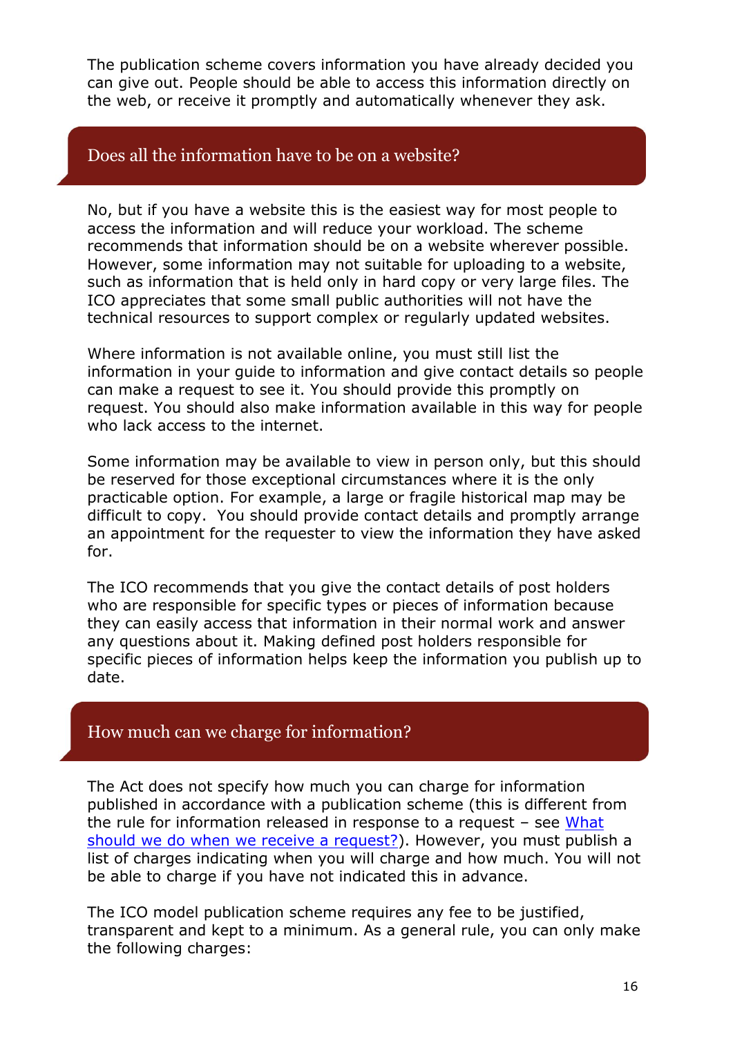The publication scheme covers information you have already decided you can give out. People should be able to access this information directly on the web, or receive it promptly and automatically whenever they ask.

## Does all the information have to be on a website?

No, but if you have a website this is the easiest way for most people to access the information and will reduce your workload. The scheme recommends that information should be on a website wherever possible. However, some information may not suitable for uploading to a website, such as information that is held only in hard copy or very large files. The ICO appreciates that some small public authorities will not have the technical resources to support complex or regularly updated websites.

Where information is not available online, you must still list the information in your guide to information and give contact details so people can make a request to see it. You should provide this promptly on request. You should also make information available in this way for people who lack access to the internet.

Some information may be available to view in person only, but this should be reserved for those exceptional circumstances where it is the only practicable option. For example, a large or fragile historical map may be difficult to copy. You should provide contact details and promptly arrange an appointment for the requester to view the information they have asked for.

The ICO recommends that you give the contact details of post holders who are responsible for specific types or pieces of information because they can easily access that information in their normal work and answer any questions about it. Making defined post holders responsible for specific pieces of information helps keep the information you publish up to date.

## How much can we charge for information?

The Act does not specify how much you can charge for information published in accordance with a publication scheme (this is different from the rule for information released in response to a request – see What should we do when we receive a request?). However, you must publish a list of charges indicating when you will charge and how much. You will not be able to charge if you have not indicated this in advance.

The ICO model publication scheme requires any fee to be justified, transparent and kept to a minimum. As a general rule, you can only make the following charges: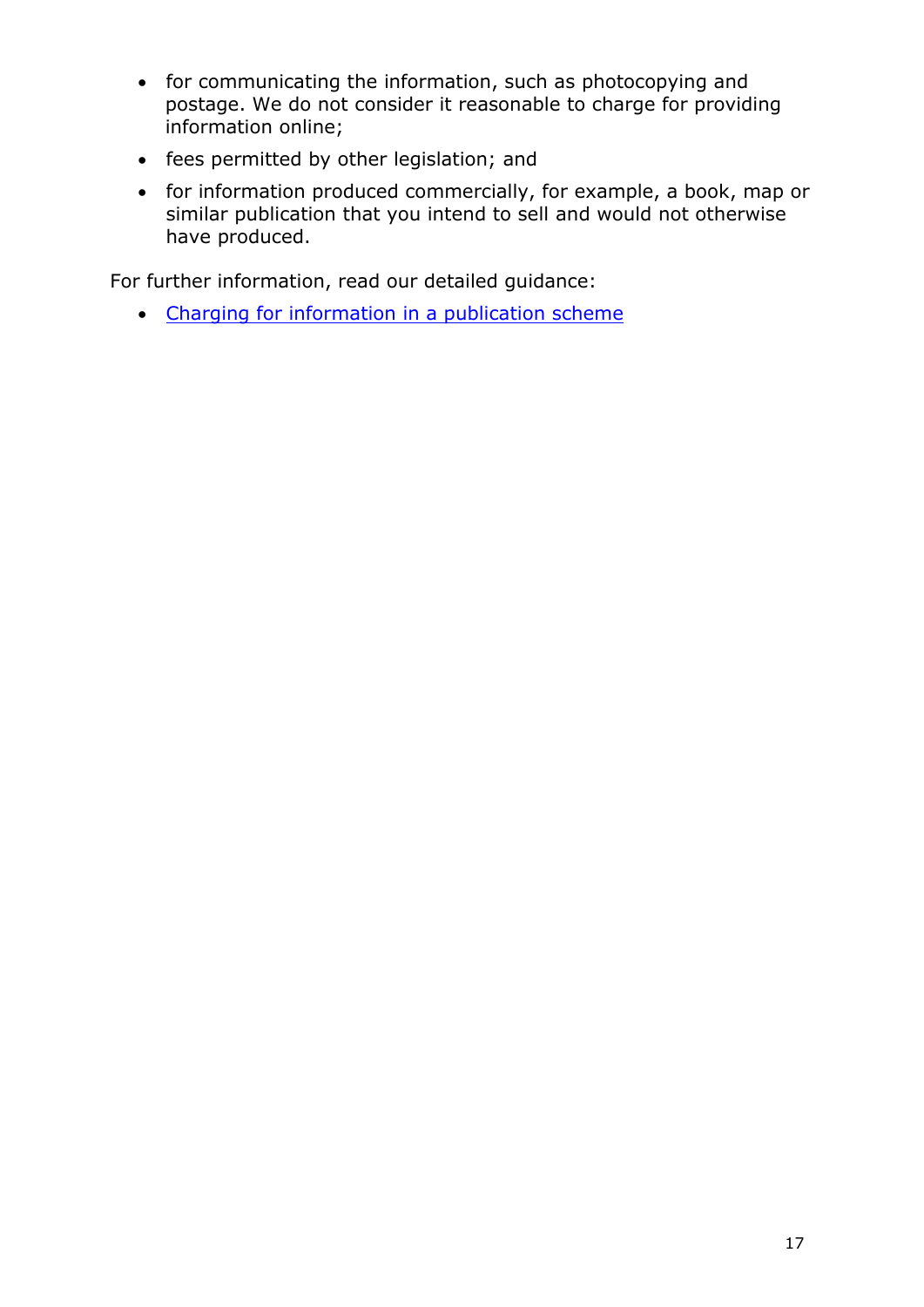- for communicating the information, such as photocopying and postage. We do not consider it reasonable to charge for providing information online;
- fees permitted by other legislation; and
- for information produced commercially, for example, a book, map or similar publication that you intend to sell and would not otherwise have produced.

For further information, read our detailed guidance:

- Charging for information in a publication scheme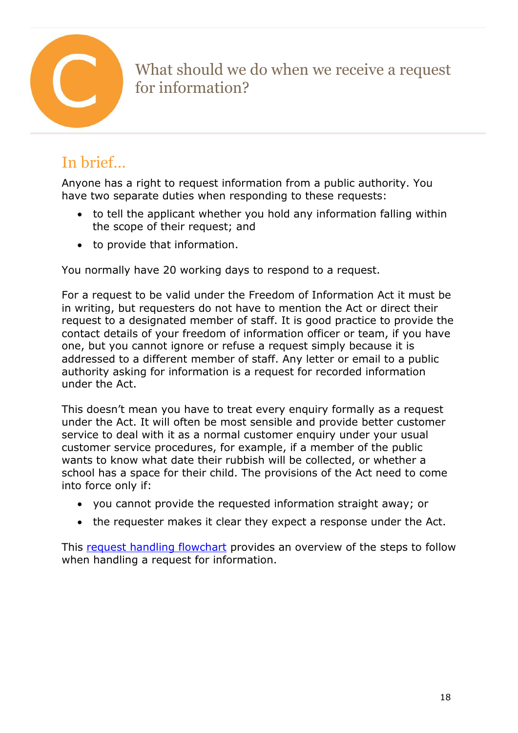# C What should we do when we receive a request for information?

## In brief…

Anyone has a right to request information from a public authority. You have two separate duties when responding to these requests:

- to tell the applicant whether you hold any information falling within the scope of their request; and
- to provide that information.

You normally have 20 working days to respond to a request.

For a request to be valid under the Freedom of Information Act it must be in writing, but requesters do not have to mention the Act or direct their request to a designated member of staff. It is good practice to provide the contact details of your freedom of information officer or team, if you have one, but you cannot ignore or refuse a request simply because it is addressed to a different member of staff. Any letter or email to a public authority asking for information is a request for recorded information under the Act.

This doesn't mean you have to treat every enquiry formally as a request under the Act. It will often be most sensible and provide better customer service to deal with it as a normal customer enquiry under your usual customer service procedures, for example, if a member of the public wants to know what date their rubbish will be collected, or whether a school has a space for their child. The provisions of the Act need to come into force only if:

- you cannot provide the requested information straight away; or
- the requester makes it clear they expect a response under the Act.

This request handling flowchart provides an overview of the steps to follow when handling a request for information.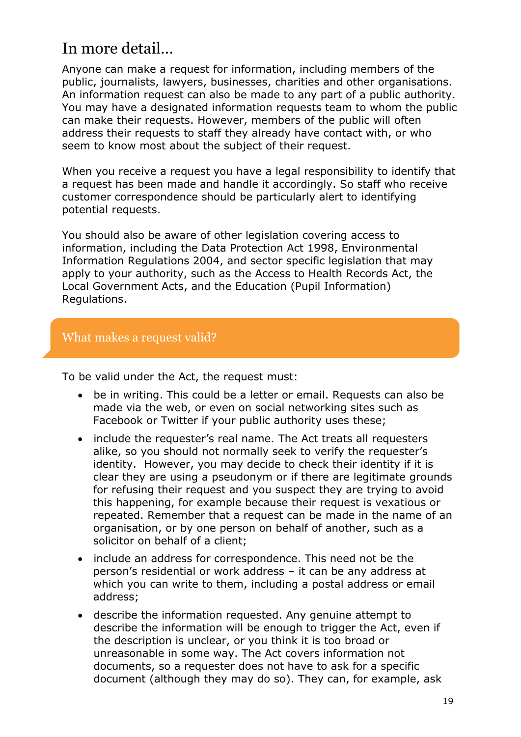# In more detail...

Anyone can make a request for information, including members of the public, journalists, lawyers, businesses, charities and other organisations. An information request can also be made to any part of a public authority. You may have a designated information requests team to whom the public can make their requests. However, members of the public will often address their requests to staff they already have contact with, or who seem to know most about the subject of their request.

When you receive a request you have a legal responsibility to identify that a request has been made and handle it accordingly. So staff who receive customer correspondence should be particularly alert to identifying potential requests.

You should also be aware of other legislation covering access to information, including the Data Protection Act 1998, Environmental Information Regulations 2004, and sector specific legislation that may apply to your authority, such as the Access to Health Records Act, the Local Government Acts, and the Education (Pupil Information) Regulations.

## What makes a request valid?

To be valid under the Act, the request must:

- be in writing. This could be a letter or email. Requests can also be made via the web, or even on social networking sites such as Facebook or Twitter if your public authority uses these;
- include the requester's real name. The Act treats all requesters alike, so you should not normally seek to verify the requester's identity. However, you may decide to check their identity if it is clear they are using a pseudonym or if there are legitimate grounds for refusing their request and you suspect they are trying to avoid this happening, for example because their request is vexatious or repeated. Remember that a request can be made in the name of an organisation, or by one person on behalf of another, such as a solicitor on behalf of a client;
- include an address for correspondence. This need not be the person's residential or work address – it can be any address at which you can write to them, including a postal address or email address;
- describe the information requested. Any genuine attempt to describe the information will be enough to trigger the Act, even if the description is unclear, or you think it is too broad or unreasonable in some way. The Act covers information not documents, so a requester does not have to ask for a specific document (although they may do so). They can, for example, ask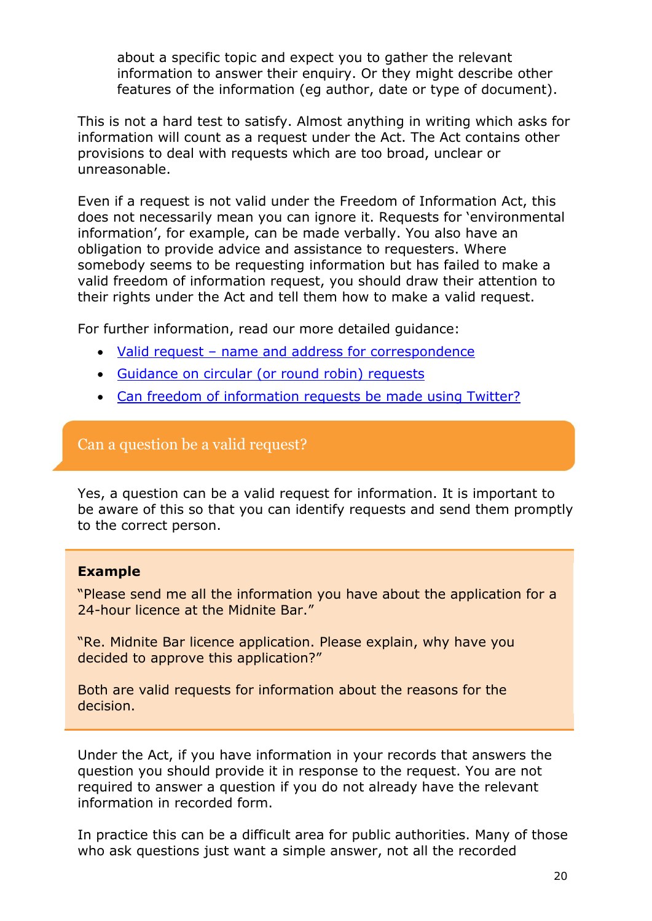about a specific topic and expect you to gather the relevant information to answer their enquiry. Or they might describe other features of the information (eg author, date or type of document).

This is not a hard test to satisfy. Almost anything in writing which asks for information will count as a request under the Act. The Act contains other provisions to deal with requests which are too broad, unclear or unreasonable.

Even if a request is not valid under the Freedom of Information Act, this does not necessarily mean you can ignore it. Requests for 'environmental information', for example, can be made verbally. You also have an obligation to provide advice and assistance to requesters. Where somebody seems to be requesting information but has failed to make a valid freedom of information request, you should draw their attention to their rights under the Act and tell them how to make a valid request.

For further information, read our more detailed guidance:

- Valid request – name and address for correspondence
- Guidance on circular (or round robin) requests
- Can freedom of information requests be made using Twitter?

## Can a question be a valid request?

Yes, a question can be a valid request for information. It is important to be aware of this so that you can identify requests and send them promptly to the correct person.

> **Example**
>
> "Please send me all the information you have about the application for a 24-hour licence at the Midnite Bar."
>
> "Re. Midnite Bar licence application. Please explain, why have you decided to approve this application?"
>
> Both are valid requests for information about the reasons for the decision.

Under the Act, if you have information in your records that answers the question you should provide it in response to the request. You are not required to answer a question if you do not already have the relevant information in recorded form.

In practice this can be a difficult area for public authorities. Many of those who ask questions just want a simple answer, not all the recorded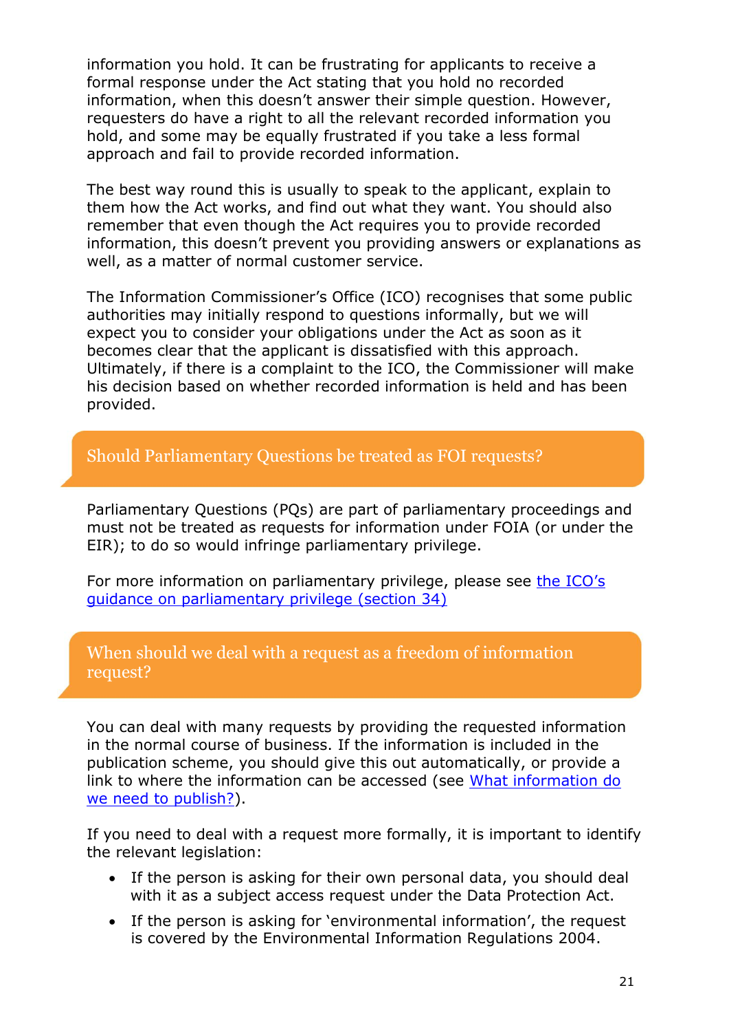information you hold. It can be frustrating for applicants to receive a formal response under the Act stating that you hold no recorded information, when this doesn't answer their simple question. However, requesters do have a right to all the relevant recorded information you hold, and some may be equally frustrated if you take a less formal approach and fail to provide recorded information.

The best way round this is usually to speak to the applicant, explain to them how the Act works, and find out what they want. You should also remember that even though the Act requires you to provide recorded information, this doesn't prevent you providing answers or explanations as well, as a matter of normal customer service.

The Information Commissioner's Office (ICO) recognises that some public authorities may initially respond to questions informally, but we will expect you to consider your obligations under the Act as soon as it becomes clear that the applicant is dissatisfied with this approach. Ultimately, if there is a complaint to the ICO, the Commissioner will make his decision based on whether recorded information is held and has been provided.

## Should Parliamentary Questions be treated as FOI requests?

Parliamentary Questions (PQs) are part of parliamentary proceedings and must not be treated as requests for information under FOIA (or under the EIR); to do so would infringe parliamentary privilege.

For more information on parliamentary privilege, please see [the ICO's guidance on parliamentary privilege (section 34)]

## When should we deal with a request as a freedom of information request?

You can deal with many requests by providing the requested information in the normal course of business. If the information is included in the publication scheme, you should give this out automatically, or provide a link to where the information can be accessed (see [What information do we need to publish?]).

If you need to deal with a request more formally, it is important to identify the relevant legislation:

- If the person is asking for their own personal data, you should deal with it as a subject access request under the Data Protection Act.
- If the person is asking for 'environmental information', the request is covered by the Environmental Information Regulations 2004.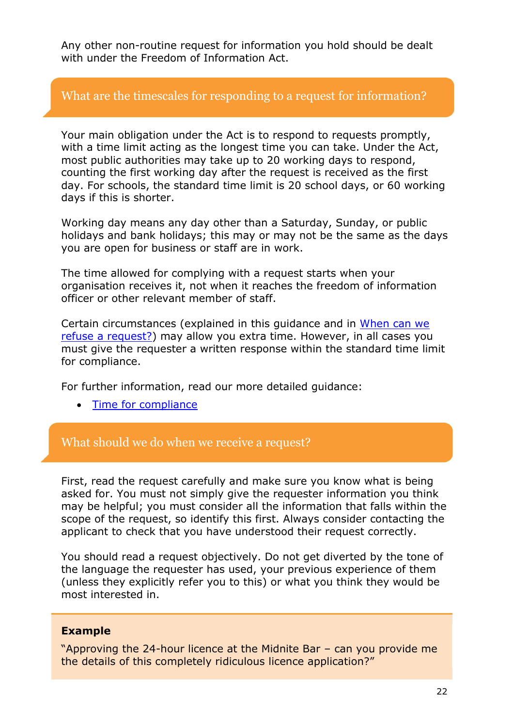Any other non-routine request for information you hold should be dealt with under the Freedom of Information Act.

## What are the timescales for responding to a request for information?

Your main obligation under the Act is to respond to requests promptly, with a time limit acting as the longest time you can take. Under the Act, most public authorities may take up to 20 working days to respond, counting the first working day after the request is received as the first day. For schools, the standard time limit is 20 school days, or 60 working days if this is shorter.

Working day means any day other than a Saturday, Sunday, or public holidays and bank holidays; this may or may not be the same as the days you are open for business or staff are in work.

The time allowed for complying with a request starts when your organisation receives it, not when it reaches the freedom of information officer or other relevant member of staff.

Certain circumstances (explained in this guidance and in [When can we refuse a request?]) may allow you extra time. However, in all cases you must give the requester a written response within the standard time limit for compliance.

For further information, read our more detailed guidance:

- [Time for compliance]

## What should we do when we receive a request?

First, read the request carefully and make sure you know what is being asked for. You must not simply give the requester information you think may be helpful; you must consider all the information that falls within the scope of the request, so identify this first. Always consider contacting the applicant to check that you have understood their request correctly.

You should read a request objectively. Do not get diverted by the tone of the language the requester has used, your previous experience of them (unless they explicitly refer you to this) or what you think they would be most interested in.

> **Example**
>
> "Approving the 24-hour licence at the Midnite Bar – can you provide me the details of this completely ridiculous licence application?"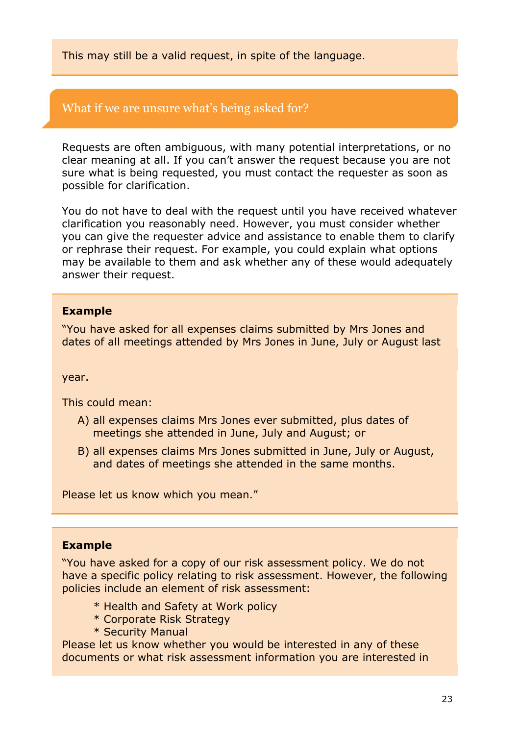This may still be a valid request, in spite of the language.

## What if we are unsure what's being asked for?

Requests are often ambiguous, with many potential interpretations, or no clear meaning at all. If you can't answer the request because you are not sure what is being requested, you must contact the requester as soon as possible for clarification.

You do not have to deal with the request until you have received whatever clarification you reasonably need. However, you must consider whether you can give the requester advice and assistance to enable them to clarify or rephrase their request. For example, you could explain what options may be available to them and ask whether any of these would adequately answer their request.

**Example**

"You have asked for all expenses claims submitted by Mrs Jones and dates of all meetings attended by Mrs Jones in June, July or August last year.

This could mean:

A) all expenses claims Mrs Jones ever submitted, plus dates of meetings she attended in June, July and August; or

B) all expenses claims Mrs Jones submitted in June, July or August, and dates of meetings she attended in the same months.

Please let us know which you mean."

**Example**

"You have asked for a copy of our risk assessment policy. We do not have a specific policy relating to risk assessment. However, the following policies include an element of risk assessment:

* Health and Safety at Work policy
* Corporate Risk Strategy
* Security Manual

Please let us know whether you would be interested in any of these documents or what risk assessment information you are interested in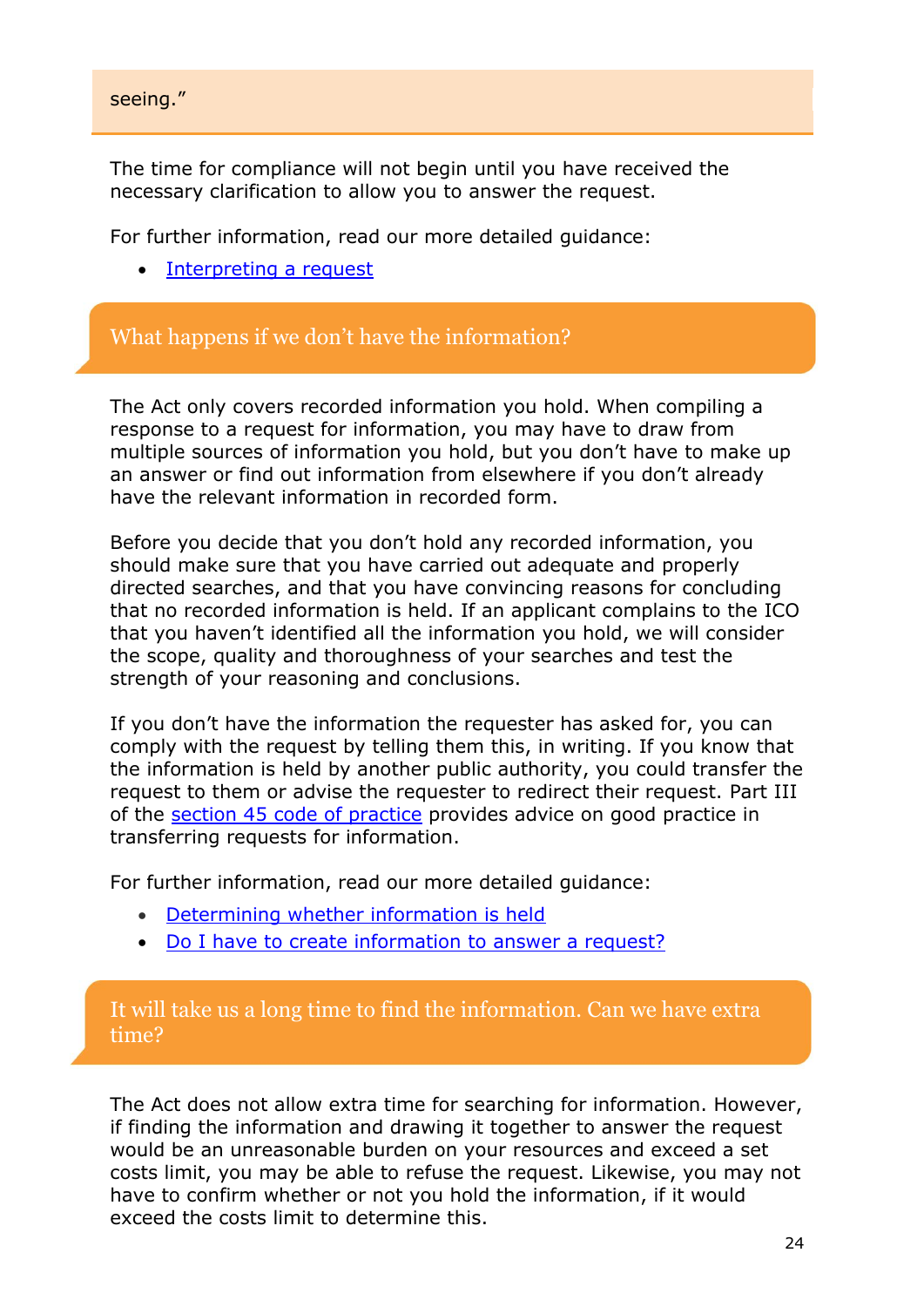seeing."

The time for compliance will not begin until you have received the necessary clarification to allow you to answer the request.

For further information, read our more detailed guidance:

- Interpreting a request

## What happens if we don't have the information?

The Act only covers recorded information you hold. When compiling a response to a request for information, you may have to draw from multiple sources of information you hold, but you don't have to make up an answer or find out information from elsewhere if you don't already have the relevant information in recorded form.

Before you decide that you don't hold any recorded information, you should make sure that you have carried out adequate and properly directed searches, and that you have convincing reasons for concluding that no recorded information is held. If an applicant complains to the ICO that you haven't identified all the information you hold, we will consider the scope, quality and thoroughness of your searches and test the strength of your reasoning and conclusions.

If you don't have the information the requester has asked for, you can comply with the request by telling them this, in writing. If you know that the information is held by another public authority, you could transfer the request to them or advise the requester to redirect their request. Part III of the section 45 code of practice provides advice on good practice in transferring requests for information.

For further information, read our more detailed guidance:

- Determining whether information is held
- Do I have to create information to answer a request?

## It will take us a long time to find the information. Can we have extra time?

The Act does not allow extra time for searching for information. However, if finding the information and drawing it together to answer the request would be an unreasonable burden on your resources and exceed a set costs limit, you may be able to refuse the request. Likewise, you may not have to confirm whether or not you hold the information, if it would exceed the costs limit to determine this.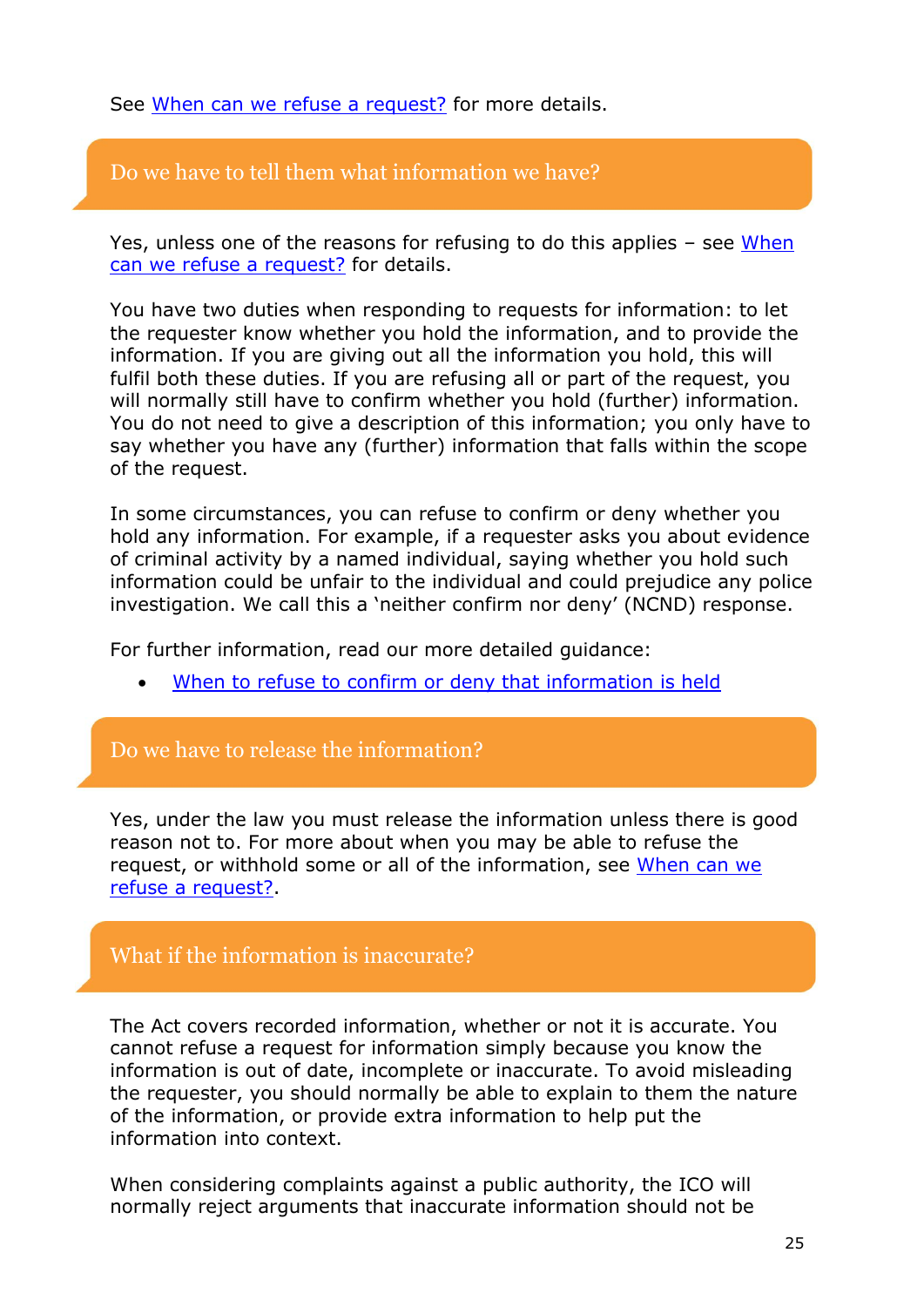See [When can we refuse a request?](#) for more details.

## Do we have to tell them what information we have?

Yes, unless one of the reasons for refusing to do this applies – see [When can we refuse a request?](#) for details.

You have two duties when responding to requests for information: to let the requester know whether you hold the information, and to provide the information. If you are giving out all the information you hold, this will fulfil both these duties. If you are refusing all or part of the request, you will normally still have to confirm whether you hold (further) information. You do not need to give a description of this information; you only have to say whether you have any (further) information that falls within the scope of the request.

In some circumstances, you can refuse to confirm or deny whether you hold any information. For example, if a requester asks you about evidence of criminal activity by a named individual, saying whether you hold such information could be unfair to the individual and could prejudice any police investigation. We call this a 'neither confirm nor deny' (NCND) response.

For further information, read our more detailed guidance:

- [When to refuse to confirm or deny that information is held](#)

## Do we have to release the information?

Yes, under the law you must release the information unless there is good reason not to. For more about when you may be able to refuse the request, or withhold some or all of the information, see [When can we refuse a request?](#).

## What if the information is inaccurate?

The Act covers recorded information, whether or not it is accurate. You cannot refuse a request for information simply because you know the information is out of date, incomplete or inaccurate. To avoid misleading the requester, you should normally be able to explain to them the nature of the information, or provide extra information to help put the information into context.

When considering complaints against a public authority, the ICO will normally reject arguments that inaccurate information should not be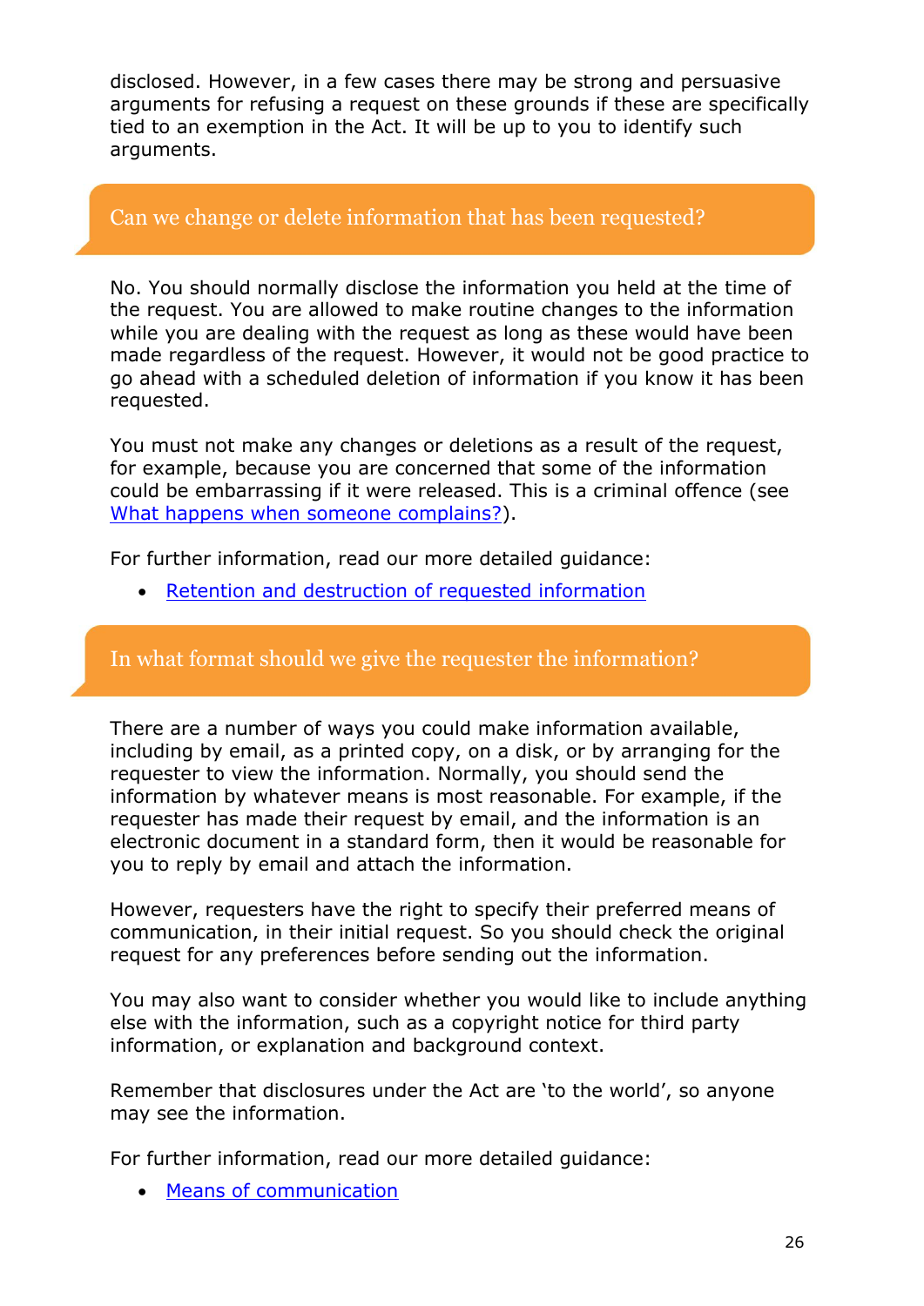disclosed. However, in a few cases there may be strong and persuasive arguments for refusing a request on these grounds if these are specifically tied to an exemption in the Act. It will be up to you to identify such arguments.

## Can we change or delete information that has been requested?

No. You should normally disclose the information you held at the time of the request. You are allowed to make routine changes to the information while you are dealing with the request as long as these would have been made regardless of the request. However, it would not be good practice to go ahead with a scheduled deletion of information if you know it has been requested.

You must not make any changes or deletions as a result of the request, for example, because you are concerned that some of the information could be embarrassing if it were released. This is a criminal offence (see What happens when someone complains?).

For further information, read our more detailed guidance:

- Retention and destruction of requested information

## In what format should we give the requester the information?

There are a number of ways you could make information available, including by email, as a printed copy, on a disk, or by arranging for the requester to view the information. Normally, you should send the information by whatever means is most reasonable. For example, if the requester has made their request by email, and the information is an electronic document in a standard form, then it would be reasonable for you to reply by email and attach the information.

However, requesters have the right to specify their preferred means of communication, in their initial request. So you should check the original request for any preferences before sending out the information.

You may also want to consider whether you would like to include anything else with the information, such as a copyright notice for third party information, or explanation and background context.

Remember that disclosures under the Act are 'to the world', so anyone may see the information.

For further information, read our more detailed guidance:

- Means of communication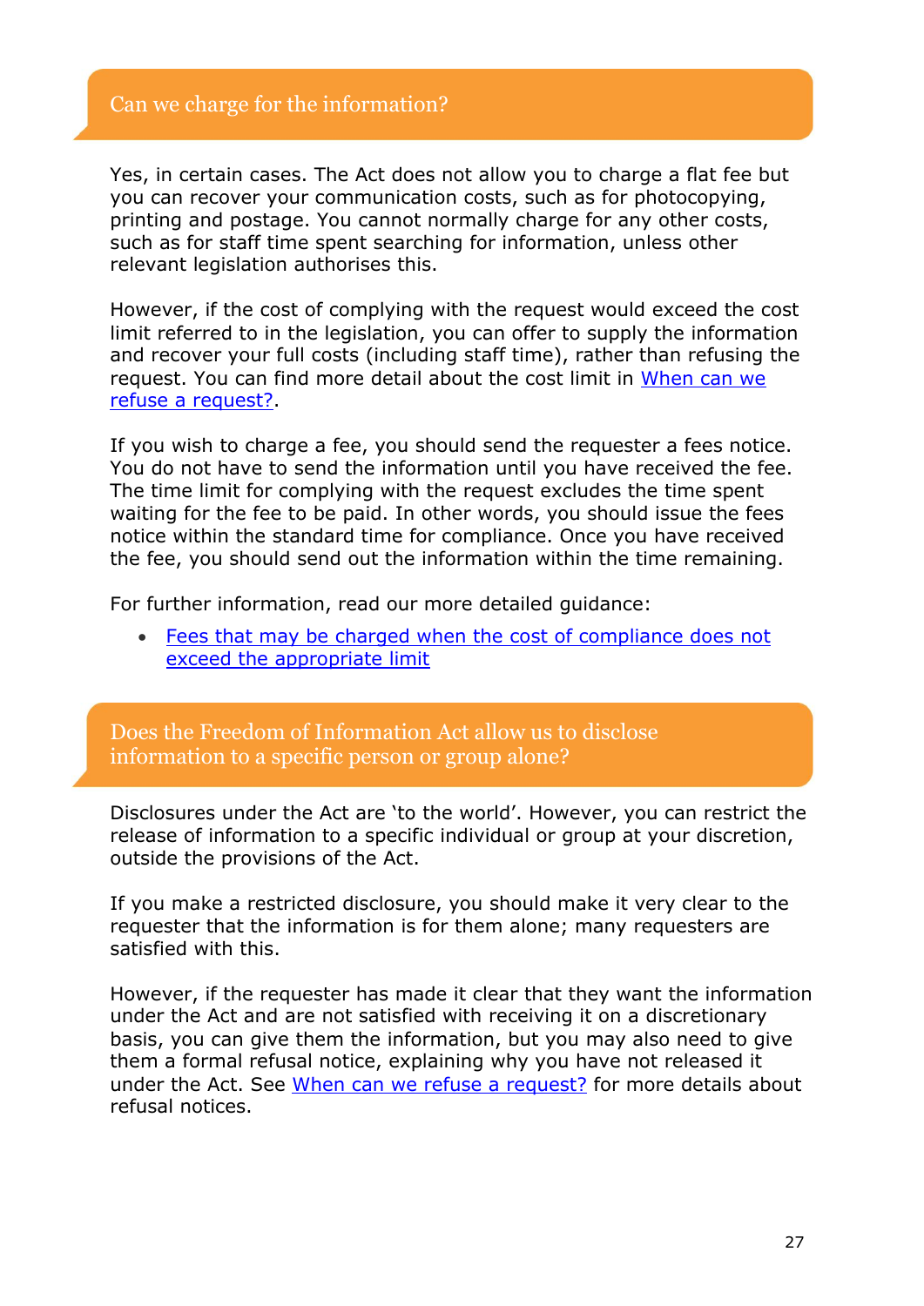## Can we charge for the information?

Yes, in certain cases. The Act does not allow you to charge a flat fee but you can recover your communication costs, such as for photocopying, printing and postage. You cannot normally charge for any other costs, such as for staff time spent searching for information, unless other relevant legislation authorises this.

However, if the cost of complying with the request would exceed the cost limit referred to in the legislation, you can offer to supply the information and recover your full costs (including staff time), rather than refusing the request. You can find more detail about the cost limit in When can we refuse a request?.

If you wish to charge a fee, you should send the requester a fees notice. You do not have to send the information until you have received the fee. The time limit for complying with the request excludes the time spent waiting for the fee to be paid. In other words, you should issue the fees notice within the standard time for compliance. Once you have received the fee, you should send out the information within the time remaining.

For further information, read our more detailed guidance:

- Fees that may be charged when the cost of compliance does not exceed the appropriate limit

## Does the Freedom of Information Act allow us to disclose information to a specific person or group alone?

Disclosures under the Act are 'to the world'. However, you can restrict the release of information to a specific individual or group at your discretion, outside the provisions of the Act.

If you make a restricted disclosure, you should make it very clear to the requester that the information is for them alone; many requesters are satisfied with this.

However, if the requester has made it clear that they want the information under the Act and are not satisfied with receiving it on a discretionary basis, you can give them the information, but you may also need to give them a formal refusal notice, explaining why you have not released it under the Act. See When can we refuse a request? for more details about refusal notices.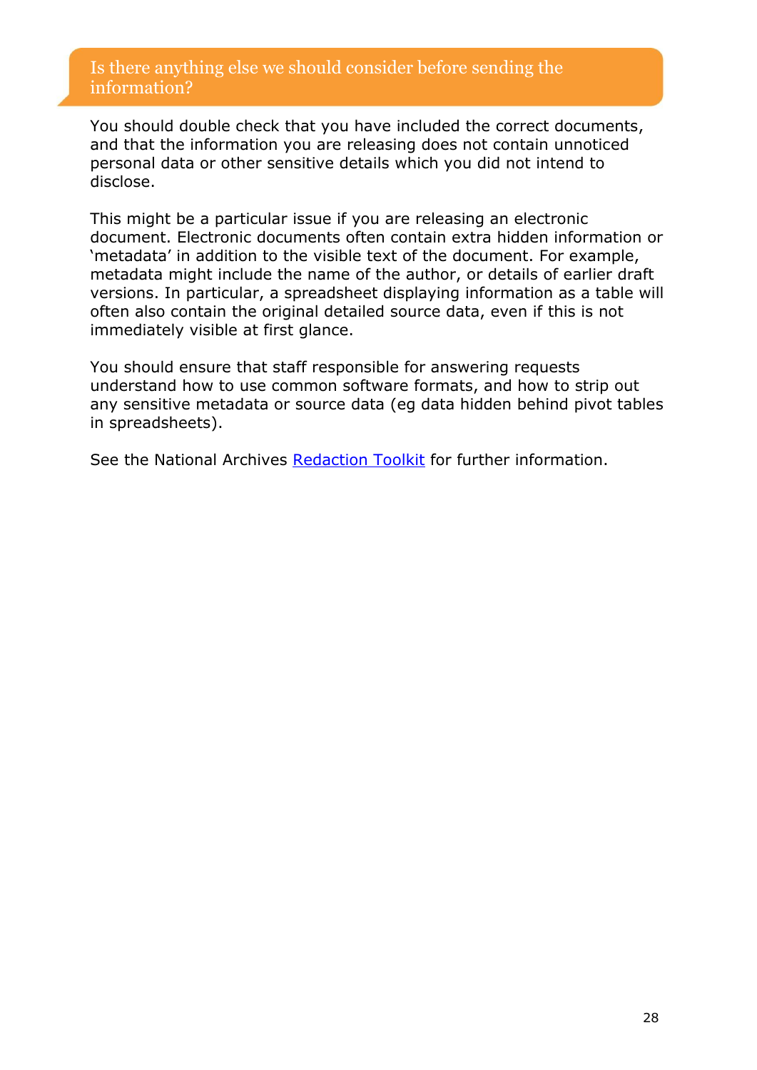## Is there anything else we should consider before sending the information?

You should double check that you have included the correct documents, and that the information you are releasing does not contain unnoticed personal data or other sensitive details which you did not intend to disclose.

This might be a particular issue if you are releasing an electronic document. Electronic documents often contain extra hidden information or 'metadata' in addition to the visible text of the document. For example, metadata might include the name of the author, or details of earlier draft versions. In particular, a spreadsheet displaying information as a table will often also contain the original detailed source data, even if this is not immediately visible at first glance.

You should ensure that staff responsible for answering requests understand how to use common software formats, and how to strip out any sensitive metadata or source data (eg data hidden behind pivot tables in spreadsheets).

See the National Archives Redaction Toolkit for further information.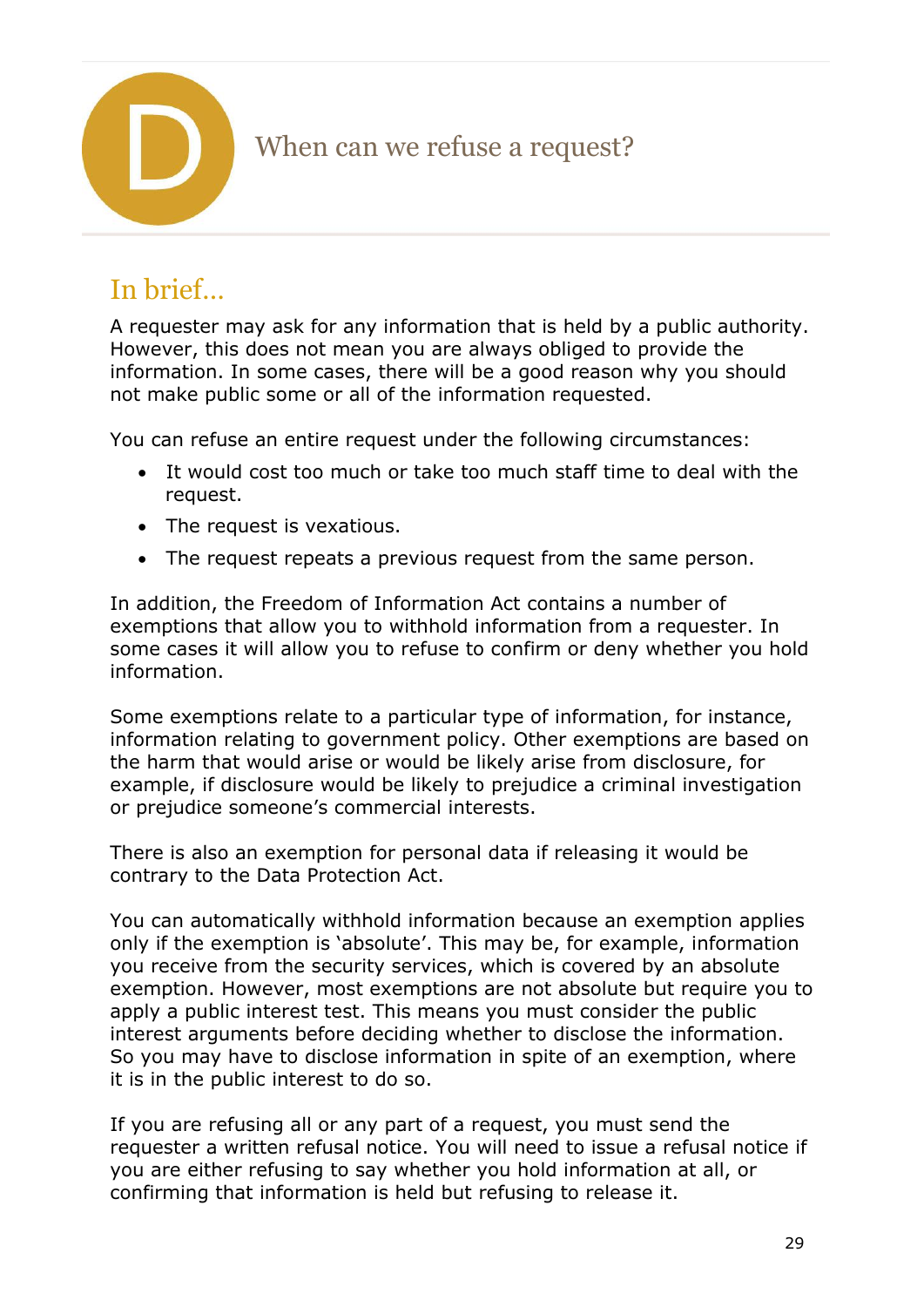# D When can we refuse a request?

## In brief...

A requester may ask for any information that is held by a public authority. However, this does not mean you are always obliged to provide the information. In some cases, there will be a good reason why you should not make public some or all of the information requested.

You can refuse an entire request under the following circumstances:

- It would cost too much or take too much staff time to deal with the request.
- The request is vexatious.
- The request repeats a previous request from the same person.

In addition, the Freedom of Information Act contains a number of exemptions that allow you to withhold information from a requester. In some cases it will allow you to refuse to confirm or deny whether you hold information.

Some exemptions relate to a particular type of information, for instance, information relating to government policy. Other exemptions are based on the harm that would arise or would be likely arise from disclosure, for example, if disclosure would be likely to prejudice a criminal investigation or prejudice someone's commercial interests.

There is also an exemption for personal data if releasing it would be contrary to the Data Protection Act.

You can automatically withhold information because an exemption applies only if the exemption is 'absolute'. This may be, for example, information you receive from the security services, which is covered by an absolute exemption. However, most exemptions are not absolute but require you to apply a public interest test. This means you must consider the public interest arguments before deciding whether to disclose the information. So you may have to disclose information in spite of an exemption, where it is in the public interest to do so.

If you are refusing all or any part of a request, you must send the requester a written refusal notice. You will need to issue a refusal notice if you are either refusing to say whether you hold information at all, or confirming that information is held but refusing to release it.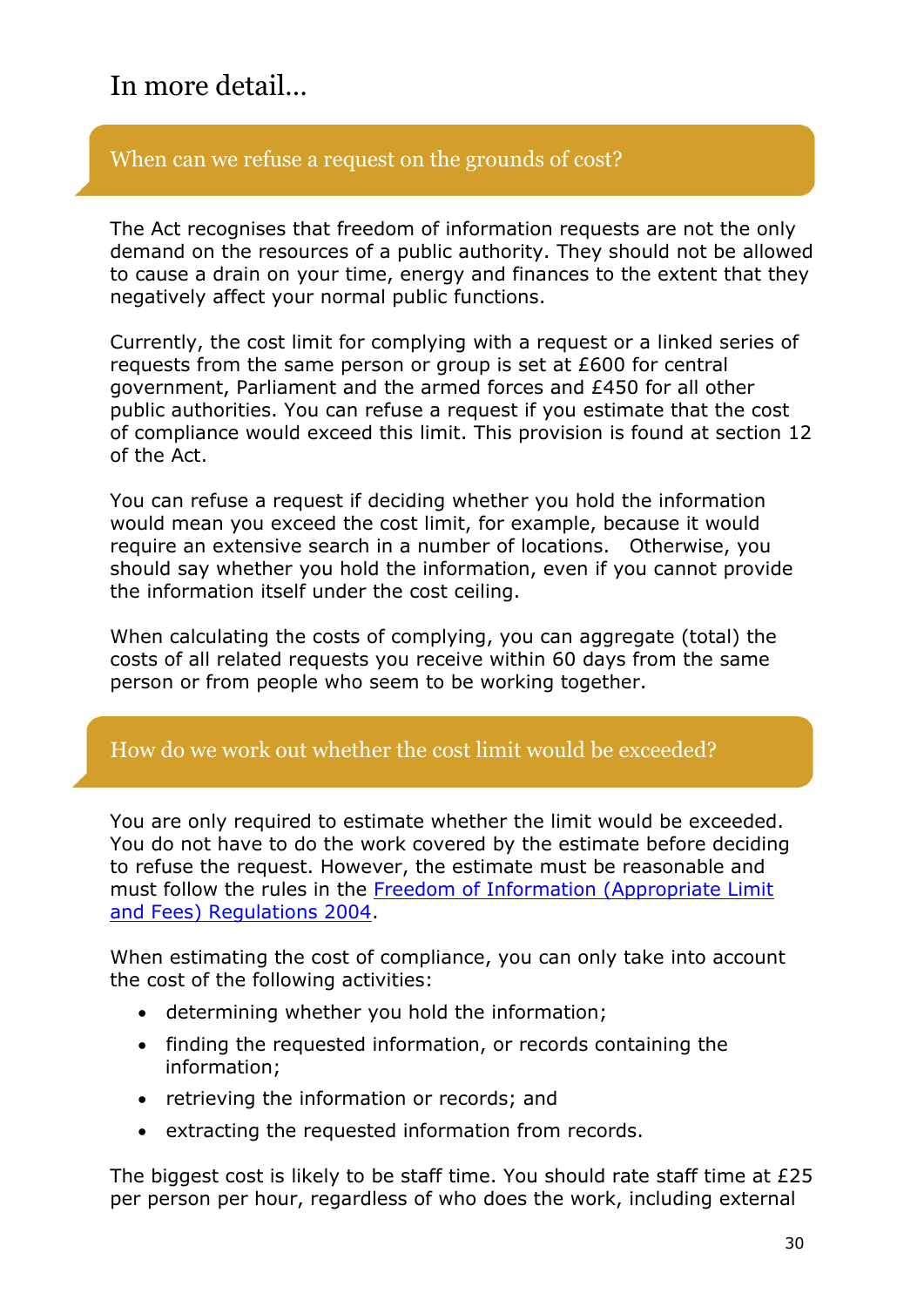# In more detail...

## When can we refuse a request on the grounds of cost?

The Act recognises that freedom of information requests are not the only demand on the resources of a public authority. They should not be allowed to cause a drain on your time, energy and finances to the extent that they negatively affect your normal public functions.

Currently, the cost limit for complying with a request or a linked series of requests from the same person or group is set at £600 for central government, Parliament and the armed forces and £450 for all other public authorities. You can refuse a request if you estimate that the cost of compliance would exceed this limit. This provision is found at section 12 of the Act.

You can refuse a request if deciding whether you hold the information would mean you exceed the cost limit, for example, because it would require an extensive search in a number of locations. Otherwise, you should say whether you hold the information, even if you cannot provide the information itself under the cost ceiling.

When calculating the costs of complying, you can aggregate (total) the costs of all related requests you receive within 60 days from the same person or from people who seem to be working together.

## How do we work out whether the cost limit would be exceeded?

You are only required to estimate whether the limit would be exceeded. You do not have to do the work covered by the estimate before deciding to refuse the request. However, the estimate must be reasonable and must follow the rules in the Freedom of Information (Appropriate Limit and Fees) Regulations 2004.

When estimating the cost of compliance, you can only take into account the cost of the following activities:

- determining whether you hold the information;
- finding the requested information, or records containing the information;
- retrieving the information or records; and
- extracting the requested information from records.

The biggest cost is likely to be staff time. You should rate staff time at £25 per person per hour, regardless of who does the work, including external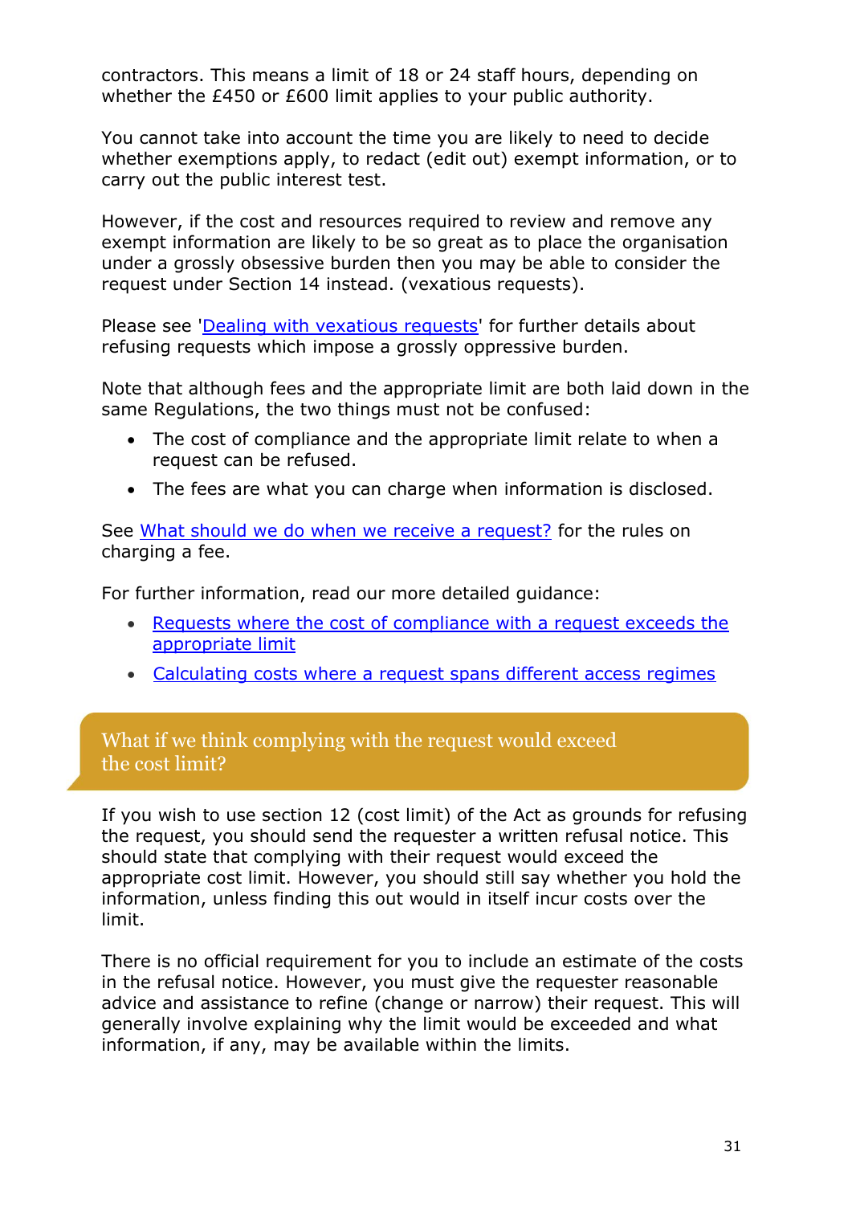contractors. This means a limit of 18 or 24 staff hours, depending on whether the £450 or £600 limit applies to your public authority.

You cannot take into account the time you are likely to need to decide whether exemptions apply, to redact (edit out) exempt information, or to carry out the public interest test.

However, if the cost and resources required to review and remove any exempt information are likely to be so great as to place the organisation under a grossly obsessive burden then you may be able to consider the request under Section 14 instead. (vexatious requests).

Please see '[Dealing with vexatious requests]' for further details about refusing requests which impose a grossly oppressive burden.

Note that although fees and the appropriate limit are both laid down in the same Regulations, the two things must not be confused:

- The cost of compliance and the appropriate limit relate to when a request can be refused.
- The fees are what you can charge when information is disclosed.

See [What should we do when we receive a request?] for the rules on charging a fee.

For further information, read our more detailed guidance:

- [Requests where the cost of compliance with a request exceeds the appropriate limit]
- [Calculating costs where a request spans different access regimes]

## What if we think complying with the request would exceed the cost limit?

If you wish to use section 12 (cost limit) of the Act as grounds for refusing the request, you should send the requester a written refusal notice. This should state that complying with their request would exceed the appropriate cost limit. However, you should still say whether you hold the information, unless finding this out would in itself incur costs over the limit.

There is no official requirement for you to include an estimate of the costs in the refusal notice. However, you must give the requester reasonable advice and assistance to refine (change or narrow) their request. This will generally involve explaining why the limit would be exceeded and what information, if any, may be available within the limits.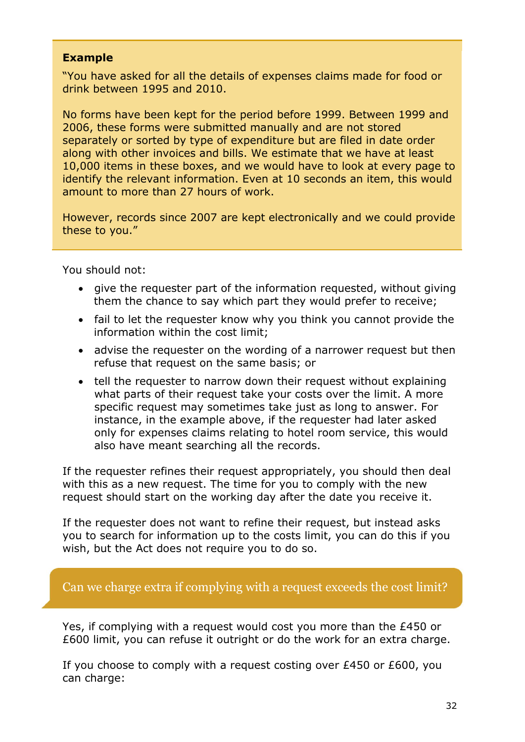> **Example**
>
> "You have asked for all the details of expenses claims made for food or drink between 1995 and 2010.
>
> No forms have been kept for the period before 1999. Between 1999 and 2006, these forms were submitted manually and are not stored separately or sorted by type of expenditure but are filed in date order along with other invoices and bills. We estimate that we have at least 10,000 items in these boxes, and we would have to look at every page to identify the relevant information. Even at 10 seconds an item, this would amount to more than 27 hours of work.
>
> However, records since 2007 are kept electronically and we could provide these to you."

You should not:

- give the requester part of the information requested, without giving them the chance to say which part they would prefer to receive;
- fail to let the requester know why you think you cannot provide the information within the cost limit;
- advise the requester on the wording of a narrower request but then refuse that request on the same basis; or
- tell the requester to narrow down their request without explaining what parts of their request take your costs over the limit. A more specific request may sometimes take just as long to answer. For instance, in the example above, if the requester had later asked only for expenses claims relating to hotel room service, this would also have meant searching all the records.

If the requester refines their request appropriately, you should then deal with this as a new request. The time for you to comply with the new request should start on the working day after the date you receive it.

If the requester does not want to refine their request, but instead asks you to search for information up to the costs limit, you can do this if you wish, but the Act does not require you to do so.

## Can we charge extra if complying with a request exceeds the cost limit?

Yes, if complying with a request would cost you more than the £450 or £600 limit, you can refuse it outright or do the work for an extra charge.

If you choose to comply with a request costing over £450 or £600, you can charge: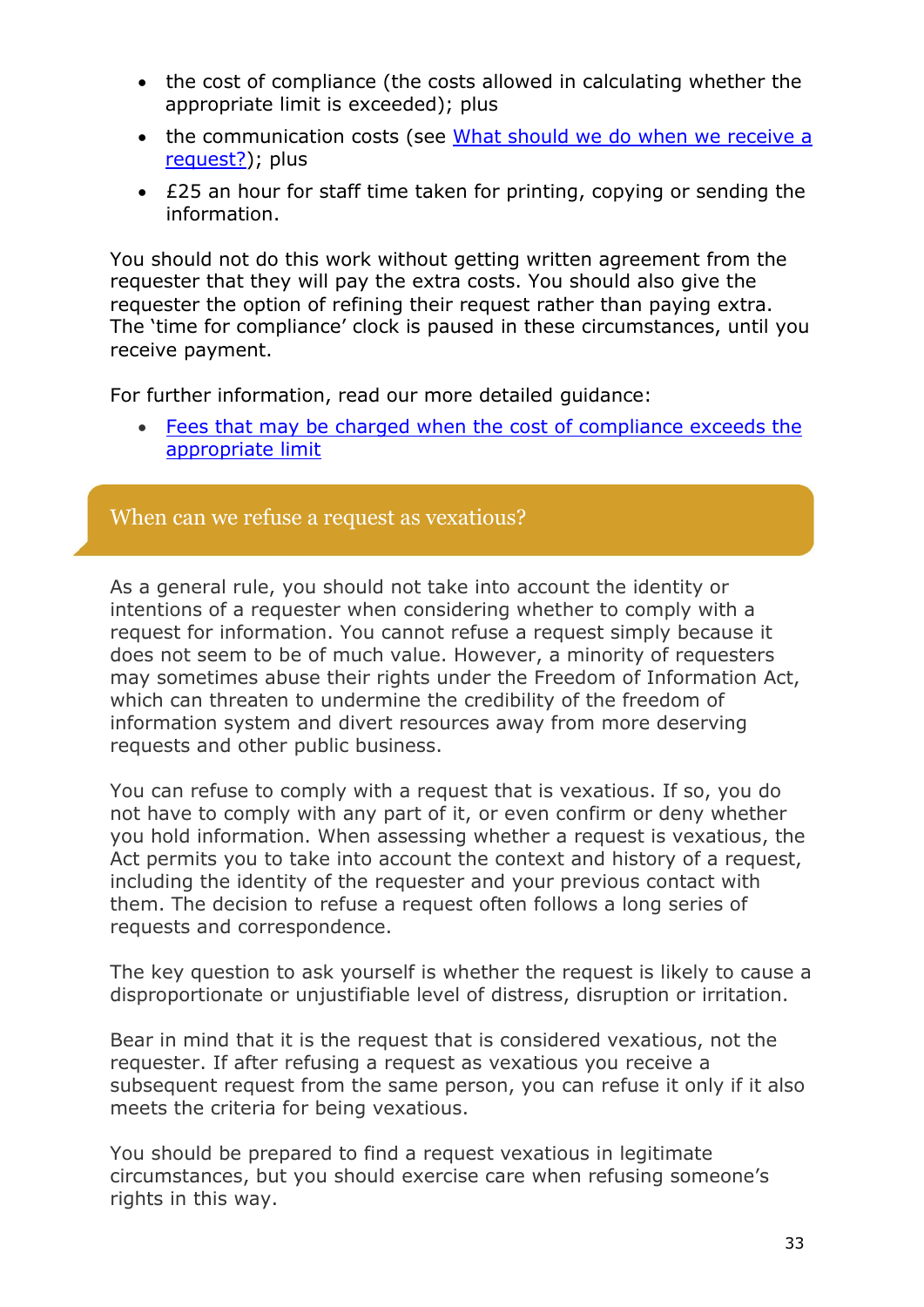- the cost of compliance (the costs allowed in calculating whether the appropriate limit is exceeded); plus
- the communication costs (see [What should we do when we receive a request?](#)); plus
- £25 an hour for staff time taken for printing, copying or sending the information.

You should not do this work without getting written agreement from the requester that they will pay the extra costs. You should also give the requester the option of refining their request rather than paying extra. The 'time for compliance' clock is paused in these circumstances, until you receive payment.

For further information, read our more detailed guidance:

- [Fees that may be charged when the cost of compliance exceeds the appropriate limit](#)

## When can we refuse a request as vexatious?

As a general rule, you should not take into account the identity or intentions of a requester when considering whether to comply with a request for information. You cannot refuse a request simply because it does not seem to be of much value. However, a minority of requesters may sometimes abuse their rights under the Freedom of Information Act, which can threaten to undermine the credibility of the freedom of information system and divert resources away from more deserving requests and other public business.

You can refuse to comply with a request that is vexatious. If so, you do not have to comply with any part of it, or even confirm or deny whether you hold information. When assessing whether a request is vexatious, the Act permits you to take into account the context and history of a request, including the identity of the requester and your previous contact with them. The decision to refuse a request often follows a long series of requests and correspondence.

The key question to ask yourself is whether the request is likely to cause a disproportionate or unjustifiable level of distress, disruption or irritation.

Bear in mind that it is the request that is considered vexatious, not the requester. If after refusing a request as vexatious you receive a subsequent request from the same person, you can refuse it only if it also meets the criteria for being vexatious.

You should be prepared to find a request vexatious in legitimate circumstances, but you should exercise care when refusing someone's rights in this way.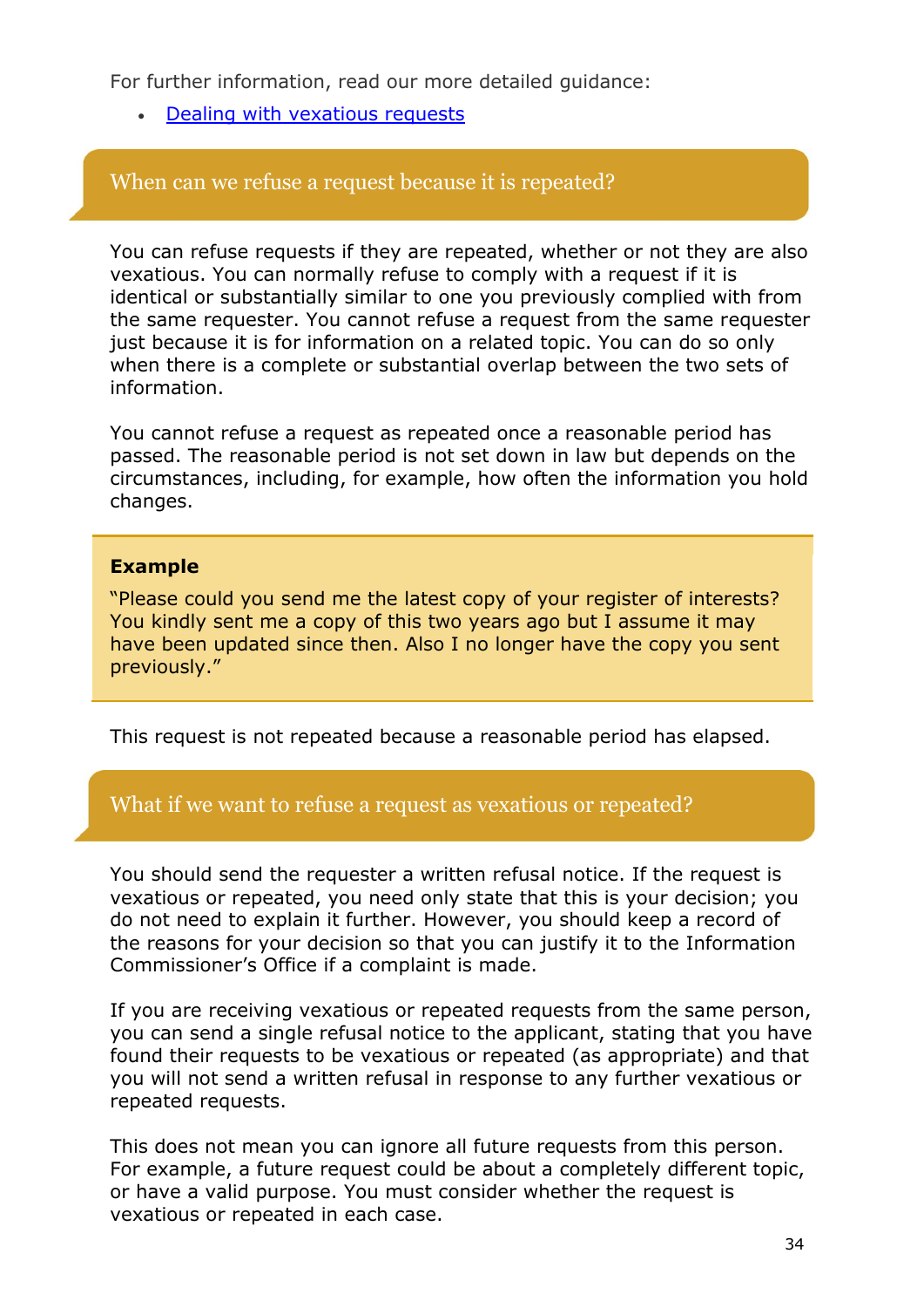For further information, read our more detailed guidance:

- [Dealing with vexatious requests]()

## When can we refuse a request because it is repeated?

You can refuse requests if they are repeated, whether or not they are also vexatious. You can normally refuse to comply with a request if it is identical or substantially similar to one you previously complied with from the same requester. You cannot refuse a request from the same requester just because it is for information on a related topic. You can do so only when there is a complete or substantial overlap between the two sets of information.

You cannot refuse a request as repeated once a reasonable period has passed. The reasonable period is not set down in law but depends on the circumstances, including, for example, how often the information you hold changes.

> **Example**
>
> "Please could you send me the latest copy of your register of interests? You kindly sent me a copy of this two years ago but I assume it may have been updated since then. Also I no longer have the copy you sent previously."

This request is not repeated because a reasonable period has elapsed.

## What if we want to refuse a request as vexatious or repeated?

You should send the requester a written refusal notice. If the request is vexatious or repeated, you need only state that this is your decision; you do not need to explain it further. However, you should keep a record of the reasons for your decision so that you can justify it to the Information Commissioner's Office if a complaint is made.

If you are receiving vexatious or repeated requests from the same person, you can send a single refusal notice to the applicant, stating that you have found their requests to be vexatious or repeated (as appropriate) and that you will not send a written refusal in response to any further vexatious or repeated requests.

This does not mean you can ignore all future requests from this person. For example, a future request could be about a completely different topic, or have a valid purpose. You must consider whether the request is vexatious or repeated in each case.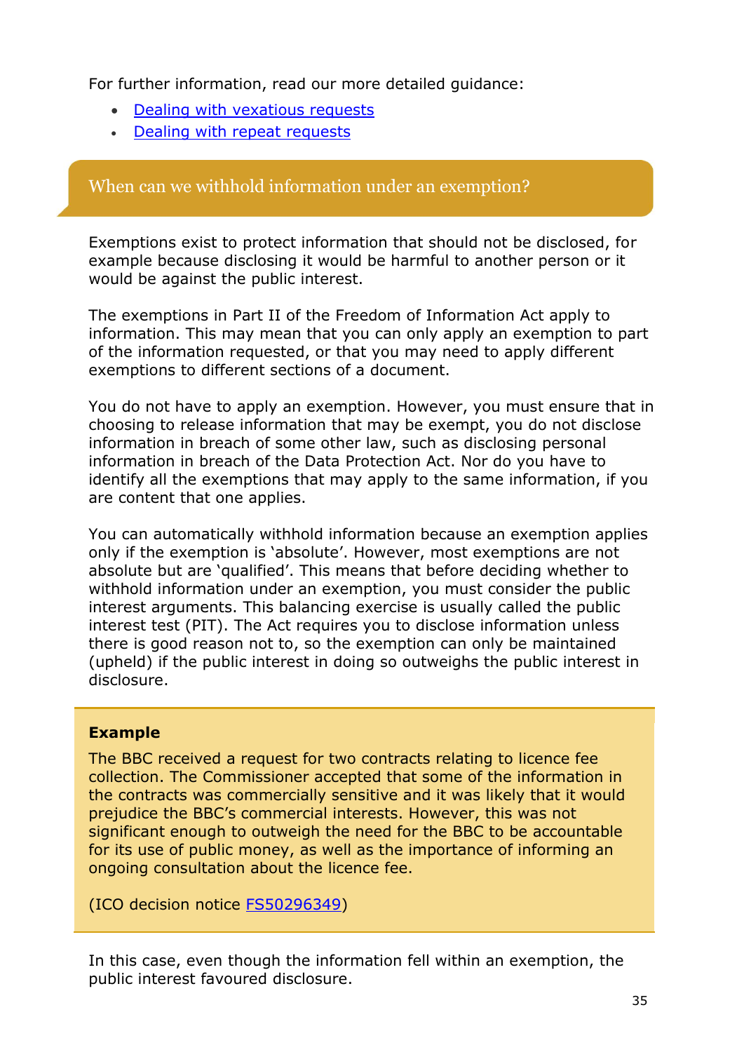For further information, read our more detailed guidance:

- [Dealing with vexatious requests]
- [Dealing with repeat requests]

## When can we withhold information under an exemption?

Exemptions exist to protect information that should not be disclosed, for example because disclosing it would be harmful to another person or it would be against the public interest.

The exemptions in Part II of the Freedom of Information Act apply to information. This may mean that you can only apply an exemption to part of the information requested, or that you may need to apply different exemptions to different sections of a document.

You do not have to apply an exemption. However, you must ensure that in choosing to release information that may be exempt, you do not disclose information in breach of some other law, such as disclosing personal information in breach of the Data Protection Act. Nor do you have to identify all the exemptions that may apply to the same information, if you are content that one applies.

You can automatically withhold information because an exemption applies only if the exemption is 'absolute'. However, most exemptions are not absolute but are 'qualified'. This means that before deciding whether to withhold information under an exemption, you must consider the public interest arguments. This balancing exercise is usually called the public interest test (PIT). The Act requires you to disclose information unless there is good reason not to, so the exemption can only be maintained (upheld) if the public interest in doing so outweighs the public interest in disclosure.

> **Example**
>
> The BBC received a request for two contracts relating to licence fee collection. The Commissioner accepted that some of the information in the contracts was commercially sensitive and it was likely that it would prejudice the BBC's commercial interests. However, this was not significant enough to outweigh the need for the BBC to be accountable for its use of public money, as well as the importance of informing an ongoing consultation about the licence fee.
>
> (ICO decision notice FS50296349)

In this case, even though the information fell within an exemption, the public interest favoured disclosure.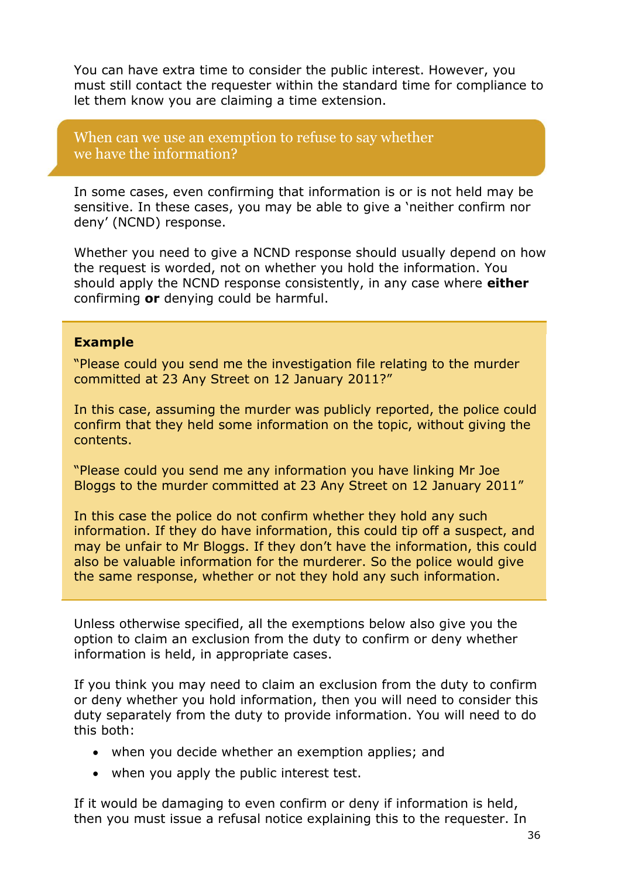You can have extra time to consider the public interest. However, you must still contact the requester within the standard time for compliance to let them know you are claiming a time extension.

## When can we use an exemption to refuse to say whether we have the information?

In some cases, even confirming that information is or is not held may be sensitive. In these cases, you may be able to give a 'neither confirm nor deny' (NCND) response.

Whether you need to give a NCND response should usually depend on how the request is worded, not on whether you hold the information. You should apply the NCND response consistently, in any case where **either** confirming **or** denying could be harmful.

> **Example**
>
> "Please could you send me the investigation file relating to the murder committed at 23 Any Street on 12 January 2011?"
>
> In this case, assuming the murder was publicly reported, the police could confirm that they held some information on the topic, without giving the contents.
>
> "Please could you send me any information you have linking Mr Joe Bloggs to the murder committed at 23 Any Street on 12 January 2011"
>
> In this case the police do not confirm whether they hold any such information. If they do have information, this could tip off a suspect, and may be unfair to Mr Bloggs. If they don't have the information, this could also be valuable information for the murderer. So the police would give the same response, whether or not they hold any such information.

Unless otherwise specified, all the exemptions below also give you the option to claim an exclusion from the duty to confirm or deny whether information is held, in appropriate cases.

If you think you may need to claim an exclusion from the duty to confirm or deny whether you hold information, then you will need to consider this duty separately from the duty to provide information. You will need to do this both:

- when you decide whether an exemption applies; and
- when you apply the public interest test.

If it would be damaging to even confirm or deny if information is held, then you must issue a refusal notice explaining this to the requester. In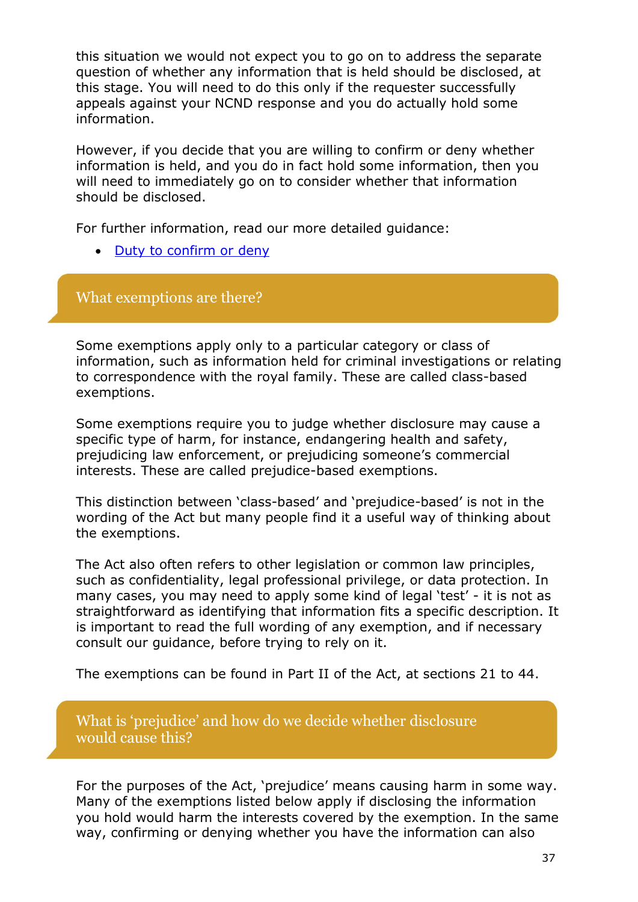this situation we would not expect you to go on to address the separate question of whether any information that is held should be disclosed, at this stage. You will need to do this only if the requester successfully appeals against your NCND response and you do actually hold some information.

However, if you decide that you are willing to confirm or deny whether information is held, and you do in fact hold some information, then you will need to immediately go on to consider whether that information should be disclosed.

For further information, read our more detailed guidance:

- Duty to confirm or deny

## What exemptions are there?

Some exemptions apply only to a particular category or class of information, such as information held for criminal investigations or relating to correspondence with the royal family. These are called class-based exemptions.

Some exemptions require you to judge whether disclosure may cause a specific type of harm, for instance, endangering health and safety, prejudicing law enforcement, or prejudicing someone's commercial interests. These are called prejudice-based exemptions.

This distinction between 'class-based' and 'prejudice-based' is not in the wording of the Act but many people find it a useful way of thinking about the exemptions.

The Act also often refers to other legislation or common law principles, such as confidentiality, legal professional privilege, or data protection. In many cases, you may need to apply some kind of legal 'test' - it is not as straightforward as identifying that information fits a specific description. It is important to read the full wording of any exemption, and if necessary consult our guidance, before trying to rely on it.

The exemptions can be found in Part II of the Act, at sections 21 to 44.

## What is 'prejudice' and how do we decide whether disclosure would cause this?

For the purposes of the Act, 'prejudice' means causing harm in some way. Many of the exemptions listed below apply if disclosing the information you hold would harm the interests covered by the exemption. In the same way, confirming or denying whether you have the information can also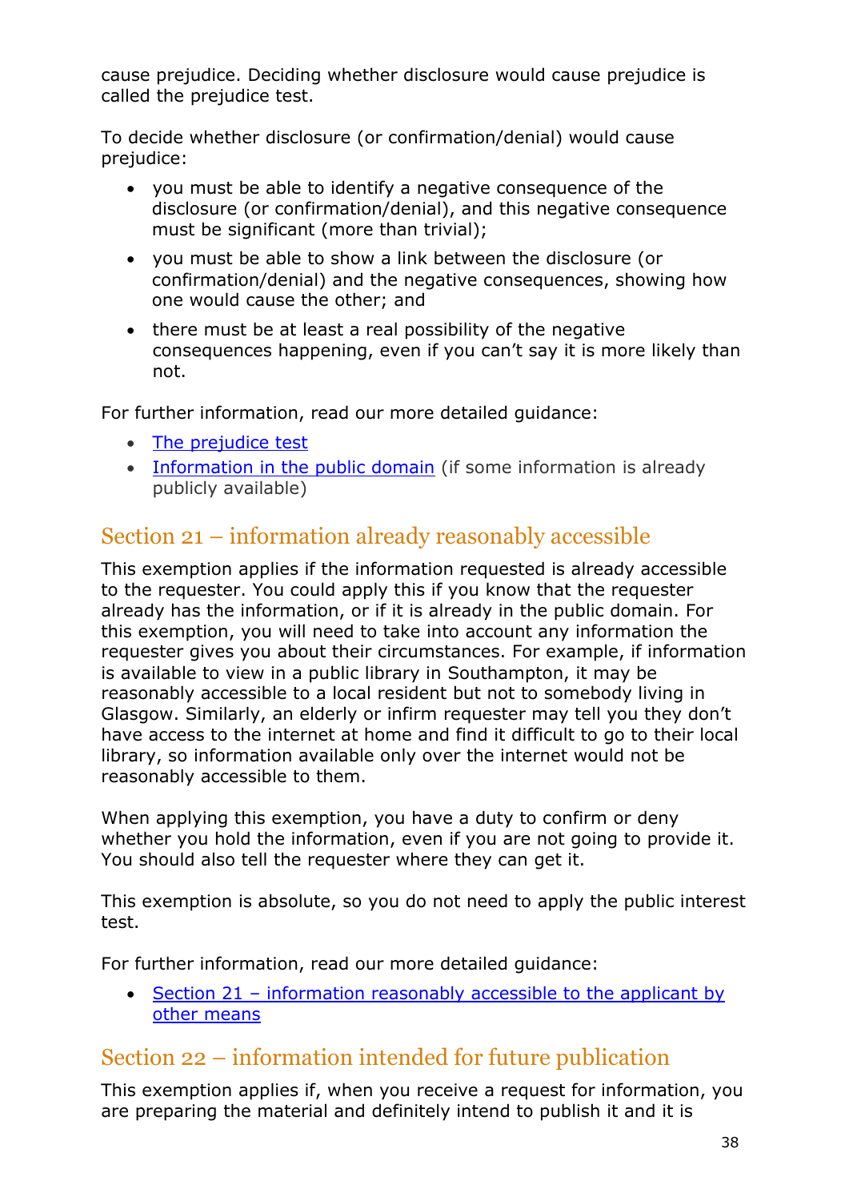cause prejudice. Deciding whether disclosure would cause prejudice is called the prejudice test.

To decide whether disclosure (or confirmation/denial) would cause prejudice:

- you must be able to identify a negative consequence of the disclosure (or confirmation/denial), and this negative consequence must be significant (more than trivial);
- you must be able to show a link between the disclosure (or confirmation/denial) and the negative consequences, showing how one would cause the other; and
- there must be at least a real possibility of the negative consequences happening, even if you can't say it is more likely than not.

For further information, read our more detailed guidance:

- The prejudice test
- Information in the public domain (if some information is already publicly available)

## Section 21 – information already reasonably accessible

This exemption applies if the information requested is already accessible to the requester. You could apply this if you know that the requester already has the information, or if it is already in the public domain. For this exemption, you will need to take into account any information the requester gives you about their circumstances. For example, if information is available to view in a public library in Southampton, it may be reasonably accessible to a local resident but not to somebody living in Glasgow. Similarly, an elderly or infirm requester may tell you they don't have access to the internet at home and find it difficult to go to their local library, so information available only over the internet would not be reasonably accessible to them.

When applying this exemption, you have a duty to confirm or deny whether you hold the information, even if you are not going to provide it. You should also tell the requester where they can get it.

This exemption is absolute, so you do not need to apply the public interest test.

For further information, read our more detailed guidance:

- Section 21 – information reasonably accessible to the applicant by other means

## Section 22 – information intended for future publication

This exemption applies if, when you receive a request for information, you are preparing the material and definitely intend to publish it and it is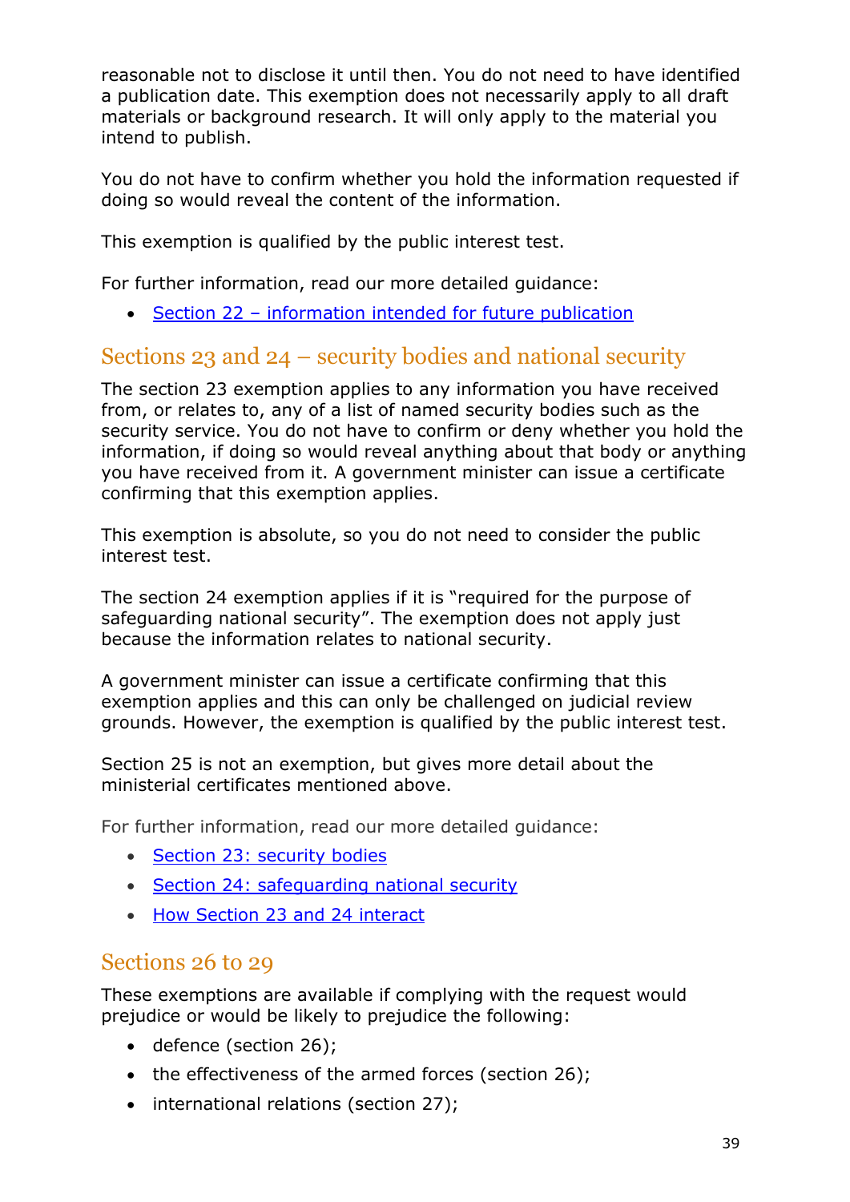reasonable not to disclose it until then. You do not need to have identified a publication date. This exemption does not necessarily apply to all draft materials or background research. It will only apply to the material you intend to publish.

You do not have to confirm whether you hold the information requested if doing so would reveal the content of the information.

This exemption is qualified by the public interest test.

For further information, read our more detailed guidance:

- Section 22 – information intended for future publication

## Sections 23 and 24 – security bodies and national security

The section 23 exemption applies to any information you have received from, or relates to, any of a list of named security bodies such as the security service. You do not have to confirm or deny whether you hold the information, if doing so would reveal anything about that body or anything you have received from it. A government minister can issue a certificate confirming that this exemption applies.

This exemption is absolute, so you do not need to consider the public interest test.

The section 24 exemption applies if it is "required for the purpose of safeguarding national security". The exemption does not apply just because the information relates to national security.

A government minister can issue a certificate confirming that this exemption applies and this can only be challenged on judicial review grounds. However, the exemption is qualified by the public interest test.

Section 25 is not an exemption, but gives more detail about the ministerial certificates mentioned above.

For further information, read our more detailed guidance:

- Section 23: security bodies
- Section 24: safeguarding national security
- How Section 23 and 24 interact

## Sections 26 to 29

These exemptions are available if complying with the request would prejudice or would be likely to prejudice the following:

- defence (section 26);
- the effectiveness of the armed forces (section 26);
- international relations (section 27);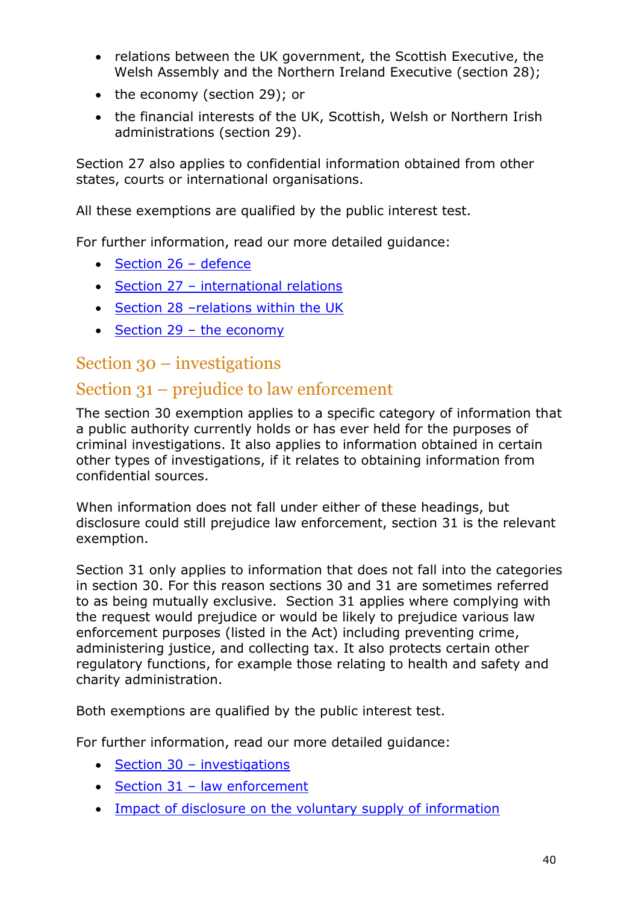- relations between the UK government, the Scottish Executive, the Welsh Assembly and the Northern Ireland Executive (section 28);
- the economy (section 29); or
- the financial interests of the UK, Scottish, Welsh or Northern Irish administrations (section 29).

Section 27 also applies to confidential information obtained from other states, courts or international organisations.

All these exemptions are qualified by the public interest test.

For further information, read our more detailed guidance:

- Section 26 – defence
- Section 27 – international relations
- Section 28 –relations within the UK
- Section 29 – the economy

## Section 30 – investigations

## Section 31 – prejudice to law enforcement

The section 30 exemption applies to a specific category of information that a public authority currently holds or has ever held for the purposes of criminal investigations. It also applies to information obtained in certain other types of investigations, if it relates to obtaining information from confidential sources.

When information does not fall under either of these headings, but disclosure could still prejudice law enforcement, section 31 is the relevant exemption.

Section 31 only applies to information that does not fall into the categories in section 30. For this reason sections 30 and 31 are sometimes referred to as being mutually exclusive. Section 31 applies where complying with the request would prejudice or would be likely to prejudice various law enforcement purposes (listed in the Act) including preventing crime, administering justice, and collecting tax. It also protects certain other regulatory functions, for example those relating to health and safety and charity administration.

Both exemptions are qualified by the public interest test.

For further information, read our more detailed guidance:

- Section 30 – investigations
- Section 31 – law enforcement
- Impact of disclosure on the voluntary supply of information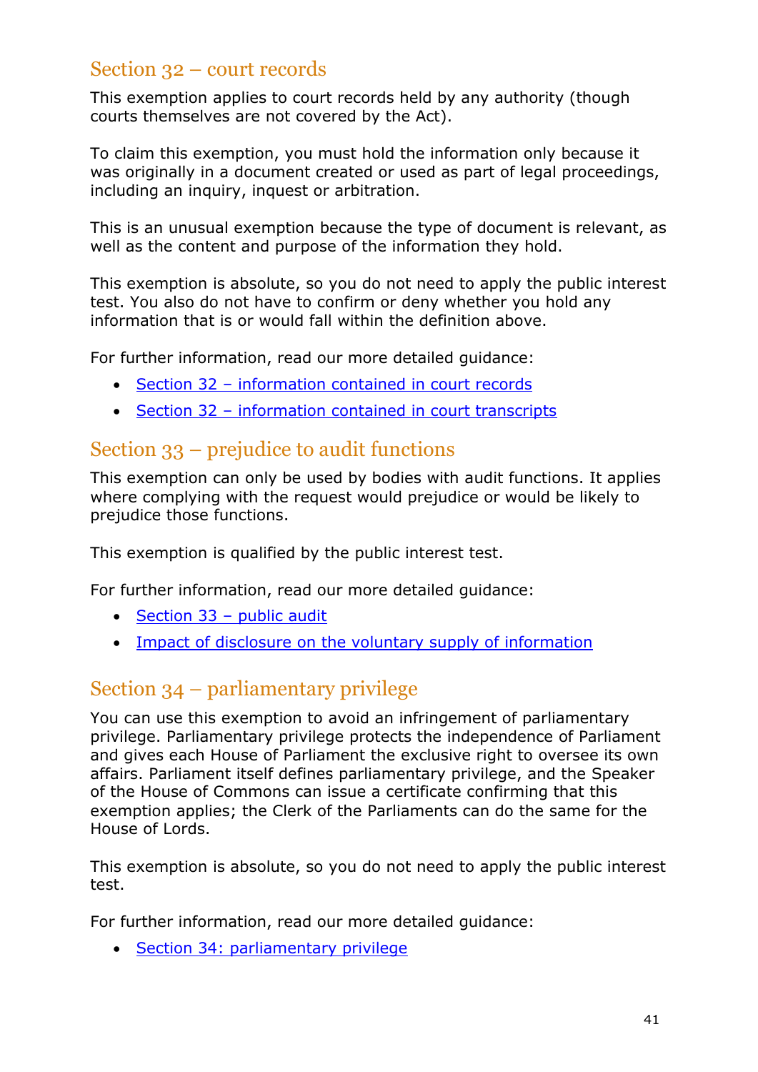## Section 32 – court records

This exemption applies to court records held by any authority (though courts themselves are not covered by the Act).

To claim this exemption, you must hold the information only because it was originally in a document created or used as part of legal proceedings, including an inquiry, inquest or arbitration.

This is an unusual exemption because the type of document is relevant, as well as the content and purpose of the information they hold.

This exemption is absolute, so you do not need to apply the public interest test. You also do not have to confirm or deny whether you hold any information that is or would fall within the definition above.

For further information, read our more detailed guidance:

- Section 32 – information contained in court records
- Section 32 – information contained in court transcripts

## Section 33 – prejudice to audit functions

This exemption can only be used by bodies with audit functions. It applies where complying with the request would prejudice or would be likely to prejudice those functions.

This exemption is qualified by the public interest test.

For further information, read our more detailed guidance:

- Section 33 – public audit
- Impact of disclosure on the voluntary supply of information

## Section 34 – parliamentary privilege

You can use this exemption to avoid an infringement of parliamentary privilege. Parliamentary privilege protects the independence of Parliament and gives each House of Parliament the exclusive right to oversee its own affairs. Parliament itself defines parliamentary privilege, and the Speaker of the House of Commons can issue a certificate confirming that this exemption applies; the Clerk of the Parliaments can do the same for the House of Lords.

This exemption is absolute, so you do not need to apply the public interest test.

For further information, read our more detailed guidance:

- Section 34: parliamentary privilege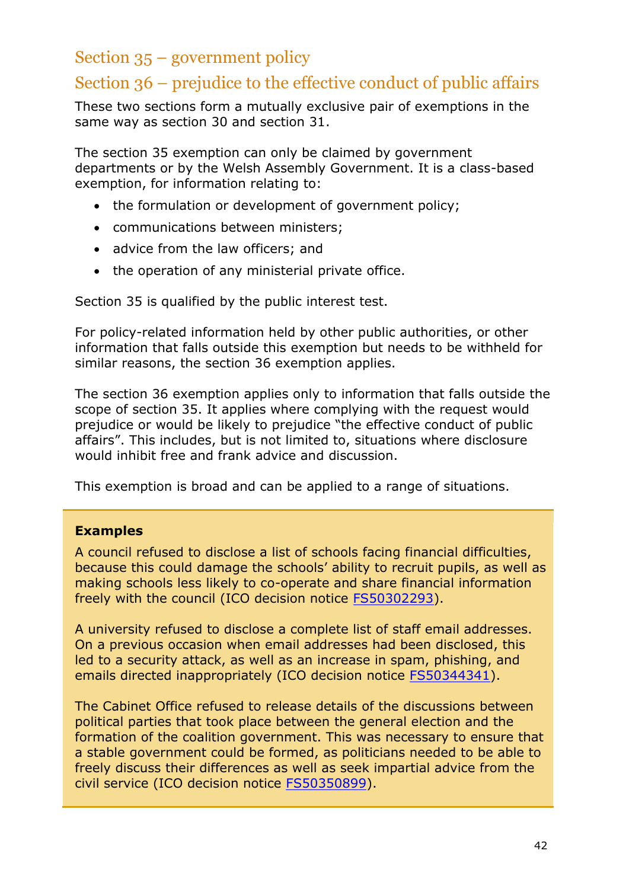## Section 35 – government policy

## Section 36 – prejudice to the effective conduct of public affairs

These two sections form a mutually exclusive pair of exemptions in the same way as section 30 and section 31.

The section 35 exemption can only be claimed by government departments or by the Welsh Assembly Government. It is a class-based exemption, for information relating to:

- the formulation or development of government policy;
- communications between ministers;
- advice from the law officers; and
- the operation of any ministerial private office.

Section 35 is qualified by the public interest test.

For policy-related information held by other public authorities, or other information that falls outside this exemption but needs to be withheld for similar reasons, the section 36 exemption applies.

The section 36 exemption applies only to information that falls outside the scope of section 35. It applies where complying with the request would prejudice or would be likely to prejudice "the effective conduct of public affairs". This includes, but is not limited to, situations where disclosure would inhibit free and frank advice and discussion.

This exemption is broad and can be applied to a range of situations.

**Examples**

A council refused to disclose a list of schools facing financial difficulties, because this could damage the schools' ability to recruit pupils, as well as making schools less likely to co-operate and share financial information freely with the council (ICO decision notice FS50302293).

A university refused to disclose a complete list of staff email addresses. On a previous occasion when email addresses had been disclosed, this led to a security attack, as well as an increase in spam, phishing, and emails directed inappropriately (ICO decision notice FS50344341).

The Cabinet Office refused to release details of the discussions between political parties that took place between the general election and the formation of the coalition government. This was necessary to ensure that a stable government could be formed, as politicians needed to be able to freely discuss their differences as well as seek impartial advice from the civil service (ICO decision notice FS50350899).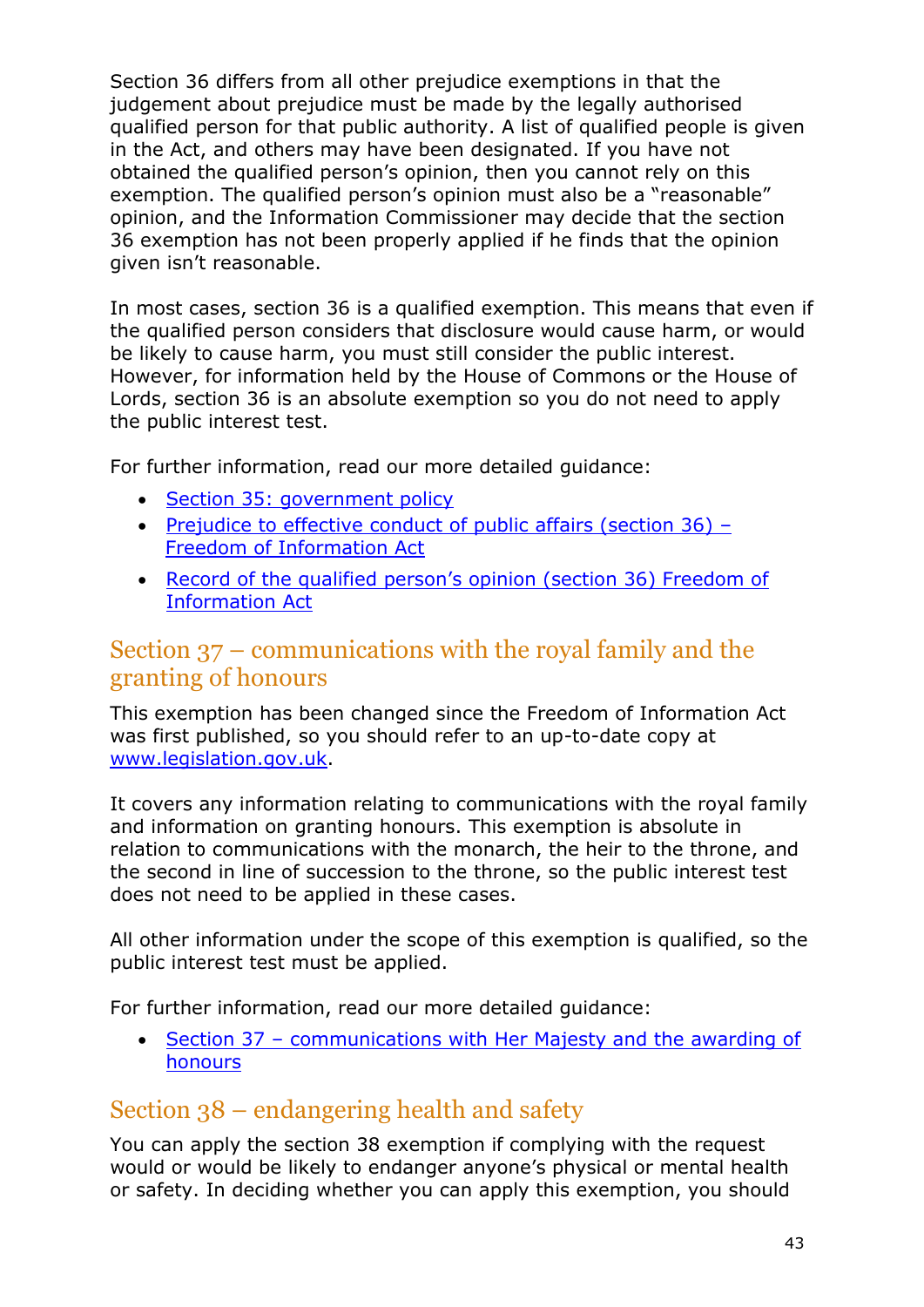Section 36 differs from all other prejudice exemptions in that the judgement about prejudice must be made by the legally authorised qualified person for that public authority. A list of qualified people is given in the Act, and others may have been designated. If you have not obtained the qualified person's opinion, then you cannot rely on this exemption. The qualified person's opinion must also be a "reasonable" opinion, and the Information Commissioner may decide that the section 36 exemption has not been properly applied if he finds that the opinion given isn't reasonable.

In most cases, section 36 is a qualified exemption. This means that even if the qualified person considers that disclosure would cause harm, or would be likely to cause harm, you must still consider the public interest. However, for information held by the House of Commons or the House of Lords, section 36 is an absolute exemption so you do not need to apply the public interest test.

For further information, read our more detailed guidance:

- Section 35: government policy
- Prejudice to effective conduct of public affairs (section 36) – Freedom of Information Act
- Record of the qualified person's opinion (section 36) Freedom of Information Act

## Section 37 – communications with the royal family and the granting of honours

This exemption has been changed since the Freedom of Information Act was first published, so you should refer to an up-to-date copy at www.legislation.gov.uk.

It covers any information relating to communications with the royal family and information on granting honours. This exemption is absolute in relation to communications with the monarch, the heir to the throne, and the second in line of succession to the throne, so the public interest test does not need to be applied in these cases.

All other information under the scope of this exemption is qualified, so the public interest test must be applied.

For further information, read our more detailed guidance:

- Section 37 – communications with Her Majesty and the awarding of honours

## Section 38 – endangering health and safety

You can apply the section 38 exemption if complying with the request would or would be likely to endanger anyone's physical or mental health or safety. In deciding whether you can apply this exemption, you should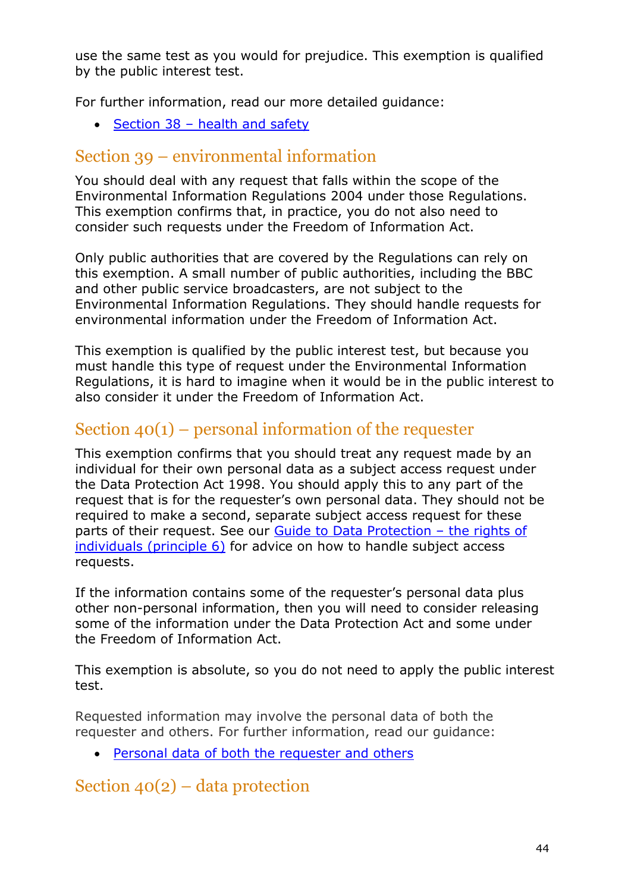use the same test as you would for prejudice. This exemption is qualified by the public interest test.

For further information, read our more detailed guidance:

- [Section 38 – health and safety]

## Section 39 – environmental information

You should deal with any request that falls within the scope of the Environmental Information Regulations 2004 under those Regulations. This exemption confirms that, in practice, you do not also need to consider such requests under the Freedom of Information Act.

Only public authorities that are covered by the Regulations can rely on this exemption. A small number of public authorities, including the BBC and other public service broadcasters, are not subject to the Environmental Information Regulations. They should handle requests for environmental information under the Freedom of Information Act.

This exemption is qualified by the public interest test, but because you must handle this type of request under the Environmental Information Regulations, it is hard to imagine when it would be in the public interest to also consider it under the Freedom of Information Act.

## Section 40(1) – personal information of the requester

This exemption confirms that you should treat any request made by an individual for their own personal data as a subject access request under the Data Protection Act 1998. You should apply this to any part of the request that is for the requester's own personal data. They should not be required to make a second, separate subject access request for these parts of their request. See our [Guide to Data Protection – the rights of individuals (principle 6)] for advice on how to handle subject access requests.

If the information contains some of the requester's personal data plus other non-personal information, then you will need to consider releasing some of the information under the Data Protection Act and some under the Freedom of Information Act.

This exemption is absolute, so you do not need to apply the public interest test.

Requested information may involve the personal data of both the requester and others. For further information, read our guidance:

- [Personal data of both the requester and others]

## Section 40(2) – data protection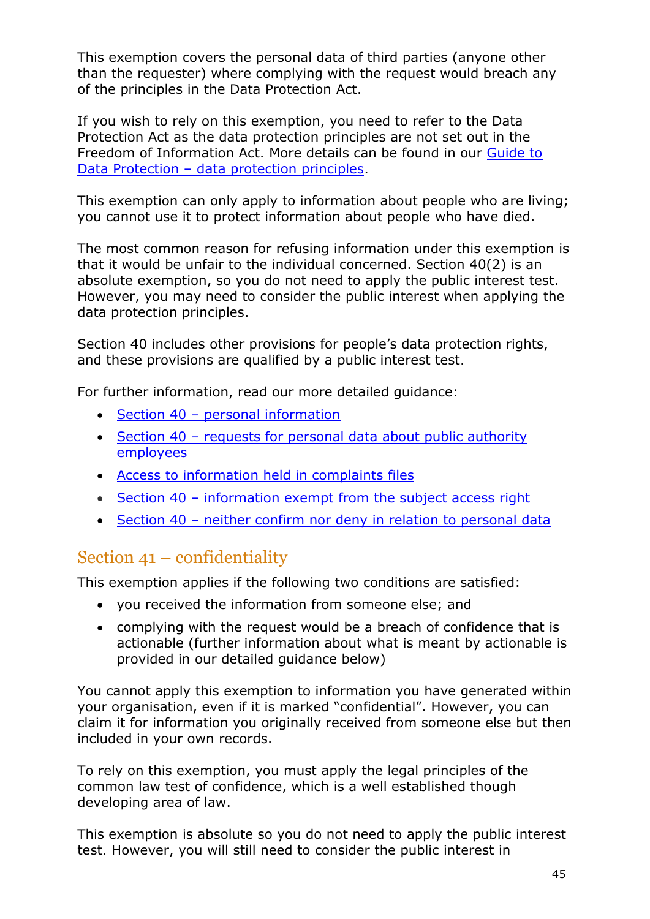This exemption covers the personal data of third parties (anyone other than the requester) where complying with the request would breach any of the principles in the Data Protection Act.

If you wish to rely on this exemption, you need to refer to the Data Protection Act as the data protection principles are not set out in the Freedom of Information Act. More details can be found in our [Guide to Data Protection – data protection principles]().

This exemption can only apply to information about people who are living; you cannot use it to protect information about people who have died.

The most common reason for refusing information under this exemption is that it would be unfair to the individual concerned. Section 40(2) is an absolute exemption, so you do not need to apply the public interest test. However, you may need to consider the public interest when applying the data protection principles.

Section 40 includes other provisions for people's data protection rights, and these provisions are qualified by a public interest test.

For further information, read our more detailed guidance:

- [Section 40 – personal information]()
- [Section 40 – requests for personal data about public authority employees]()
- [Access to information held in complaints files]()
- [Section 40 – information exempt from the subject access right]()
- [Section 40 – neither confirm nor deny in relation to personal data]()

## Section 41 – confidentiality

This exemption applies if the following two conditions are satisfied:

- you received the information from someone else; and
- complying with the request would be a breach of confidence that is actionable (further information about what is meant by actionable is provided in our detailed guidance below)

You cannot apply this exemption to information you have generated within your organisation, even if it is marked "confidential". However, you can claim it for information you originally received from someone else but then included in your own records.

To rely on this exemption, you must apply the legal principles of the common law test of confidence, which is a well established though developing area of law.

This exemption is absolute so you do not need to apply the public interest test. However, you will still need to consider the public interest in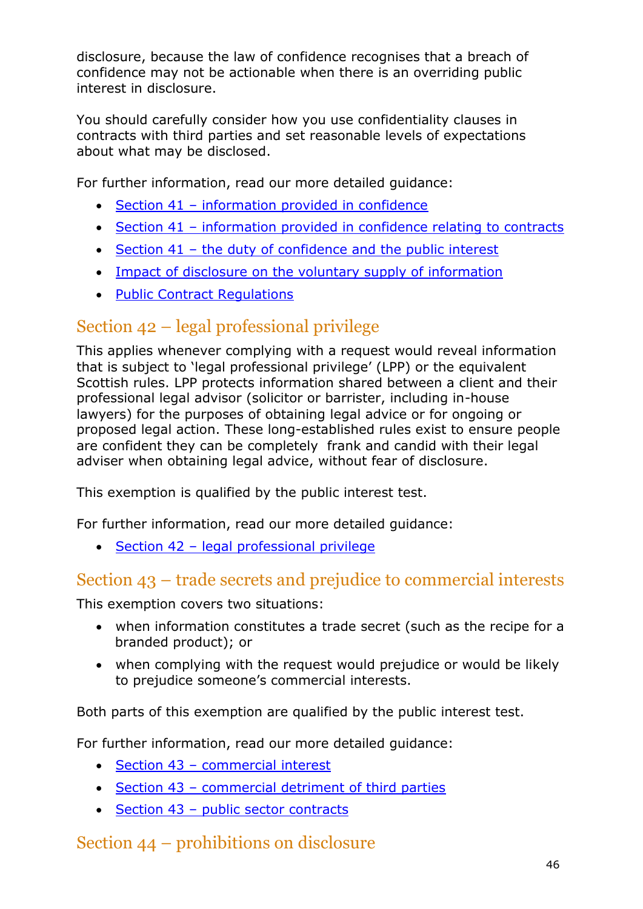disclosure, because the law of confidence recognises that a breach of confidence may not be actionable when there is an overriding public interest in disclosure.

You should carefully consider how you use confidentiality clauses in contracts with third parties and set reasonable levels of expectations about what may be disclosed.

For further information, read our more detailed guidance:

- Section 41 – information provided in confidence
- Section 41 – information provided in confidence relating to contracts
- Section 41 – the duty of confidence and the public interest
- Impact of disclosure on the voluntary supply of information
- Public Contract Regulations

## Section 42 – legal professional privilege

This applies whenever complying with a request would reveal information that is subject to 'legal professional privilege' (LPP) or the equivalent Scottish rules. LPP protects information shared between a client and their professional legal advisor (solicitor or barrister, including in-house lawyers) for the purposes of obtaining legal advice or for ongoing or proposed legal action. These long-established rules exist to ensure people are confident they can be completely frank and candid with their legal adviser when obtaining legal advice, without fear of disclosure.

This exemption is qualified by the public interest test.

For further information, read our more detailed guidance:

- Section 42 – legal professional privilege

## Section 43 – trade secrets and prejudice to commercial interests

This exemption covers two situations:

- when information constitutes a trade secret (such as the recipe for a branded product); or
- when complying with the request would prejudice or would be likely to prejudice someone's commercial interests.

Both parts of this exemption are qualified by the public interest test.

For further information, read our more detailed guidance:

- Section 43 – commercial interest
- Section 43 – commercial detriment of third parties
- Section 43 – public sector contracts

## Section 44 – prohibitions on disclosure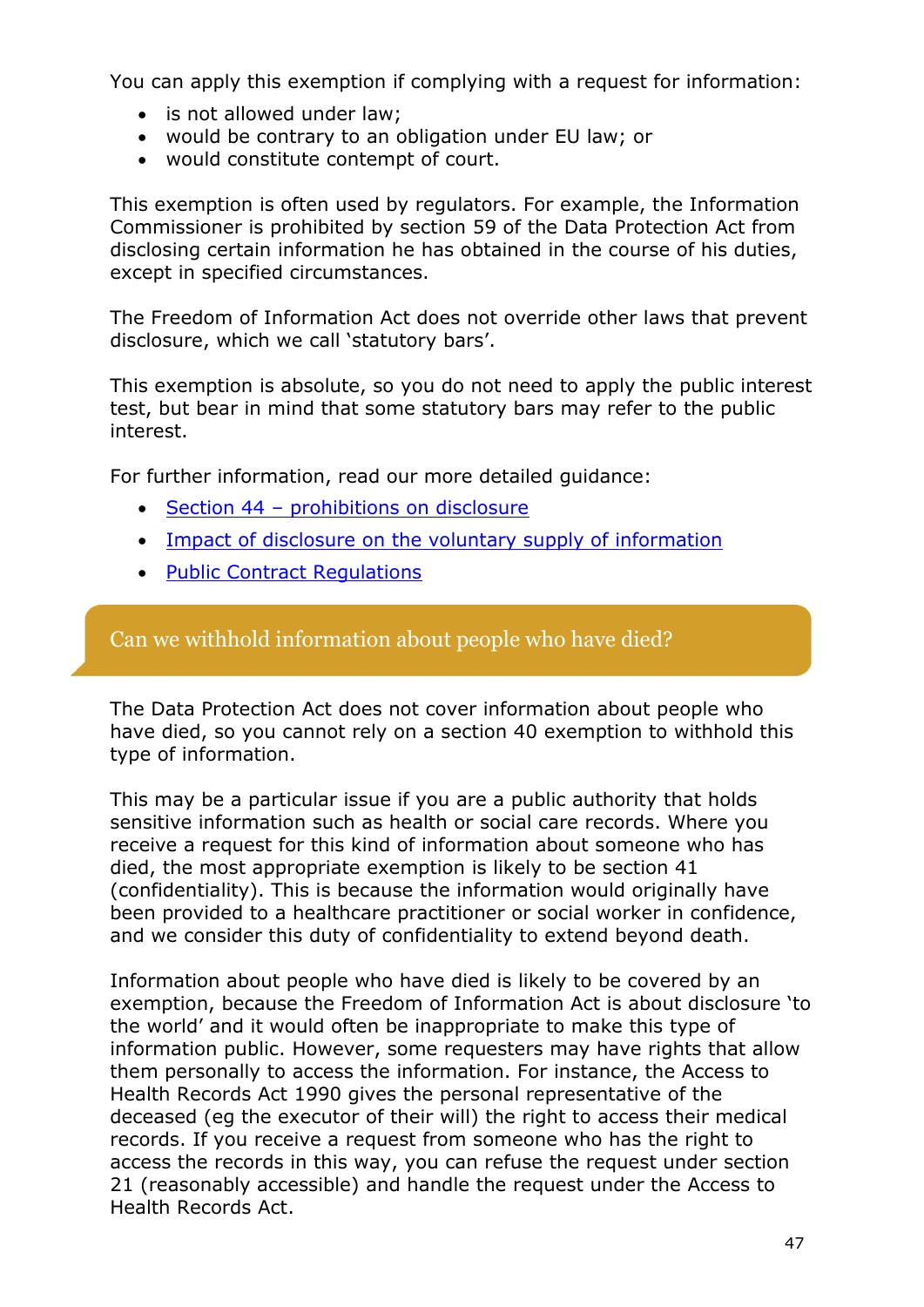You can apply this exemption if complying with a request for information:

- is not allowed under law;
- would be contrary to an obligation under EU law; or
- would constitute contempt of court.

This exemption is often used by regulators. For example, the Information Commissioner is prohibited by section 59 of the Data Protection Act from disclosing certain information he has obtained in the course of his duties, except in specified circumstances.

The Freedom of Information Act does not override other laws that prevent disclosure, which we call 'statutory bars'.

This exemption is absolute, so you do not need to apply the public interest test, but bear in mind that some statutory bars may refer to the public interest.

For further information, read our more detailed guidance:

- Section 44 – prohibitions on disclosure
- Impact of disclosure on the voluntary supply of information
- Public Contract Regulations

## Can we withhold information about people who have died?

The Data Protection Act does not cover information about people who have died, so you cannot rely on a section 40 exemption to withhold this type of information.

This may be a particular issue if you are a public authority that holds sensitive information such as health or social care records. Where you receive a request for this kind of information about someone who has died, the most appropriate exemption is likely to be section 41 (confidentiality). This is because the information would originally have been provided to a healthcare practitioner or social worker in confidence, and we consider this duty of confidentiality to extend beyond death.

Information about people who have died is likely to be covered by an exemption, because the Freedom of Information Act is about disclosure 'to the world' and it would often be inappropriate to make this type of information public. However, some requesters may have rights that allow them personally to access the information. For instance, the Access to Health Records Act 1990 gives the personal representative of the deceased (eg the executor of their will) the right to access their medical records. If you receive a request from someone who has the right to access the records in this way, you can refuse the request under section 21 (reasonably accessible) and handle the request under the Access to Health Records Act.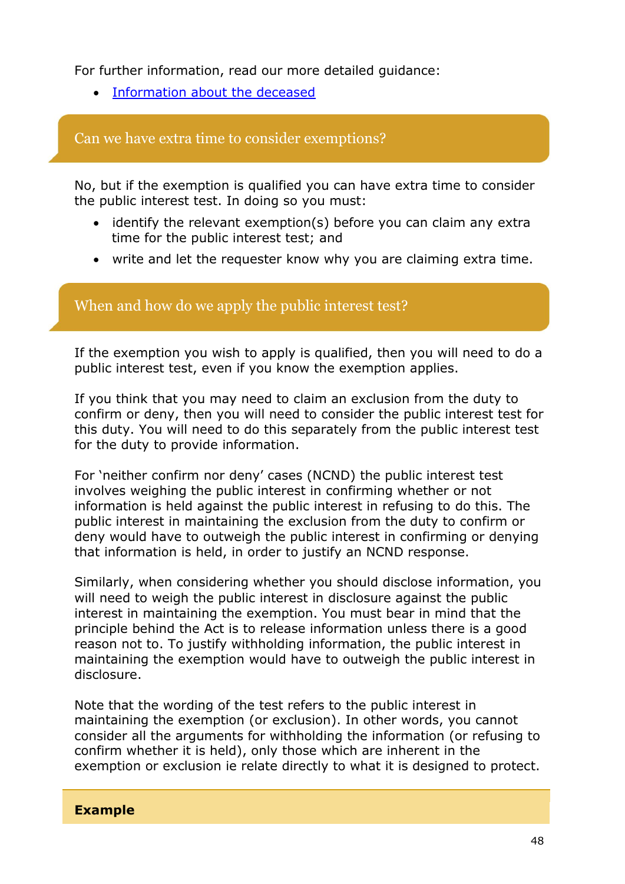For further information, read our more detailed guidance:

- [Information about the deceased]()

## Can we have extra time to consider exemptions?

No, but if the exemption is qualified you can have extra time to consider the public interest test. In doing so you must:

- identify the relevant exemption(s) before you can claim any extra time for the public interest test; and
- write and let the requester know why you are claiming extra time.

## When and how do we apply the public interest test?

If the exemption you wish to apply is qualified, then you will need to do a public interest test, even if you know the exemption applies.

If you think that you may need to claim an exclusion from the duty to confirm or deny, then you will need to consider the public interest test for this duty. You will need to do this separately from the public interest test for the duty to provide information.

For 'neither confirm nor deny' cases (NCND) the public interest test involves weighing the public interest in confirming whether or not information is held against the public interest in refusing to do this. The public interest in maintaining the exclusion from the duty to confirm or deny would have to outweigh the public interest in confirming or denying that information is held, in order to justify an NCND response.

Similarly, when considering whether you should disclose information, you will need to weigh the public interest in disclosure against the public interest in maintaining the exemption. You must bear in mind that the principle behind the Act is to release information unless there is a good reason not to. To justify withholding information, the public interest in maintaining the exemption would have to outweigh the public interest in disclosure.

Note that the wording of the test refers to the public interest in maintaining the exemption (or exclusion). In other words, you cannot consider all the arguments for withholding the information (or refusing to confirm whether it is held), only those which are inherent in the exemption or exclusion ie relate directly to what it is designed to protect.

**Example**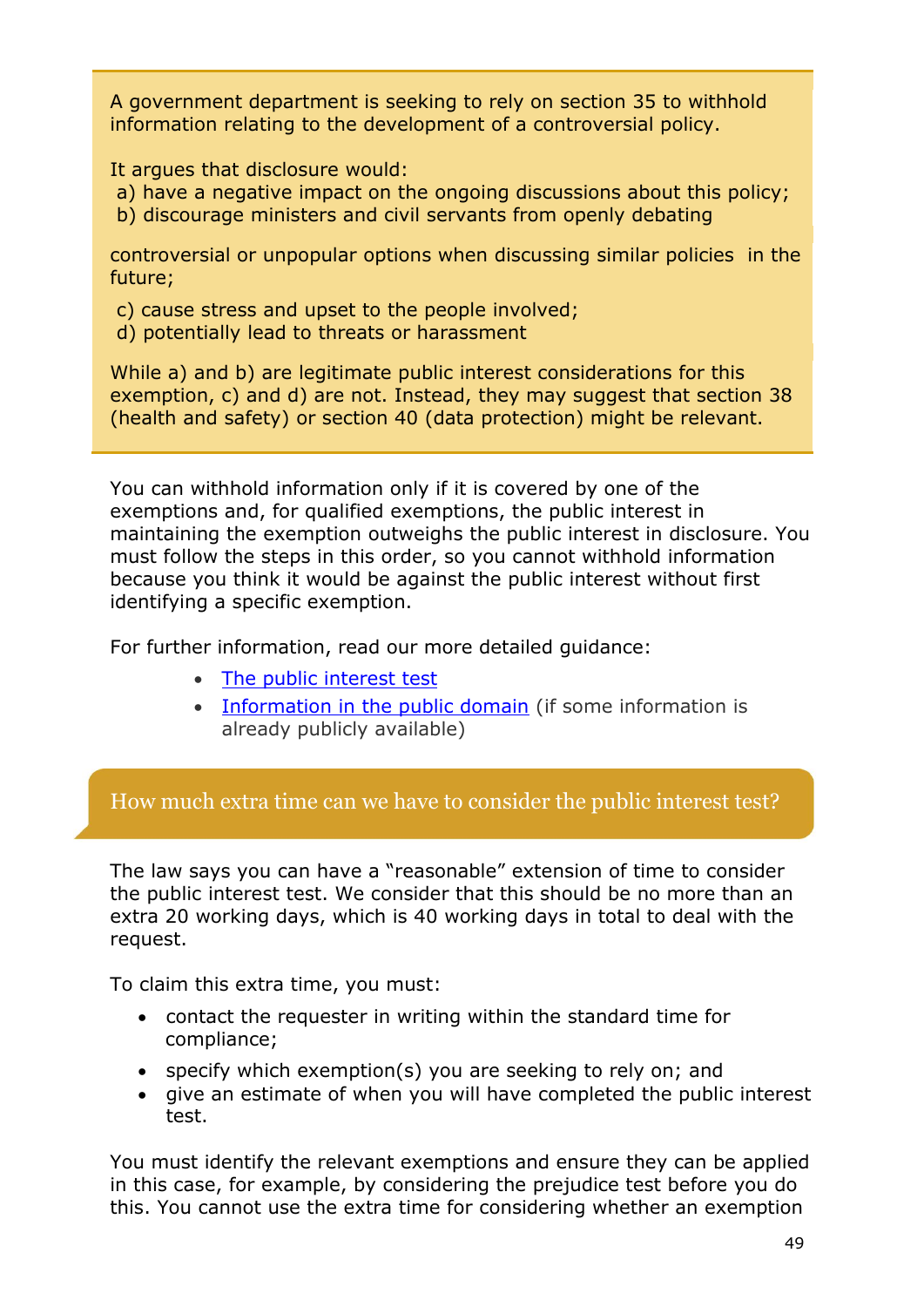A government department is seeking to rely on section 35 to withhold information relating to the development of a controversial policy.

It argues that disclosure would:

a) have a negative impact on the ongoing discussions about this policy;
b) discourage ministers and civil servants from openly debating controversial or unpopular options when discussing similar policies in the future;
c) cause stress and upset to the people involved;
d) potentially lead to threats or harassment

While a) and b) are legitimate public interest considerations for this exemption, c) and d) are not. Instead, they may suggest that section 38 (health and safety) or section 40 (data protection) might be relevant.

You can withhold information only if it is covered by one of the exemptions and, for qualified exemptions, the public interest in maintaining the exemption outweighs the public interest in disclosure. You must follow the steps in this order, so you cannot withhold information because you think it would be against the public interest without first identifying a specific exemption.

For further information, read our more detailed guidance:

- The public interest test
- Information in the public domain (if some information is already publicly available)

## How much extra time can we have to consider the public interest test?

The law says you can have a "reasonable" extension of time to consider the public interest test. We consider that this should be no more than an extra 20 working days, which is 40 working days in total to deal with the request.

To claim this extra time, you must:

- contact the requester in writing within the standard time for compliance;
- specify which exemption(s) you are seeking to rely on; and
- give an estimate of when you will have completed the public interest test.

You must identify the relevant exemptions and ensure they can be applied in this case, for example, by considering the prejudice test before you do this. You cannot use the extra time for considering whether an exemption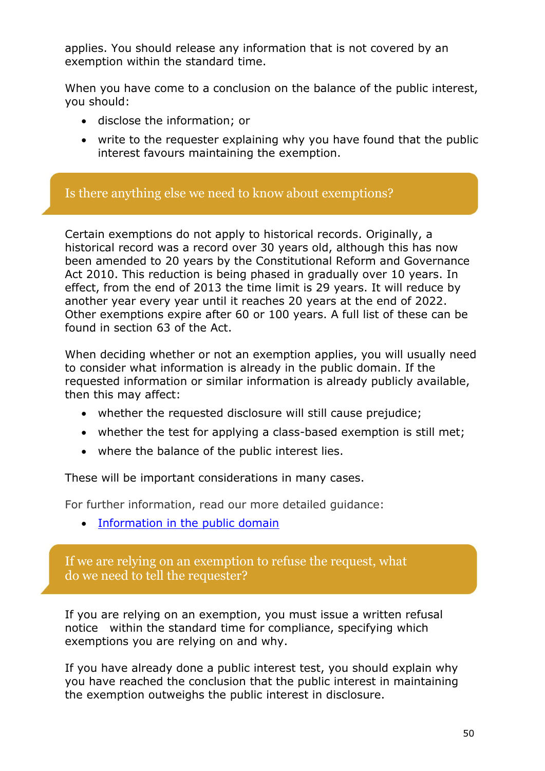applies. You should release any information that is not covered by an exemption within the standard time.

When you have come to a conclusion on the balance of the public interest, you should:

- disclose the information; or
- write to the requester explaining why you have found that the public interest favours maintaining the exemption.

## Is there anything else we need to know about exemptions?

Certain exemptions do not apply to historical records. Originally, a historical record was a record over 30 years old, although this has now been amended to 20 years by the Constitutional Reform and Governance Act 2010. This reduction is being phased in gradually over 10 years. In effect, from the end of 2013 the time limit is 29 years. It will reduce by another year every year until it reaches 20 years at the end of 2022. Other exemptions expire after 60 or 100 years. A full list of these can be found in section 63 of the Act.

When deciding whether or not an exemption applies, you will usually need to consider what information is already in the public domain. If the requested information or similar information is already publicly available, then this may affect:

- whether the requested disclosure will still cause prejudice;
- whether the test for applying a class-based exemption is still met;
- where the balance of the public interest lies.

These will be important considerations in many cases.

For further information, read our more detailed guidance:

- [Information in the public domain]()

## If we are relying on an exemption to refuse the request, what do we need to tell the requester?

If you are relying on an exemption, you must issue a written refusal notice within the standard time for compliance, specifying which exemptions you are relying on and why.

If you have already done a public interest test, you should explain why you have reached the conclusion that the public interest in maintaining the exemption outweighs the public interest in disclosure.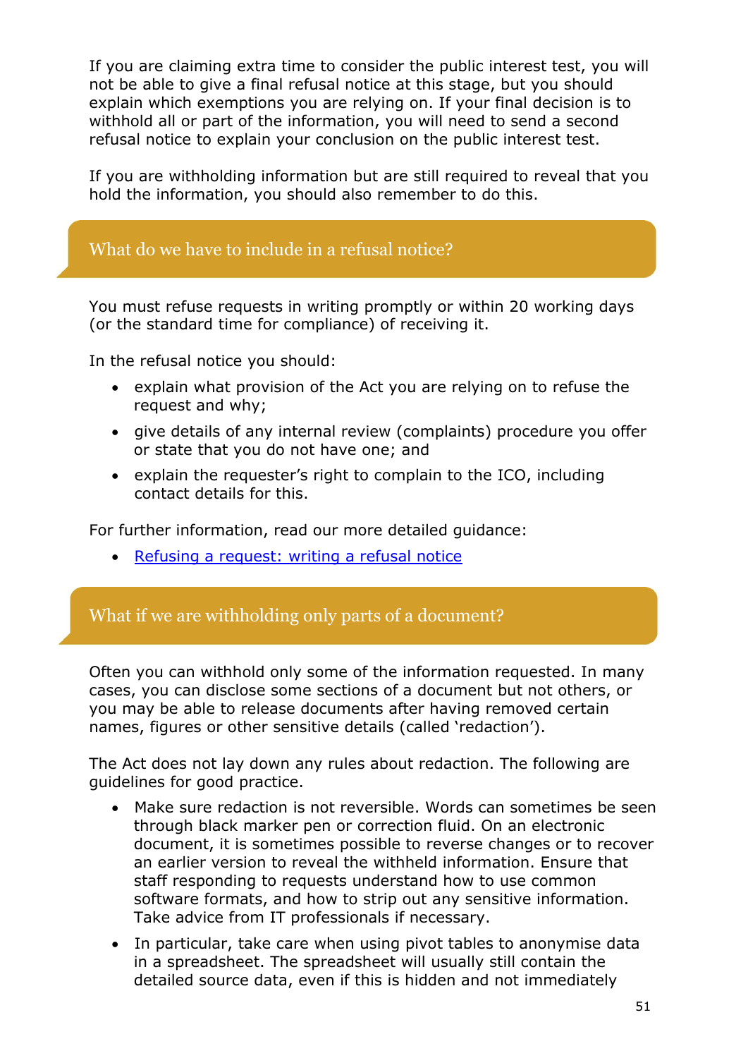If you are claiming extra time to consider the public interest test, you will not be able to give a final refusal notice at this stage, but you should explain which exemptions you are relying on. If your final decision is to withhold all or part of the information, you will need to send a second refusal notice to explain your conclusion on the public interest test.

If you are withholding information but are still required to reveal that you hold the information, you should also remember to do this.

## What do we have to include in a refusal notice?

You must refuse requests in writing promptly or within 20 working days (or the standard time for compliance) of receiving it.

In the refusal notice you should:

- explain what provision of the Act you are relying on to refuse the request and why;
- give details of any internal review (complaints) procedure you offer or state that you do not have one; and
- explain the requester's right to complain to the ICO, including contact details for this.

For further information, read our more detailed guidance:

- Refusing a request: writing a refusal notice

## What if we are withholding only parts of a document?

Often you can withhold only some of the information requested. In many cases, you can disclose some sections of a document but not others, or you may be able to release documents after having removed certain names, figures or other sensitive details (called 'redaction').

The Act does not lay down any rules about redaction. The following are guidelines for good practice.

- Make sure redaction is not reversible. Words can sometimes be seen through black marker pen or correction fluid. On an electronic document, it is sometimes possible to reverse changes or to recover an earlier version to reveal the withheld information. Ensure that staff responding to requests understand how to use common software formats, and how to strip out any sensitive information. Take advice from IT professionals if necessary.
- In particular, take care when using pivot tables to anonymise data in a spreadsheet. The spreadsheet will usually still contain the detailed source data, even if this is hidden and not immediately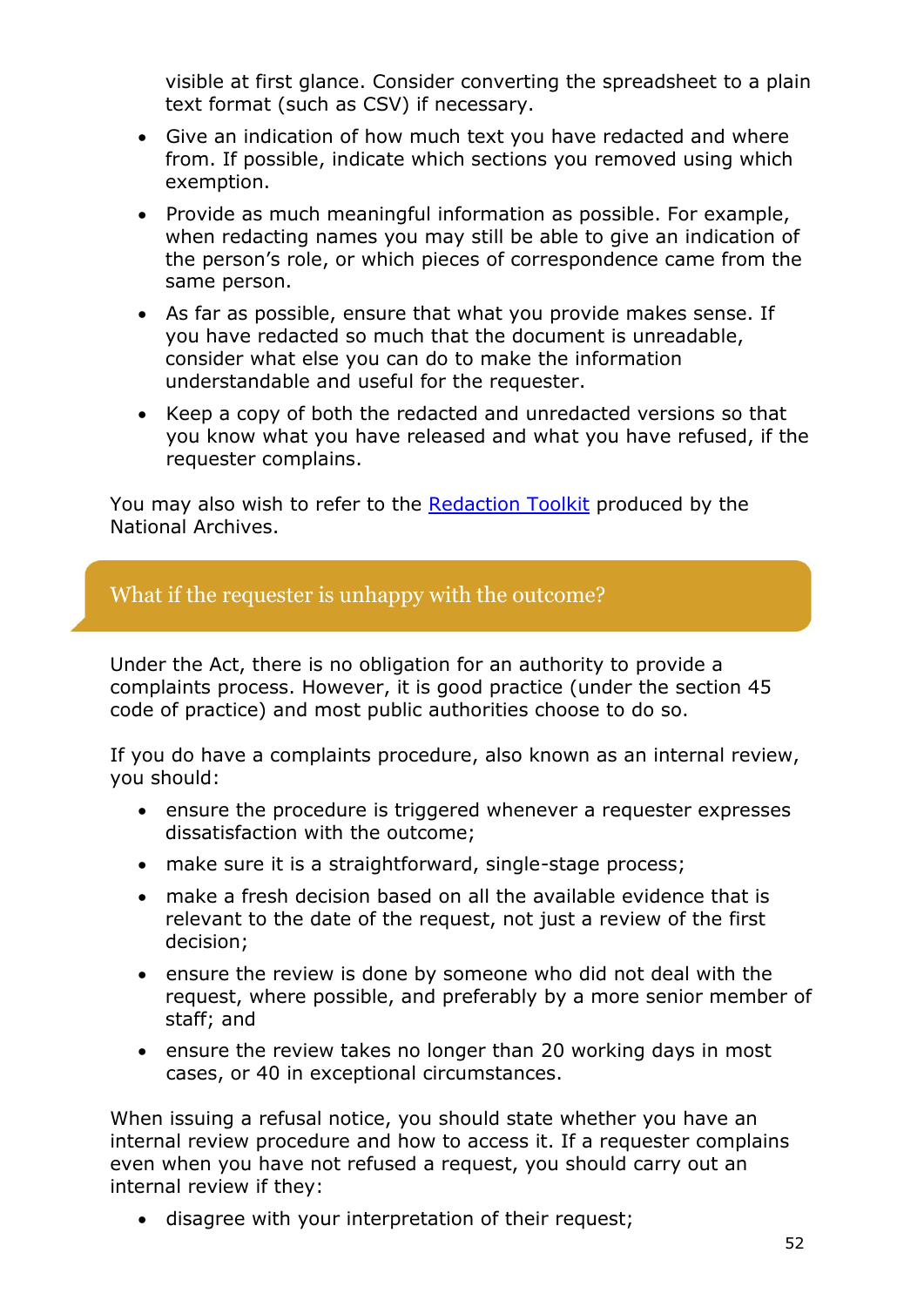visible at first glance. Consider converting the spreadsheet to a plain text format (such as CSV) if necessary.

- Give an indication of how much text you have redacted and where from. If possible, indicate which sections you removed using which exemption.
- Provide as much meaningful information as possible. For example, when redacting names you may still be able to give an indication of the person's role, or which pieces of correspondence came from the same person.
- As far as possible, ensure that what you provide makes sense. If you have redacted so much that the document is unreadable, consider what else you can do to make the information understandable and useful for the requester.
- Keep a copy of both the redacted and unredacted versions so that you know what you have released and what you have refused, if the requester complains.

You may also wish to refer to the [Redaction Toolkit]() produced by the National Archives.

## What if the requester is unhappy with the outcome?

Under the Act, there is no obligation for an authority to provide a complaints process. However, it is good practice (under the section 45 code of practice) and most public authorities choose to do so.

If you do have a complaints procedure, also known as an internal review, you should:

- ensure the procedure is triggered whenever a requester expresses dissatisfaction with the outcome;
- make sure it is a straightforward, single-stage process;
- make a fresh decision based on all the available evidence that is relevant to the date of the request, not just a review of the first decision;
- ensure the review is done by someone who did not deal with the request, where possible, and preferably by a more senior member of staff; and
- ensure the review takes no longer than 20 working days in most cases, or 40 in exceptional circumstances.

When issuing a refusal notice, you should state whether you have an internal review procedure and how to access it. If a requester complains even when you have not refused a request, you should carry out an internal review if they:

- disagree with your interpretation of their request;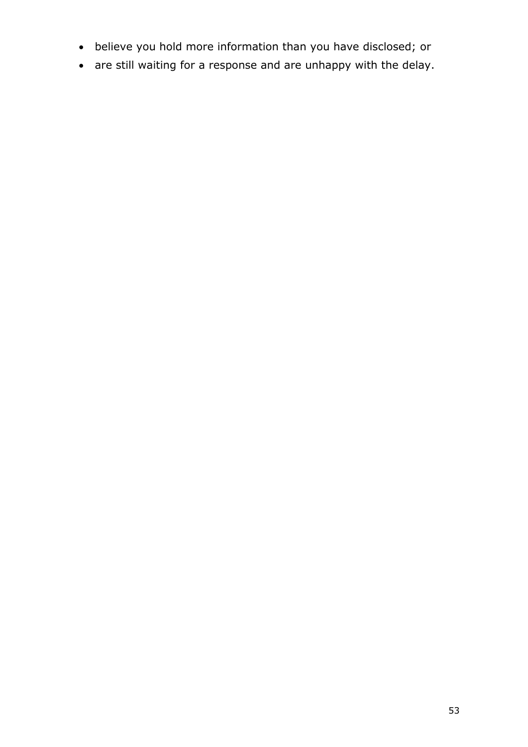- believe you hold more information than you have disclosed; or
- are still waiting for a response and are unhappy with the delay.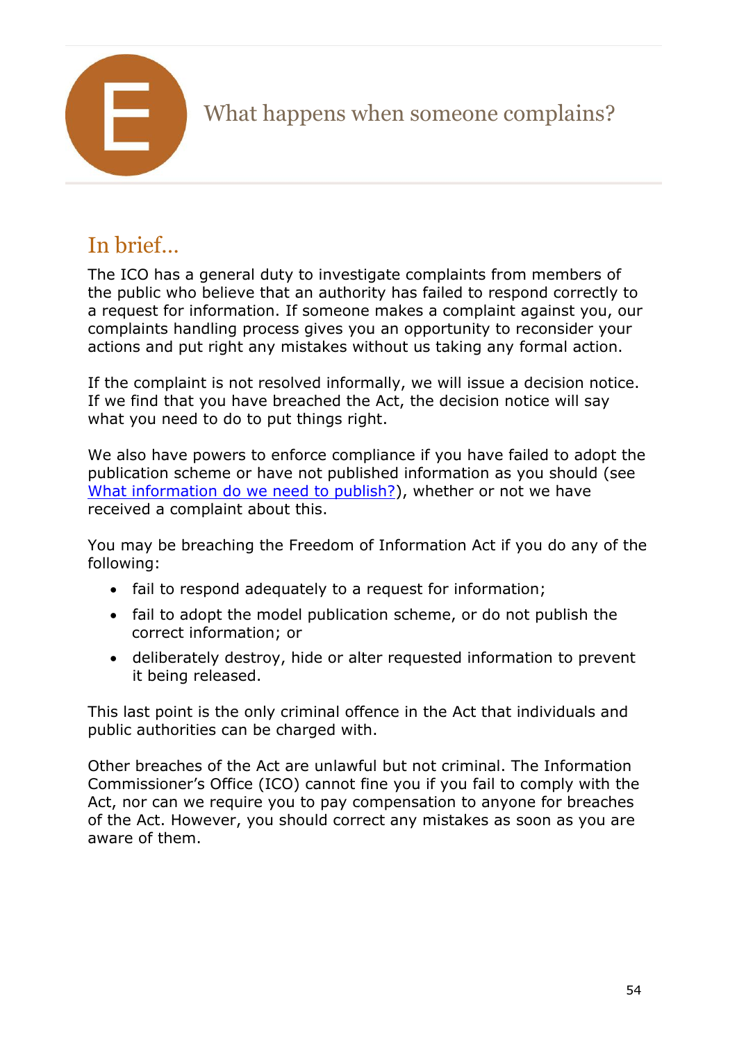# E What happens when someone complains?

## In brief...

The ICO has a general duty to investigate complaints from members of the public who believe that an authority has failed to respond correctly to a request for information. If someone makes a complaint against you, our complaints handling process gives you an opportunity to reconsider your actions and put right any mistakes without us taking any formal action.

If the complaint is not resolved informally, we will issue a decision notice. If we find that you have breached the Act, the decision notice will say what you need to do to put things right.

We also have powers to enforce compliance if you have failed to adopt the publication scheme or have not published information as you should (see What information do we need to publish?), whether or not we have received a complaint about this.

You may be breaching the Freedom of Information Act if you do any of the following:

- fail to respond adequately to a request for information;
- fail to adopt the model publication scheme, or do not publish the correct information; or
- deliberately destroy, hide or alter requested information to prevent it being released.

This last point is the only criminal offence in the Act that individuals and public authorities can be charged with.

Other breaches of the Act are unlawful but not criminal. The Information Commissioner's Office (ICO) cannot fine you if you fail to comply with the Act, nor can we require you to pay compensation to anyone for breaches of the Act. However, you should correct any mistakes as soon as you are aware of them.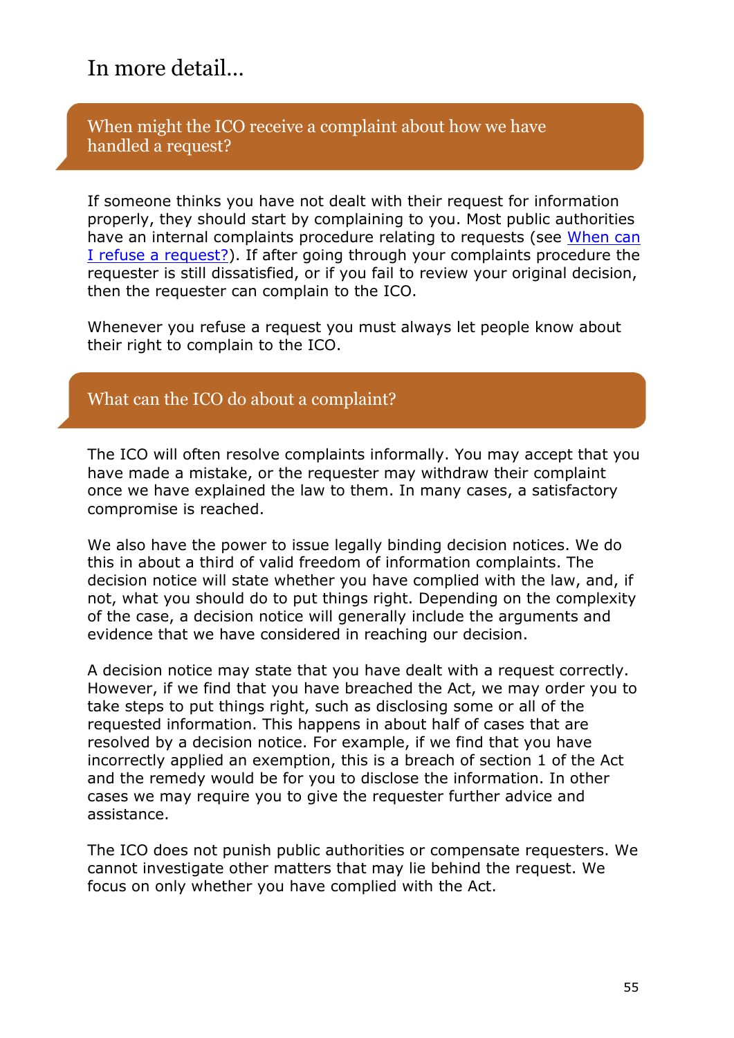# In more detail…

## When might the ICO receive a complaint about how we have handled a request?

If someone thinks you have not dealt with their request for information properly, they should start by complaining to you. Most public authorities have an internal complaints procedure relating to requests (see [When can I refuse a request?]). If after going through your complaints procedure the requester is still dissatisfied, or if you fail to review your original decision, then the requester can complain to the ICO.

Whenever you refuse a request you must always let people know about their right to complain to the ICO.

## What can the ICO do about a complaint?

The ICO will often resolve complaints informally. You may accept that you have made a mistake, or the requester may withdraw their complaint once we have explained the law to them. In many cases, a satisfactory compromise is reached.

We also have the power to issue legally binding decision notices. We do this in about a third of valid freedom of information complaints. The decision notice will state whether you have complied with the law, and, if not, what you should do to put things right. Depending on the complexity of the case, a decision notice will generally include the arguments and evidence that we have considered in reaching our decision.

A decision notice may state that you have dealt with a request correctly. However, if we find that you have breached the Act, we may order you to take steps to put things right, such as disclosing some or all of the requested information. This happens in about half of cases that are resolved by a decision notice. For example, if we find that you have incorrectly applied an exemption, this is a breach of section 1 of the Act and the remedy would be for you to disclose the information. In other cases we may require you to give the requester further advice and assistance.

The ICO does not punish public authorities or compensate requesters. We cannot investigate other matters that may lie behind the request. We focus on only whether you have complied with the Act.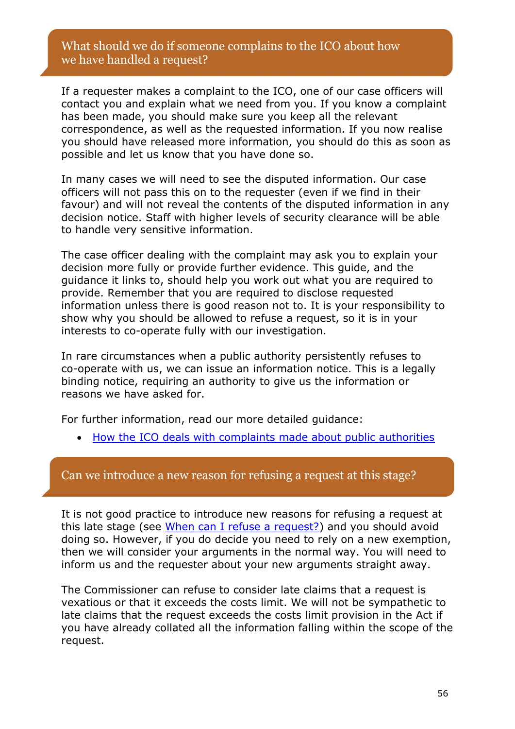## What should we do if someone complains to the ICO about how we have handled a request?

If a requester makes a complaint to the ICO, one of our case officers will contact you and explain what we need from you. If you know a complaint has been made, you should make sure you keep all the relevant correspondence, as well as the requested information. If you now realise you should have released more information, you should do this as soon as possible and let us know that you have done so.

In many cases we will need to see the disputed information. Our case officers will not pass this on to the requester (even if we find in their favour) and will not reveal the contents of the disputed information in any decision notice. Staff with higher levels of security clearance will be able to handle very sensitive information.

The case officer dealing with the complaint may ask you to explain your decision more fully or provide further evidence. This guide, and the guidance it links to, should help you work out what you are required to provide. Remember that you are required to disclose requested information unless there is good reason not to. It is your responsibility to show why you should be allowed to refuse a request, so it is in your interests to co-operate fully with our investigation.

In rare circumstances when a public authority persistently refuses to co-operate with us, we can issue an information notice. This is a legally binding notice, requiring an authority to give us the information or reasons we have asked for.

For further information, read our more detailed guidance:

- How the ICO deals with complaints made about public authorities

## Can we introduce a new reason for refusing a request at this stage?

It is not good practice to introduce new reasons for refusing a request at this late stage (see When can I refuse a request?) and you should avoid doing so. However, if you do decide you need to rely on a new exemption, then we will consider your arguments in the normal way. You will need to inform us and the requester about your new arguments straight away.

The Commissioner can refuse to consider late claims that a request is vexatious or that it exceeds the costs limit. We will not be sympathetic to late claims that the request exceeds the costs limit provision in the Act if you have already collated all the information falling within the scope of the request.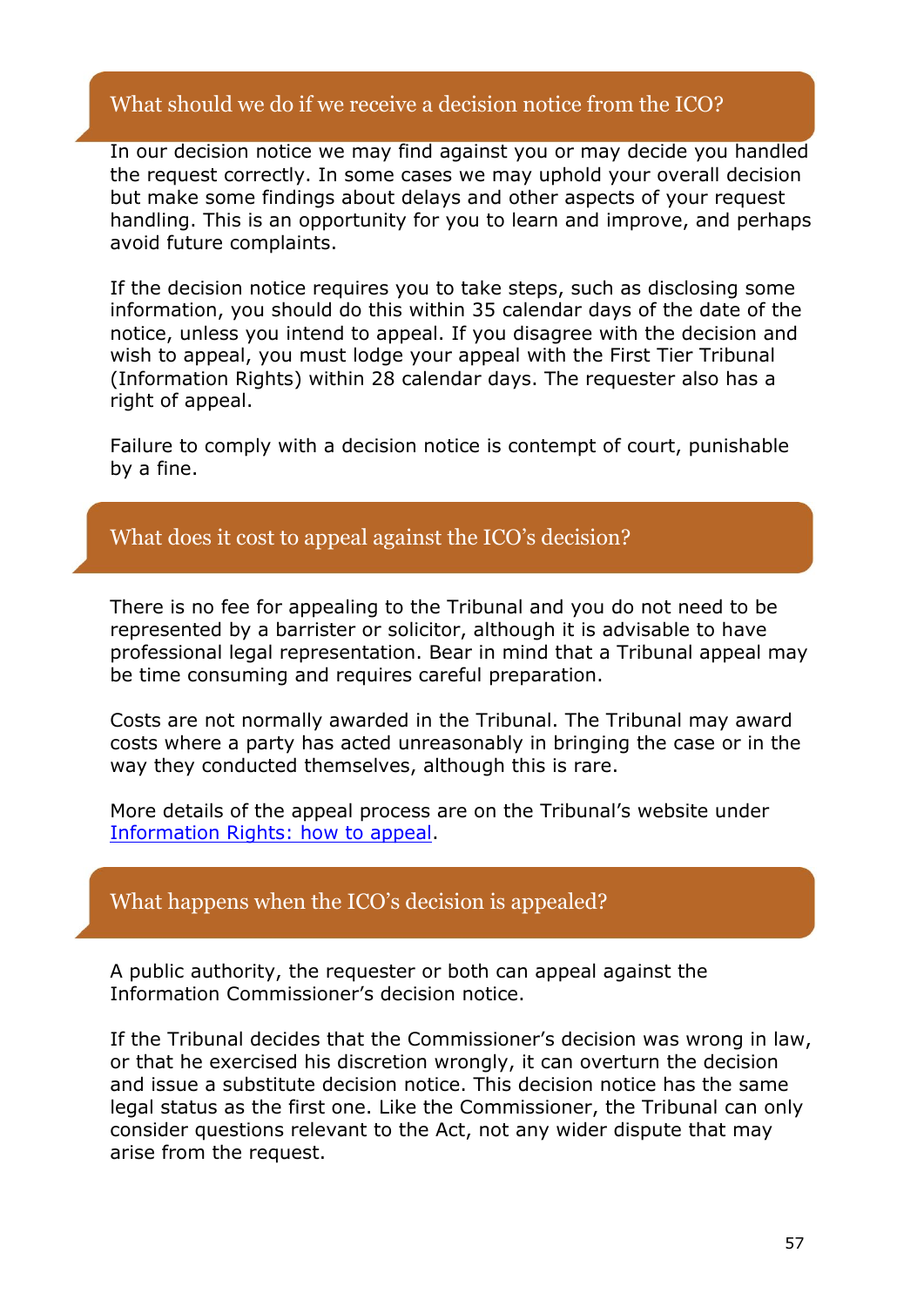## What should we do if we receive a decision notice from the ICO?

In our decision notice we may find against you or may decide you handled the request correctly. In some cases we may uphold your overall decision but make some findings about delays and other aspects of your request handling. This is an opportunity for you to learn and improve, and perhaps avoid future complaints.

If the decision notice requires you to take steps, such as disclosing some information, you should do this within 35 calendar days of the date of the notice, unless you intend to appeal. If you disagree with the decision and wish to appeal, you must lodge your appeal with the First Tier Tribunal (Information Rights) within 28 calendar days. The requester also has a right of appeal.

Failure to comply with a decision notice is contempt of court, punishable by a fine.

## What does it cost to appeal against the ICO's decision?

There is no fee for appealing to the Tribunal and you do not need to be represented by a barrister or solicitor, although it is advisable to have professional legal representation. Bear in mind that a Tribunal appeal may be time consuming and requires careful preparation.

Costs are not normally awarded in the Tribunal. The Tribunal may award costs where a party has acted unreasonably in bringing the case or in the way they conducted themselves, although this is rare.

More details of the appeal process are on the Tribunal's website under [Information Rights: how to appeal](#).

## What happens when the ICO's decision is appealed?

A public authority, the requester or both can appeal against the Information Commissioner's decision notice.

If the Tribunal decides that the Commissioner's decision was wrong in law, or that he exercised his discretion wrongly, it can overturn the decision and issue a substitute decision notice. This decision notice has the same legal status as the first one. Like the Commissioner, the Tribunal can only consider questions relevant to the Act, not any wider dispute that may arise from the request.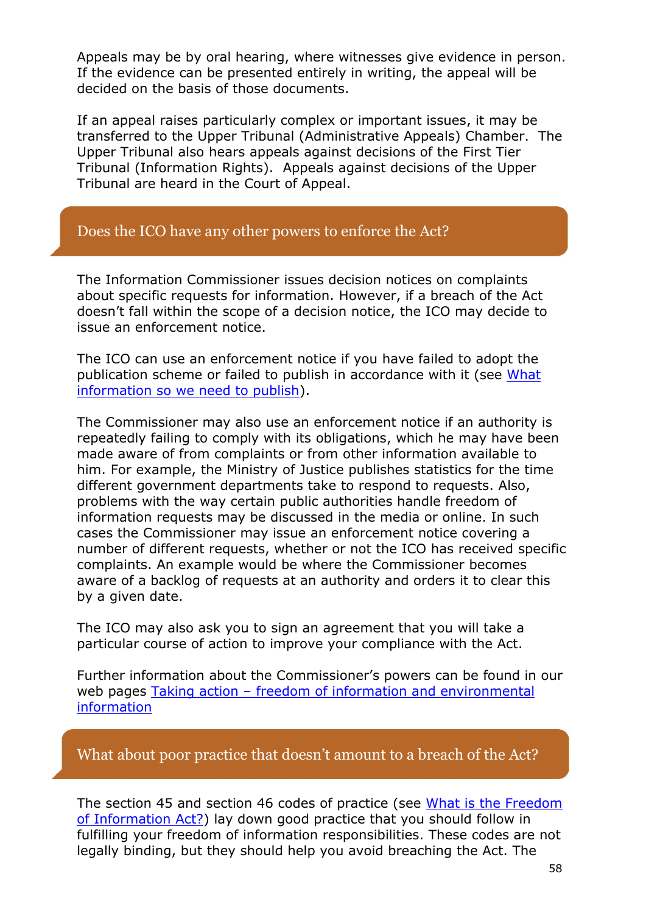Appeals may be by oral hearing, where witnesses give evidence in person. If the evidence can be presented entirely in writing, the appeal will be decided on the basis of those documents.

If an appeal raises particularly complex or important issues, it may be transferred to the Upper Tribunal (Administrative Appeals) Chamber. The Upper Tribunal also hears appeals against decisions of the First Tier Tribunal (Information Rights). Appeals against decisions of the Upper Tribunal are heard in the Court of Appeal.

## Does the ICO have any other powers to enforce the Act?

The Information Commissioner issues decision notices on complaints about specific requests for information. However, if a breach of the Act doesn't fall within the scope of a decision notice, the ICO may decide to issue an enforcement notice.

The ICO can use an enforcement notice if you have failed to adopt the publication scheme or failed to publish in accordance with it (see What information so we need to publish).

The Commissioner may also use an enforcement notice if an authority is repeatedly failing to comply with its obligations, which he may have been made aware of from complaints or from other information available to him. For example, the Ministry of Justice publishes statistics for the time different government departments take to respond to requests. Also, problems with the way certain public authorities handle freedom of information requests may be discussed in the media or online. In such cases the Commissioner may issue an enforcement notice covering a number of different requests, whether or not the ICO has received specific complaints. An example would be where the Commissioner becomes aware of a backlog of requests at an authority and orders it to clear this by a given date.

The ICO may also ask you to sign an agreement that you will take a particular course of action to improve your compliance with the Act.

Further information about the Commissioner's powers can be found in our web pages Taking action – freedom of information and environmental information

## What about poor practice that doesn't amount to a breach of the Act?

The section 45 and section 46 codes of practice (see What is the Freedom of Information Act?) lay down good practice that you should follow in fulfilling your freedom of information responsibilities. These codes are not legally binding, but they should help you avoid breaching the Act. The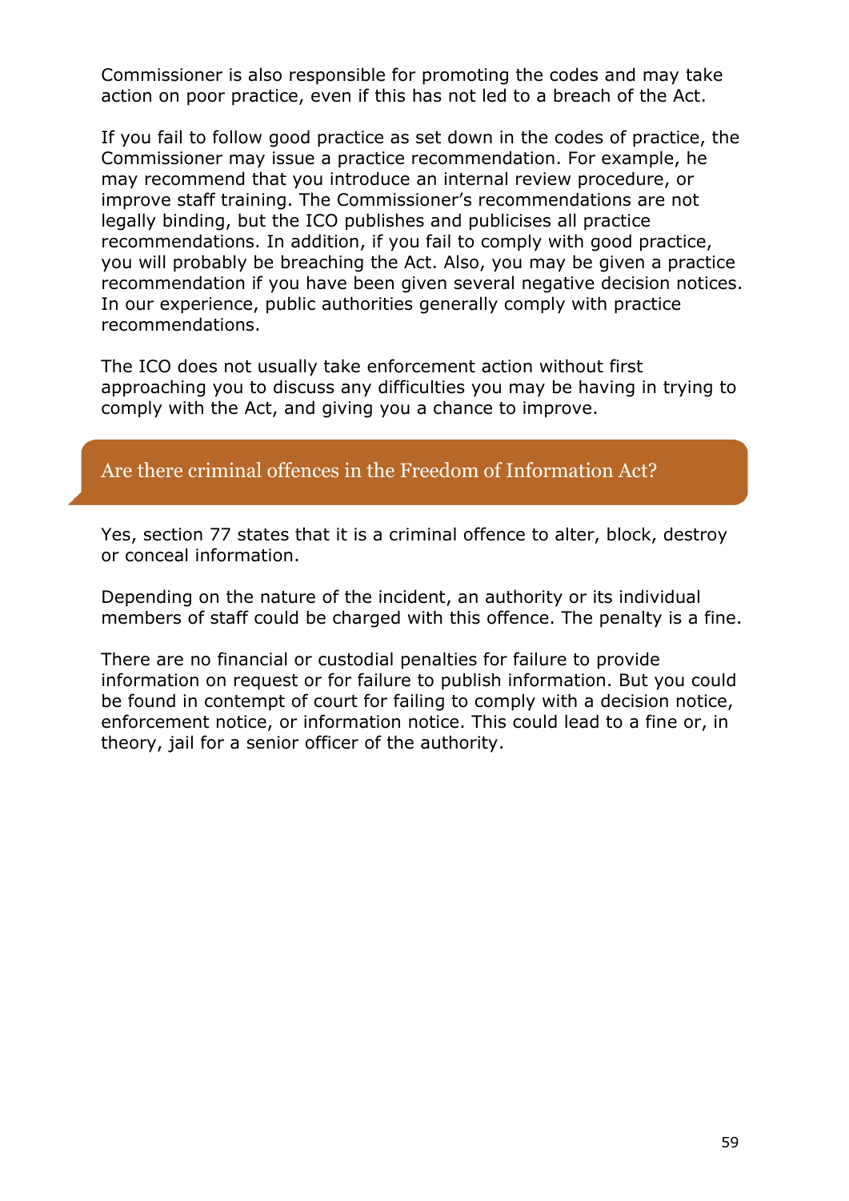Commissioner is also responsible for promoting the codes and may take action on poor practice, even if this has not led to a breach of the Act.

If you fail to follow good practice as set down in the codes of practice, the Commissioner may issue a practice recommendation. For example, he may recommend that you introduce an internal review procedure, or improve staff training. The Commissioner's recommendations are not legally binding, but the ICO publishes and publicises all practice recommendations. In addition, if you fail to comply with good practice, you will probably be breaching the Act. Also, you may be given a practice recommendation if you have been given several negative decision notices. In our experience, public authorities generally comply with practice recommendations.

The ICO does not usually take enforcement action without first approaching you to discuss any difficulties you may be having in trying to comply with the Act, and giving you a chance to improve.

## Are there criminal offences in the Freedom of Information Act?

Yes, section 77 states that it is a criminal offence to alter, block, destroy or conceal information.

Depending on the nature of the incident, an authority or its individual members of staff could be charged with this offence. The penalty is a fine.

There are no financial or custodial penalties for failure to provide information on request or for failure to publish information. But you could be found in contempt of court for failing to comply with a decision notice, enforcement notice, or information notice. This could lead to a fine or, in theory, jail for a senior officer of the authority.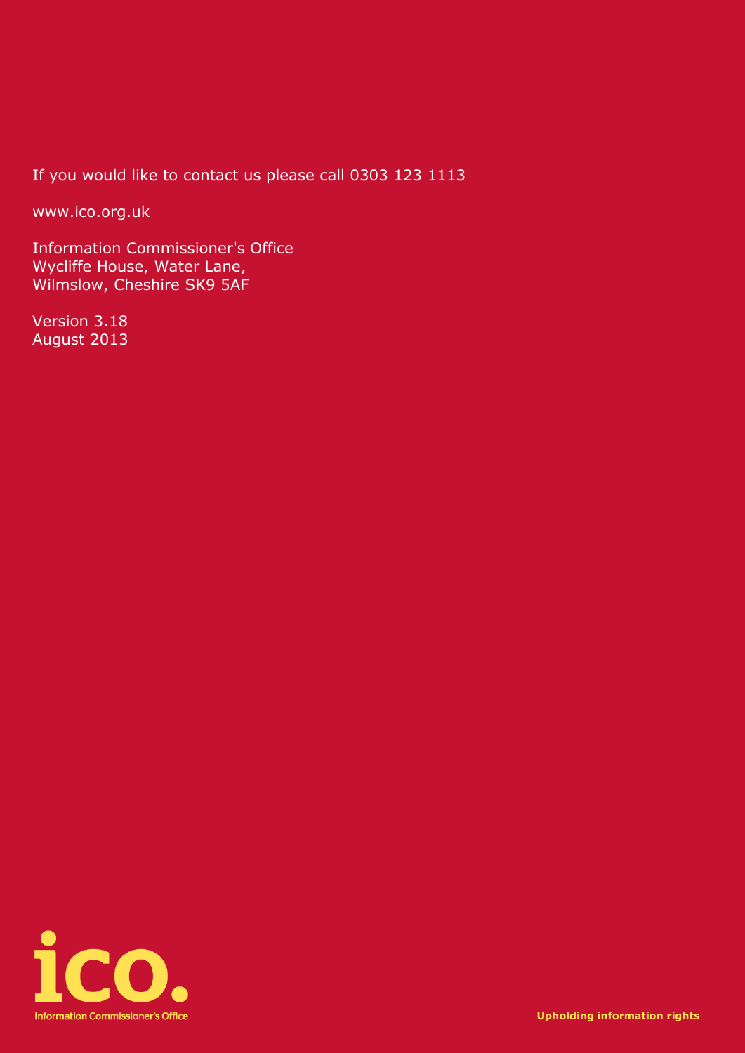If you would like to contact us please call 0303 123 1113

www.ico.org.uk

Information Commissioner's Office
Wycliffe House, Water Lane,
Wilmslow, Cheshire SK9 5AF

Version 3.18
August 2013

ico.

Information Commissioner's Office

**Upholding information rights**